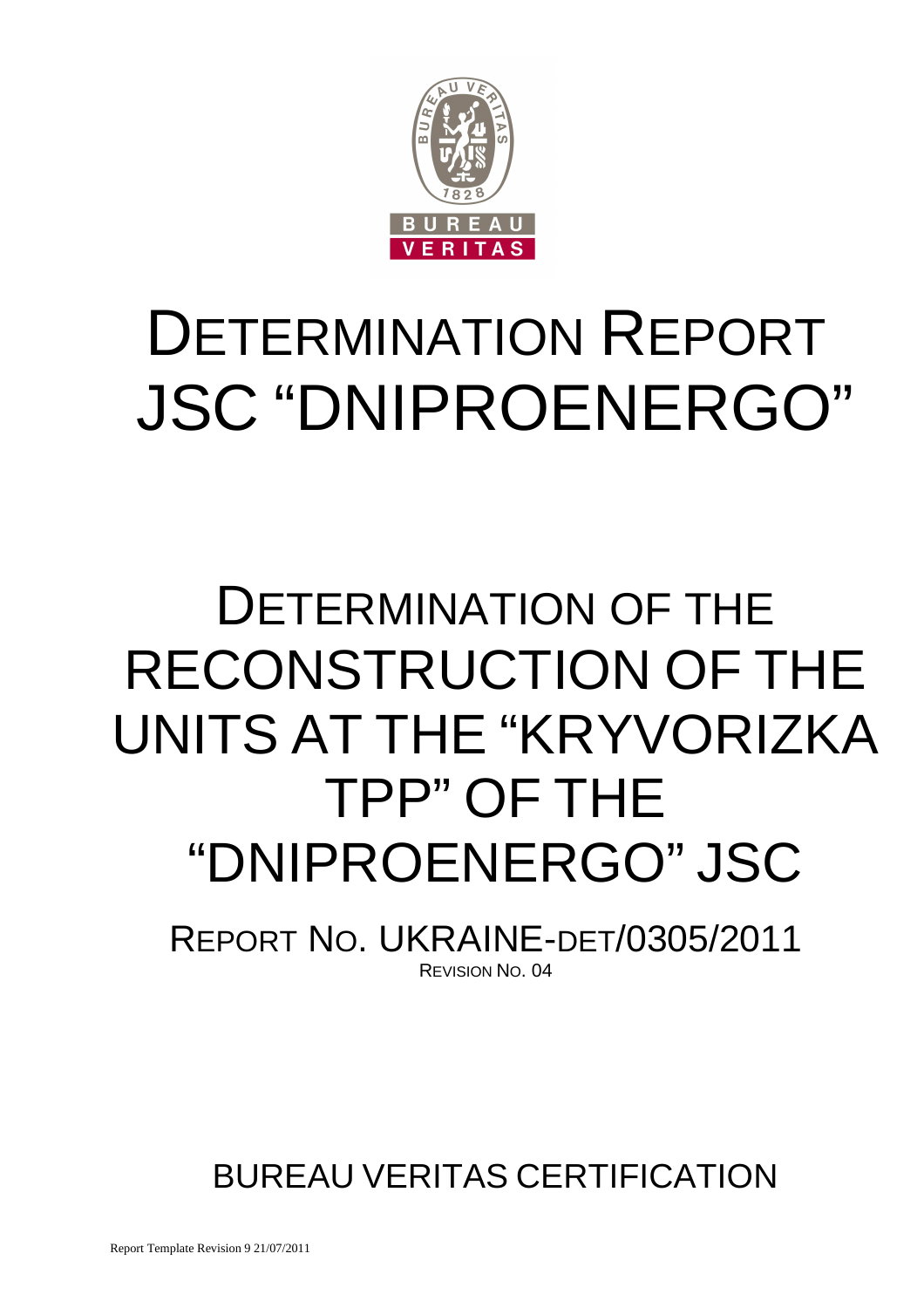# DETERMINATION REPORT JSC "DNIPROENERGO"

# DETERMINATION OF THE RECONSTRUCTION OF THE UNITS AT THE "KRYVORIZKA TPP" OF THE "DNIPROENERGO" JSC

REPORT NO. UKRAINE-DET/0305/2011

REVISION NO. 04

BUREAU VERITAS CERTIFICATION

Report Template Revision 9 21/07/2011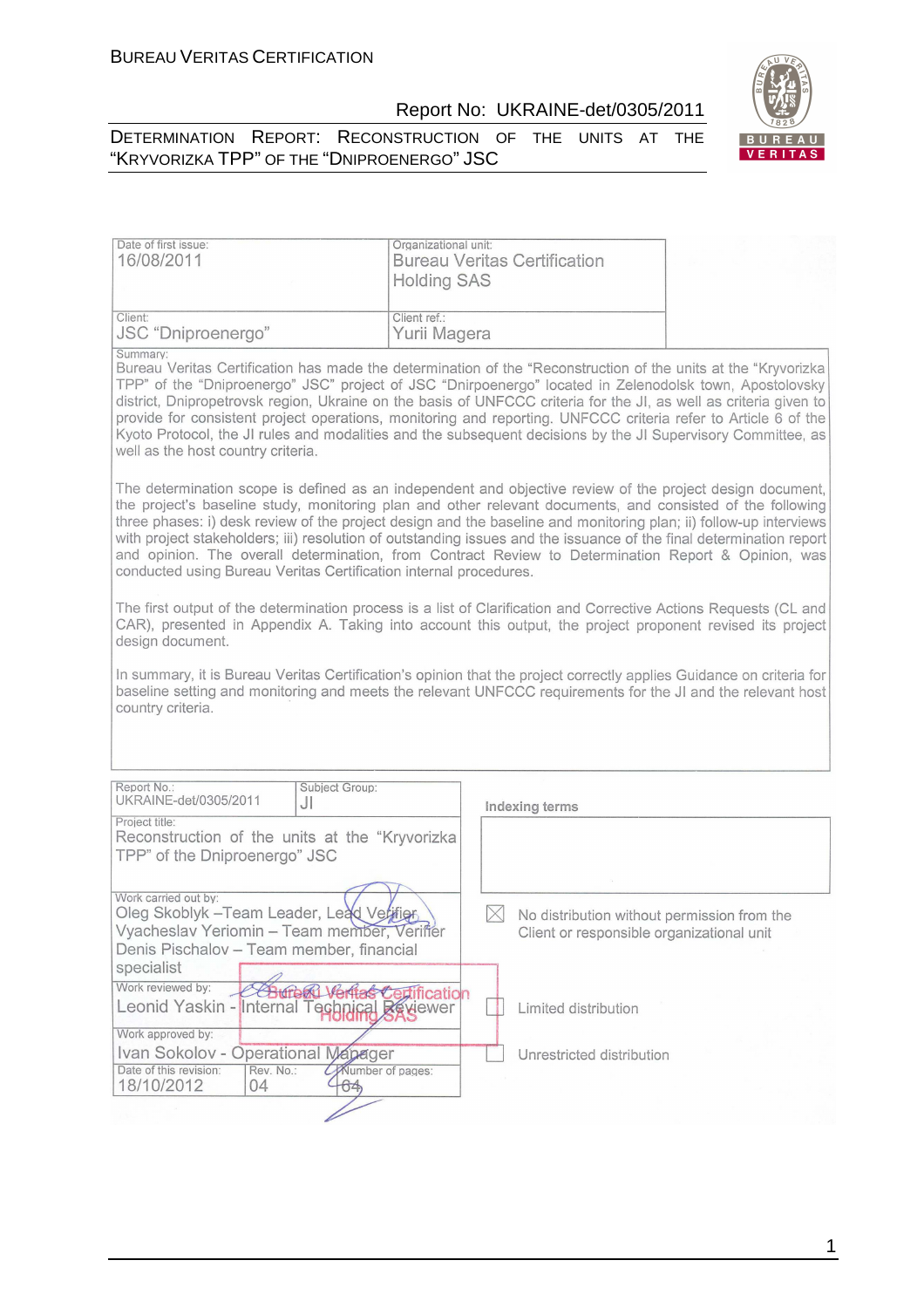| Date of first issue: 16/08/2011 | Organizational unit: Bureau Veritas Certification Holding SAS |
|---|---|
| Client: JSC "Dniproenergo" | Client ref.: Yurii Magera |

Summary:

Bureau Veritas Certification has made the determination of the "Reconstruction of the units at the "Kryvorizka TPP" of the "Dniproenergo" JSC" project of JSC "Dnirpoenergo" located in Zelenodolsk town, Apostolovsky district, Dnipropetrovsk region, Ukraine on the basis of UNFCCC criteria for the JI, as well as criteria given to provide for consistent project operations, monitoring and reporting. UNFCCC criteria refer to Article 6 of the Kyoto Protocol, the JI rules and modalities and the subsequent decisions by the JI Supervisory Committee, as well as the host country criteria.

The determination scope is defined as an independent and objective review of the project design document, the project's baseline study, monitoring plan and other relevant documents, and consisted of the following three phases: i) desk review of the project design and the baseline and monitoring plan; ii) follow-up interviews with project stakeholders; iii) resolution of outstanding issues and the issuance of the final determination report and opinion. The overall determination, from Contract Review to Determination Report & Opinion, was conducted using Bureau Veritas Certification internal procedures.

The first output of the determination process is a list of Clarification and Corrective Actions Requests (CL and CAR), presented in Appendix A. Taking into account this output, the project proponent revised its project design document.

In summary, it is Bureau Veritas Certification's opinion that the project correctly applies Guidance on criteria for baseline setting and monitoring and meets the relevant UNFCCC requirements for the JI and the relevant host country criteria.

| Report No.: UKRAINE-det/0305/2011 | Subject Group: JI |
|---|---|
| Project title: Reconstruction of the units at the "Kryvorizka TPP" of the Dniproenergo" JSC | |
| Work carried out by: Oleg Skoblyk –Team Leader, Lead Verifier; Vyacheslav Yeriomin – Team member, Verifier; Denis Pischalov – Team member, financial specialist | |
| Work reviewed by: Leonid Yaskin - Internal Technical Reviewer | |
| Work approved by: Ivan Sokolov - Operational Manager | |
| Date of this revision: 18/10/2012 | Rev. No.: 04 | Number of pages: 64 |

Indexing terms

☒ No distribution without permission from the Client or responsible organizational unit

☐ Limited distribution

☐ Unrestricted distribution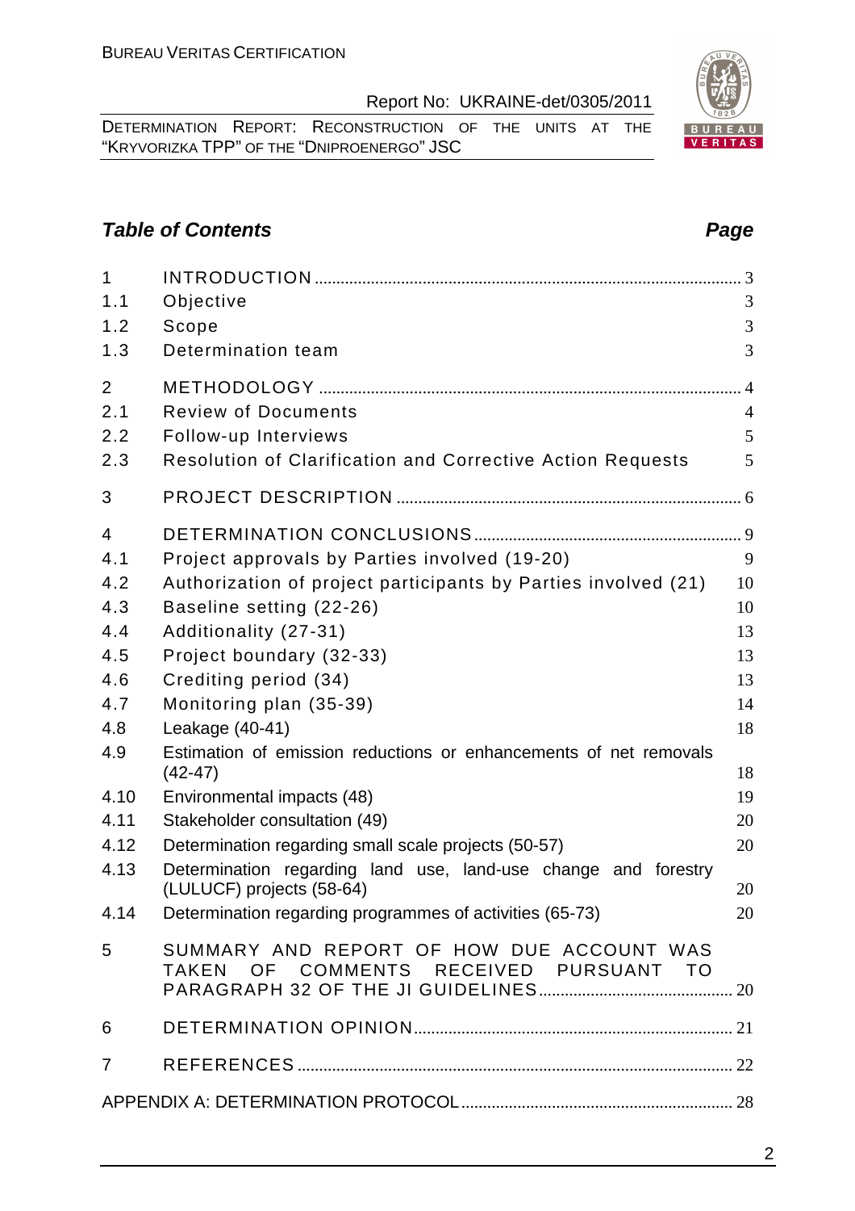## *Table of Contents* *Page*

| | | |
|---|---|---|
| 1 | INTRODUCTION | 3 |
| 1.1 | Objective | 3 |
| 1.2 | Scope | 3 |
| 1.3 | Determination team | 3 |
| 2 | METHODOLOGY | 4 |
| 2.1 | Review of Documents | 4 |
| 2.2 | Follow-up Interviews | 5 |
| 2.3 | Resolution of Clarification and Corrective Action Requests | 5 |
| 3 | PROJECT DESCRIPTION | 6 |
| 4 | DETERMINATION CONCLUSIONS | 9 |
| 4.1 | Project approvals by Parties involved (19-20) | 9 |
| 4.2 | Authorization of project participants by Parties involved (21) | 10 |
| 4.3 | Baseline setting (22-26) | 10 |
| 4.4 | Additionality (27-31) | 13 |
| 4.5 | Project boundary (32-33) | 13 |
| 4.6 | Crediting period (34) | 13 |
| 4.7 | Monitoring plan (35-39) | 14 |
| 4.8 | Leakage (40-41) | 18 |
| 4.9 | Estimation of emission reductions or enhancements of net removals (42-47) | 18 |
| 4.10 | Environmental impacts (48) | 19 |
| 4.11 | Stakeholder consultation (49) | 20 |
| 4.12 | Determination regarding small scale projects (50-57) | 20 |
| 4.13 | Determination regarding land use, land-use change and forestry (LULUCF) projects (58-64) | 20 |
| 4.14 | Determination regarding programmes of activities (65-73) | 20 |
| 5 | SUMMARY AND REPORT OF HOW DUE ACCOUNT WAS TAKEN OF COMMENTS RECEIVED PURSUANT TO PARAGRAPH 32 OF THE JI GUIDELINES | 20 |
| 6 | DETERMINATION OPINION | 21 |
| 7 | REFERENCES | 22 |
| | APPENDIX A: DETERMINATION PROTOCOL | 28 |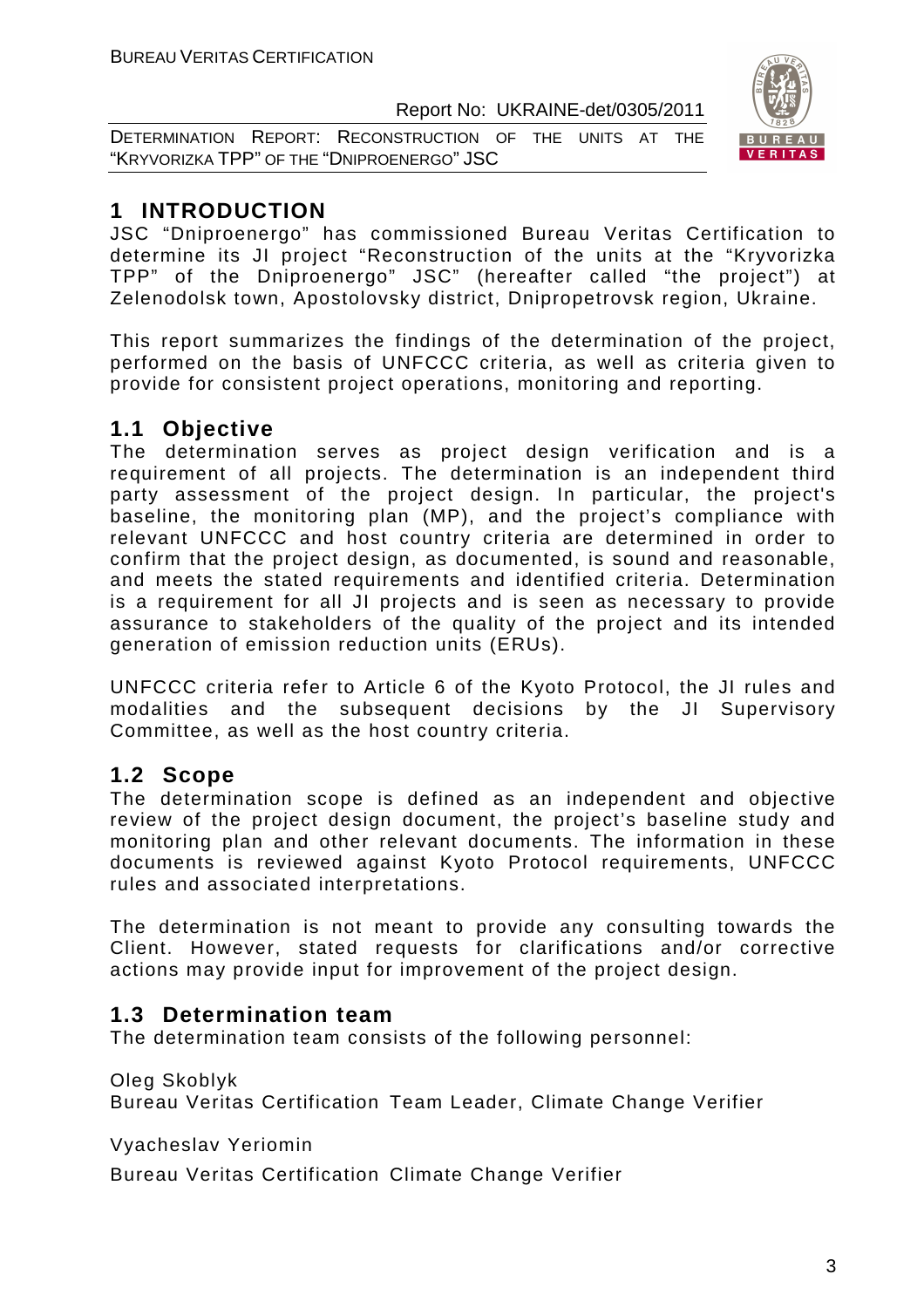# 1 INTRODUCTION

JSC "Dniproenergo" has commissioned Bureau Veritas Certification to determine its JI project "Reconstruction of the units at the "Kryvorizka TPP" of the Dniproenergo" JSC" (hereafter called "the project") at Zelenodolsk town, Apostolovsky district, Dnipropetrovsk region, Ukraine.

This report summarizes the findings of the determination of the project, performed on the basis of UNFCCC criteria, as well as criteria given to provide for consistent project operations, monitoring and reporting.

## 1.1 Objective

The determination serves as project design verification and is a requirement of all projects. The determination is an independent third party assessment of the project design. In particular, the project's baseline, the monitoring plan (MP), and the project's compliance with relevant UNFCCC and host country criteria are determined in order to confirm that the project design, as documented, is sound and reasonable, and meets the stated requirements and identified criteria. Determination is a requirement for all JI projects and is seen as necessary to provide assurance to stakeholders of the quality of the project and its intended generation of emission reduction units (ERUs).

UNFCCC criteria refer to Article 6 of the Kyoto Protocol, the JI rules and modalities and the subsequent decisions by the JI Supervisory Committee, as well as the host country criteria.

## 1.2 Scope

The determination scope is defined as an independent and objective review of the project design document, the project's baseline study and monitoring plan and other relevant documents. The information in these documents is reviewed against Kyoto Protocol requirements, UNFCCC rules and associated interpretations.

The determination is not meant to provide any consulting towards the Client. However, stated requests for clarifications and/or corrective actions may provide input for improvement of the project design.

## 1.3 Determination team

The determination team consists of the following personnel:

Oleg Skoblyk
Bureau Veritas Certification Team Leader, Climate Change Verifier

Vyacheslav Yeriomin
Bureau Veritas Certification Climate Change Verifier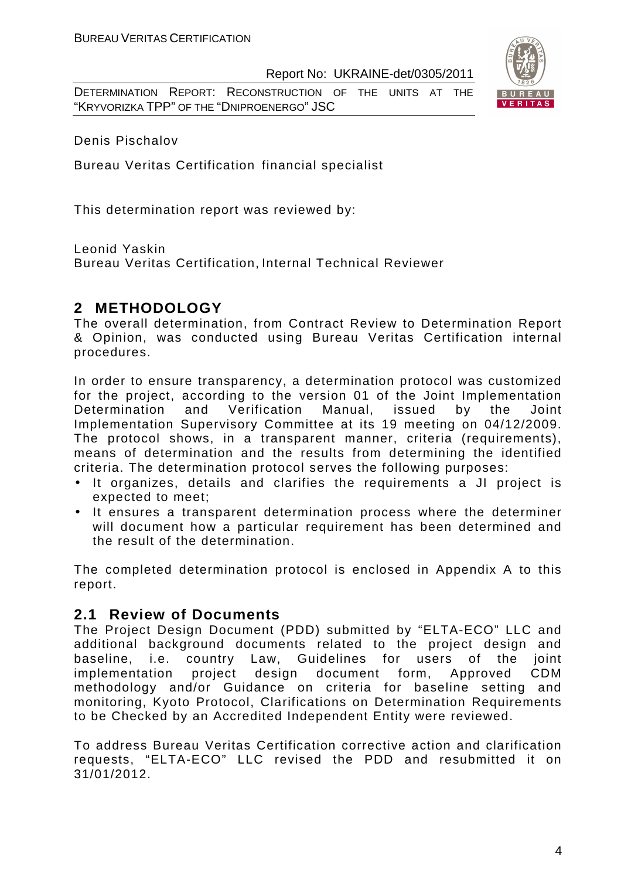Denis Pischalov

Bureau Veritas Certification financial specialist

This determination report was reviewed by:

Leonid Yaskin
Bureau Veritas Certification, Internal Technical Reviewer

## 2 METHODOLOGY

The overall determination, from Contract Review to Determination Report & Opinion, was conducted using Bureau Veritas Certification internal procedures.

In order to ensure transparency, a determination protocol was customized for the project, according to the version 01 of the Joint Implementation Determination and Verification Manual, issued by the Joint Implementation Supervisory Committee at its 19 meeting on 04/12/2009. The protocol shows, in a transparent manner, criteria (requirements), means of determination and the results from determining the identified criteria. The determination protocol serves the following purposes:

- It organizes, details and clarifies the requirements a JI project is expected to meet;
- It ensures a transparent determination process where the determiner will document how a particular requirement has been determined and the result of the determination.

The completed determination protocol is enclosed in Appendix A to this report.

### 2.1 Review of Documents

The Project Design Document (PDD) submitted by "ELTA-ECO" LLC and additional background documents related to the project design and baseline, i.e. country Law, Guidelines for users of the joint implementation project design document form, Approved CDM methodology and/or Guidance on criteria for baseline setting and monitoring, Kyoto Protocol, Clarifications on Determination Requirements to be Checked by an Accredited Independent Entity were reviewed.

To address Bureau Veritas Certification corrective action and clarification requests, "ELTA-ECO" LLC revised the PDD and resubmitted it on 31/01/2012.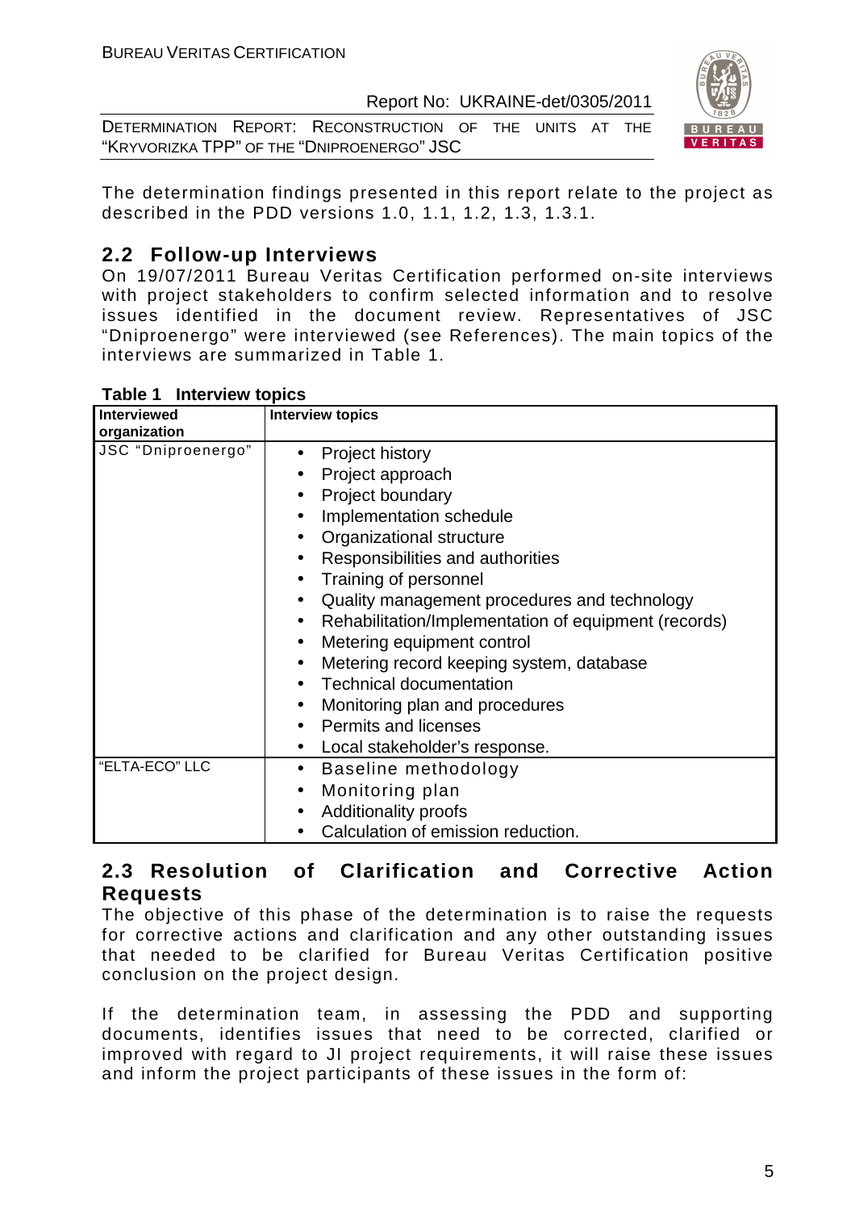The determination findings presented in this report relate to the project as described in the PDD versions 1.0, 1.1, 1.2, 1.3, 1.3.1.

## 2.2 Follow-up Interviews

On 19/07/2011 Bureau Veritas Certification performed on-site interviews with project stakeholders to confirm selected information and to resolve issues identified in the document review. Representatives of JSC "Dniproenergo" were interviewed (see References). The main topics of the interviews are summarized in Table 1.

**Table 1 Interview topics**

| Interviewed organization | Interview topics |
|---|---|
| JSC "Dniproenergo" | • Project history<br>• Project approach<br>• Project boundary<br>• Implementation schedule<br>• Organizational structure<br>• Responsibilities and authorities<br>• Training of personnel<br>• Quality management procedures and technology<br>• Rehabilitation/Implementation of equipment (records)<br>• Metering equipment control<br>• Metering record keeping system, database<br>• Technical documentation<br>• Monitoring plan and procedures<br>• Permits and licenses<br>• Local stakeholder's response. |
| "ELTA-ECO" LLC | • Baseline methodology<br>• Monitoring plan<br>• Additionality proofs<br>• Calculation of emission reduction. |

## 2.3 Resolution of Clarification and Corrective Action Requests

The objective of this phase of the determination is to raise the requests for corrective actions and clarification and any other outstanding issues that needed to be clarified for Bureau Veritas Certification positive conclusion on the project design.

If the determination team, in assessing the PDD and supporting documents, identifies issues that need to be corrected, clarified or improved with regard to JI project requirements, it will raise these issues and inform the project participants of these issues in the form of: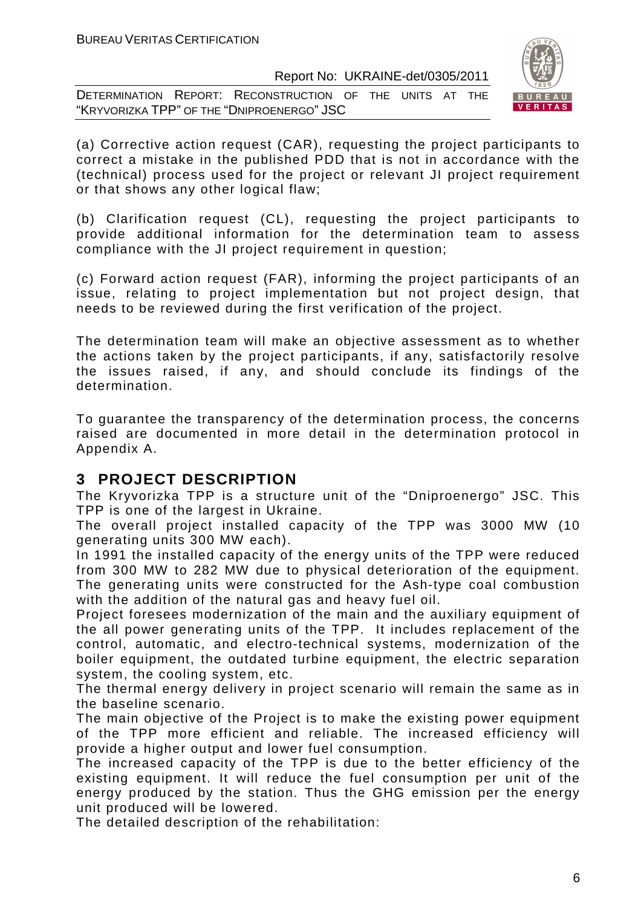(a) Corrective action request (CAR), requesting the project participants to correct a mistake in the published PDD that is not in accordance with the (technical) process used for the project or relevant JI project requirement or that shows any other logical flaw;

(b) Clarification request (CL), requesting the project participants to provide additional information for the determination team to assess compliance with the JI project requirement in question;

(c) Forward action request (FAR), informing the project participants of an issue, relating to project implementation but not project design, that needs to be reviewed during the first verification of the project.

The determination team will make an objective assessment as to whether the actions taken by the project participants, if any, satisfactorily resolve the issues raised, if any, and should conclude its findings of the determination.

To guarantee the transparency of the determination process, the concerns raised are documented in more detail in the determination protocol in Appendix A.

# 3 PROJECT DESCRIPTION

The Kryvorizka TPP is a structure unit of the "Dniproenergo" JSC. This TPP is one of the largest in Ukraine.

The overall project installed capacity of the TPP was 3000 MW (10 generating units 300 MW each).

In 1991 the installed capacity of the energy units of the TPP were reduced from 300 MW to 282 MW due to physical deterioration of the equipment.

The generating units were constructed for the Ash-type coal combustion with the addition of the natural gas and heavy fuel oil.

Project foresees modernization of the main and the auxiliary equipment of the all power generating units of the TPP. It includes replacement of the control, automatic, and electro-technical systems, modernization of the boiler equipment, the outdated turbine equipment, the electric separation system, the cooling system, etc.

The thermal energy delivery in project scenario will remain the same as in the baseline scenario.

The main objective of the Project is to make the existing power equipment of the TPP more efficient and reliable. The increased efficiency will provide a higher output and lower fuel consumption.

The increased capacity of the TPP is due to the better efficiency of the existing equipment. It will reduce the fuel consumption per unit of the energy produced by the station. Thus the GHG emission per the energy unit produced will be lowered.

The detailed description of the rehabilitation: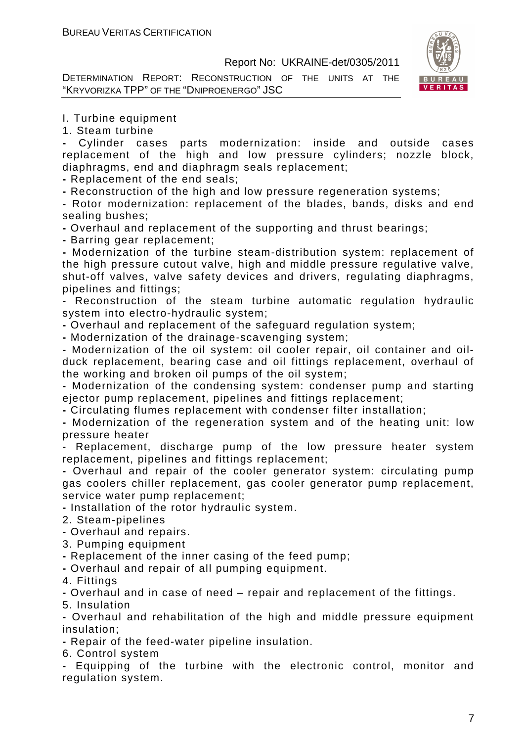I. Turbine equipment

1. Steam turbine

- Cylinder cases parts modernization: inside and outside cases replacement of the high and low pressure cylinders; nozzle block, diaphragms, end and diaphragm seals replacement;
- Replacement of the end seals;
- Reconstruction of the high and low pressure regeneration systems;
- Rotor modernization: replacement of the blades, bands, disks and end sealing bushes;
- Overhaul and replacement of the supporting and thrust bearings;
- Barring gear replacement;
- Modernization of the turbine steam-distribution system: replacement of the high pressure cutout valve, high and middle pressure regulative valve, shut-off valves, valve safety devices and drivers, regulating diaphragms, pipelines and fittings;
- Reconstruction of the steam turbine automatic regulation hydraulic system into electro-hydraulic system;
- Overhaul and replacement of the safeguard regulation system;
- Modernization of the drainage-scavenging system;
- Modernization of the oil system: oil cooler repair, oil container and oil-duck replacement, bearing case and oil fittings replacement, overhaul of the working and broken oil pumps of the oil system;
- Modernization of the condensing system: condenser pump and starting ejector pump replacement, pipelines and fittings replacement;
- Circulating flumes replacement with condenser filter installation;
- Modernization of the regeneration system and of the heating unit: low pressure heater
- Replacement, discharge pump of the low pressure heater system replacement, pipelines and fittings replacement;
- Overhaul and repair of the cooler generator system: circulating pump gas coolers chiller replacement, gas cooler generator pump replacement, service water pump replacement;
- Installation of the rotor hydraulic system.

2. Steam-pipelines

- Overhaul and repairs.

3. Pumping equipment

- Replacement of the inner casing of the feed pump;
- Overhaul and repair of all pumping equipment.

4. Fittings

- Overhaul and in case of need – repair and replacement of the fittings.

5. Insulation

- Overhaul and rehabilitation of the high and middle pressure equipment insulation;
- Repair of the feed-water pipeline insulation.

6. Control system

- Equipping of the turbine with the electronic control, monitor and regulation system.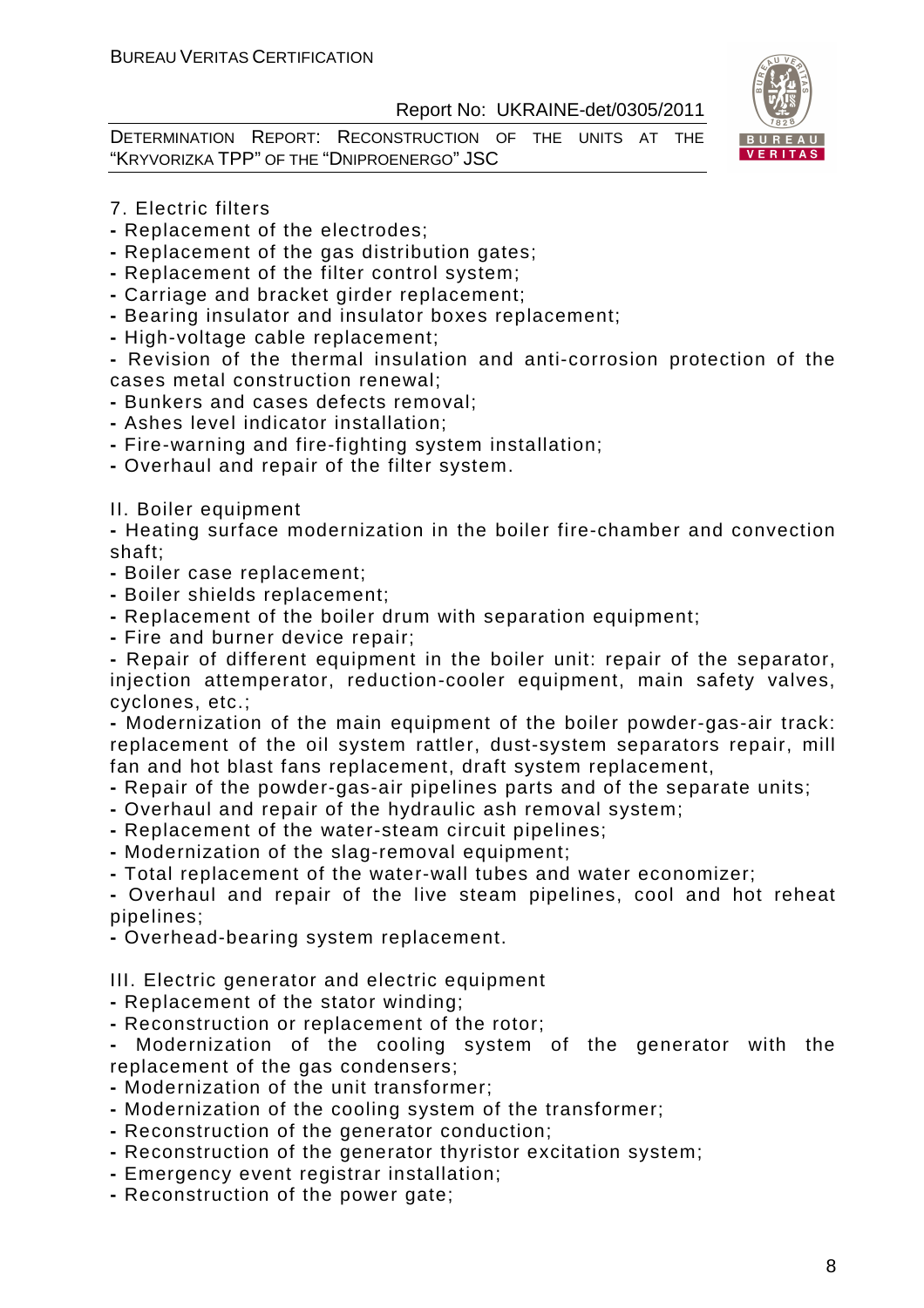7. Electric filters

- Replacement of the electrodes;
- Replacement of the gas distribution gates;
- Replacement of the filter control system;
- Carriage and bracket girder replacement;
- Bearing insulator and insulator boxes replacement;
- High-voltage cable replacement;
- Revision of the thermal insulation and anti-corrosion protection of the cases metal construction renewal;
- Bunkers and cases defects removal;
- Ashes level indicator installation;
- Fire-warning and fire-fighting system installation;
- Overhaul and repair of the filter system.

II. Boiler equipment

- Heating surface modernization in the boiler fire-chamber and convection shaft;
- Boiler case replacement;
- Boiler shields replacement;
- Replacement of the boiler drum with separation equipment;
- Fire and burner device repair;
- Repair of different equipment in the boiler unit: repair of the separator, injection attemperator, reduction-cooler equipment, main safety valves, cyclones, etc.;
- Modernization of the main equipment of the boiler powder-gas-air track: replacement of the oil system rattler, dust-system separators repair, mill fan and hot blast fans replacement, draft system replacement,
- Repair of the powder-gas-air pipelines parts and of the separate units;
- Overhaul and repair of the hydraulic ash removal system;
- Replacement of the water-steam circuit pipelines;
- Modernization of the slag-removal equipment;
- Total replacement of the water-wall tubes and water economizer;
- Overhaul and repair of the live steam pipelines, cool and hot reheat pipelines;
- Overhead-bearing system replacement.

III. Electric generator and electric equipment

- Replacement of the stator winding;
- Reconstruction or replacement of the rotor;
- Modernization of the cooling system of the generator with the replacement of the gas condensers;
- Modernization of the unit transformer;
- Modernization of the cooling system of the transformer;
- Reconstruction of the generator conduction;
- Reconstruction of the generator thyristor excitation system;
- Emergency event registrar installation;
- Reconstruction of the power gate;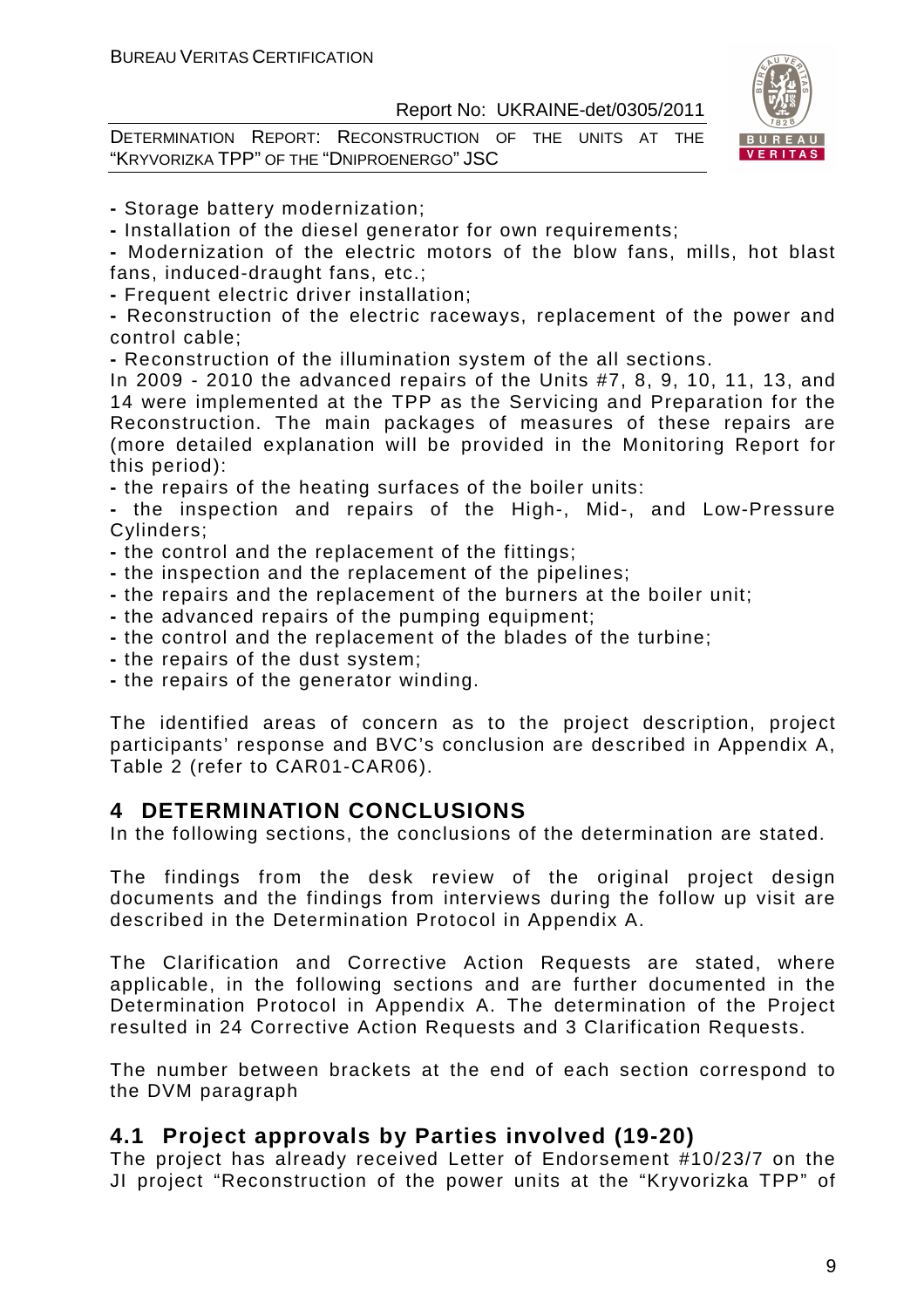- Storage battery modernization;
- Installation of the diesel generator for own requirements;
- Modernization of the electric motors of the blow fans, mills, hot blast fans, induced-draught fans, etc.;
- Frequent electric driver installation;
- Reconstruction of the electric raceways, replacement of the power and control cable;
- Reconstruction of the illumination system of the all sections.

In 2009 - 2010 the advanced repairs of the Units #7, 8, 9, 10, 11, 13, and 14 were implemented at the TPP as the Servicing and Preparation for the Reconstruction. The main packages of measures of these repairs are (more detailed explanation will be provided in the Monitoring Report for this period):

- the repairs of the heating surfaces of the boiler units:
- the inspection and repairs of the High-, Mid-, and Low-Pressure Cylinders;
- the control and the replacement of the fittings;
- the inspection and the replacement of the pipelines;
- the repairs and the replacement of the burners at the boiler unit;
- the advanced repairs of the pumping equipment;
- the control and the replacement of the blades of the turbine;
- the repairs of the dust system;
- the repairs of the generator winding.

The identified areas of concern as to the project description, project participants' response and BVC's conclusion are described in Appendix A, Table 2 (refer to CAR01-CAR06).

# 4 DETERMINATION CONCLUSIONS

In the following sections, the conclusions of the determination are stated.

The findings from the desk review of the original project design documents and the findings from interviews during the follow up visit are described in the Determination Protocol in Appendix A.

The Clarification and Corrective Action Requests are stated, where applicable, in the following sections and are further documented in the Determination Protocol in Appendix A. The determination of the Project resulted in 24 Corrective Action Requests and 3 Clarification Requests.

The number between brackets at the end of each section correspond to the DVM paragraph

## 4.1 Project approvals by Parties involved (19-20)

The project has already received Letter of Endorsement #10/23/7 on the JI project "Reconstruction of the power units at the "Kryvorizka TPP" of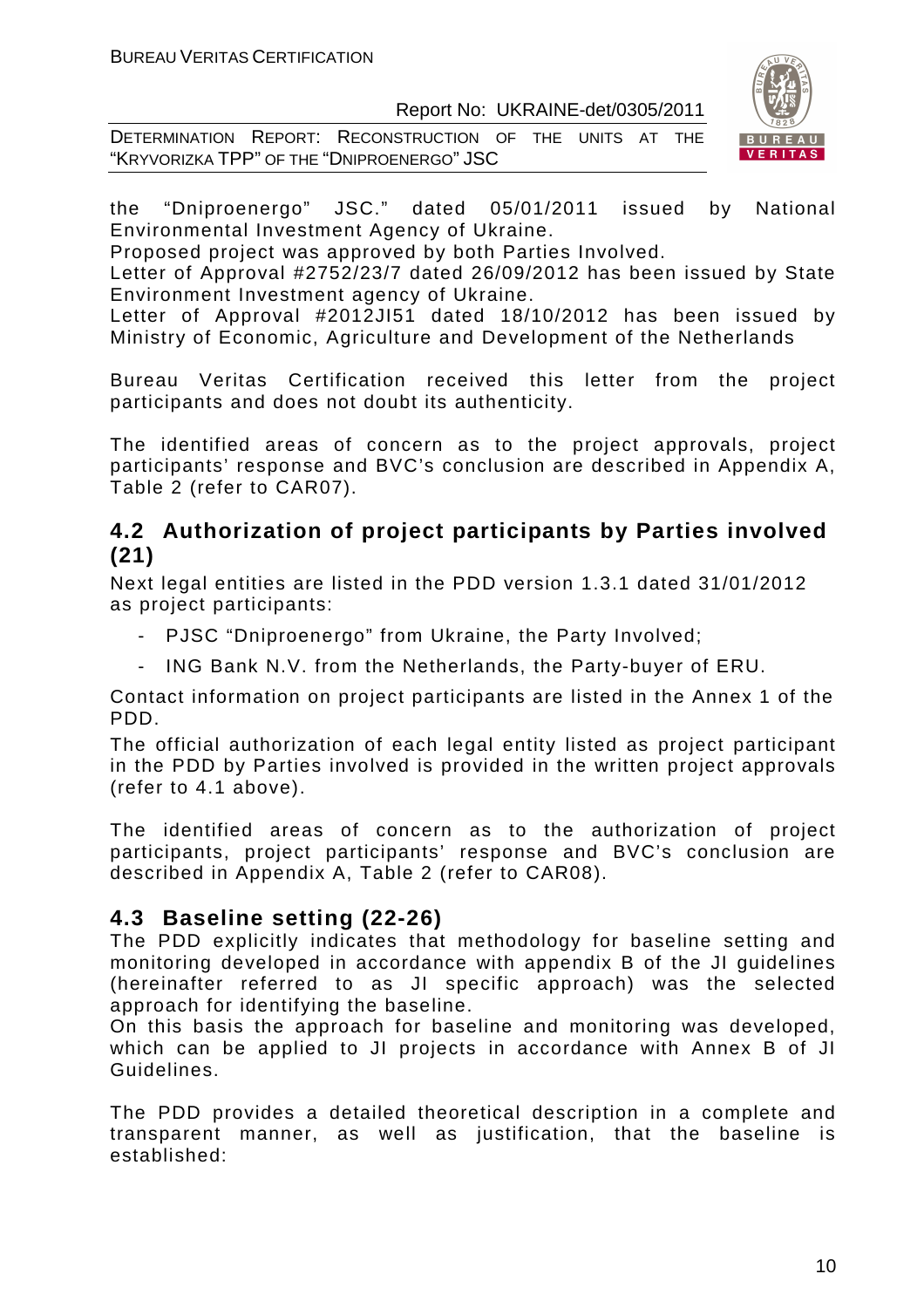the "Dniproenergo" JSC." dated 05/01/2011 issued by National Environmental Investment Agency of Ukraine.

Proposed project was approved by both Parties Involved.

Letter of Approval #2752/23/7 dated 26/09/2012 has been issued by State Environment Investment agency of Ukraine.

Letter of Approval #2012JI51 dated 18/10/2012 has been issued by Ministry of Economic, Agriculture and Development of the Netherlands

Bureau Veritas Certification received this letter from the project participants and does not doubt its authenticity.

The identified areas of concern as to the project approvals, project participants' response and BVC's conclusion are described in Appendix A, Table 2 (refer to CAR07).

## 4.2 Authorization of project participants by Parties involved (21)

Next legal entities are listed in the PDD version 1.3.1 dated 31/01/2012 as project participants:

- PJSC "Dniproenergo" from Ukraine, the Party Involved;
- ING Bank N.V. from the Netherlands, the Party-buyer of ERU.

Contact information on project participants are listed in the Annex 1 of the PDD.

The official authorization of each legal entity listed as project participant in the PDD by Parties involved is provided in the written project approvals (refer to 4.1 above).

The identified areas of concern as to the authorization of project participants, project participants' response and BVC's conclusion are described in Appendix A, Table 2 (refer to CAR08).

## 4.3 Baseline setting (22-26)

The PDD explicitly indicates that methodology for baseline setting and monitoring developed in accordance with appendix B of the JI guidelines (hereinafter referred to as JI specific approach) was the selected approach for identifying the baseline.

On this basis the approach for baseline and monitoring was developed, which can be applied to JI projects in accordance with Annex B of JI Guidelines.

The PDD provides a detailed theoretical description in a complete and transparent manner, as well as justification, that the baseline is established: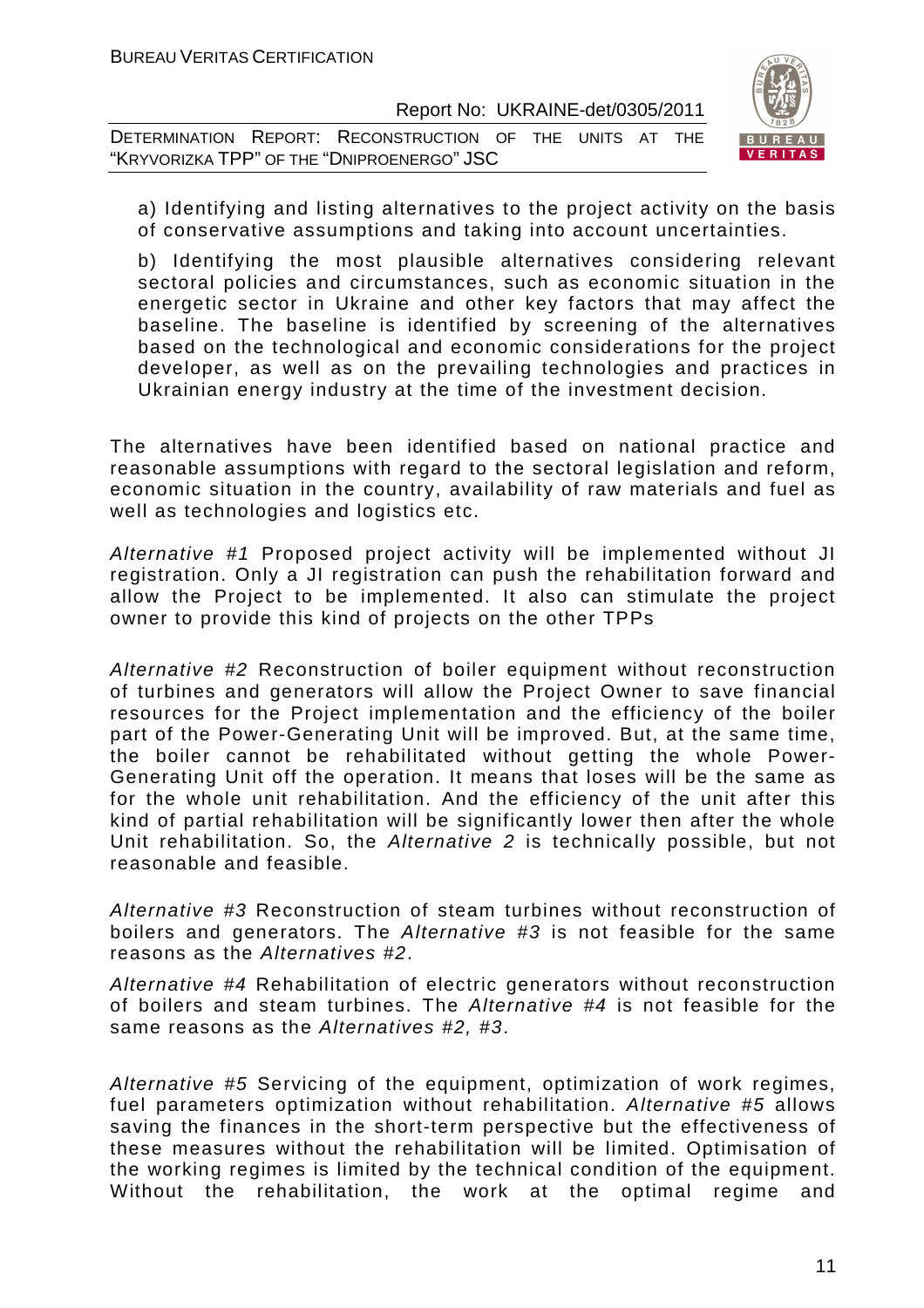a) Identifying and listing alternatives to the project activity on the basis of conservative assumptions and taking into account uncertainties.

b) Identifying the most plausible alternatives considering relevant sectoral policies and circumstances, such as economic situation in the energetic sector in Ukraine and other key factors that may affect the baseline. The baseline is identified by screening of the alternatives based on the technological and economic considerations for the project developer, as well as on the prevailing technologies and practices in Ukrainian energy industry at the time of the investment decision.

The alternatives have been identified based on national practice and reasonable assumptions with regard to the sectoral legislation and reform, economic situation in the country, availability of raw materials and fuel as well as technologies and logistics etc.

*Alternative #1* Proposed project activity will be implemented without JI registration. Only a JI registration can push the rehabilitation forward and allow the Project to be implemented. It also can stimulate the project owner to provide this kind of projects on the other TPPs

*Alternative #2* Reconstruction of boiler equipment without reconstruction of turbines and generators will allow the Project Owner to save financial resources for the Project implementation and the efficiency of the boiler part of the Power-Generating Unit will be improved. But, at the same time, the boiler cannot be rehabilitated without getting the whole Power-Generating Unit off the operation. It means that loses will be the same as for the whole unit rehabilitation. And the efficiency of the unit after this kind of partial rehabilitation will be significantly lower then after the whole Unit rehabilitation. So, the *Alternative 2* is technically possible, but not reasonable and feasible.

*Alternative #3* Reconstruction of steam turbines without reconstruction of boilers and generators. The *Alternative #3* is not feasible for the same reasons as the *Alternatives #2*.

*Alternative #4* Rehabilitation of electric generators without reconstruction of boilers and steam turbines. The *Alternative #4* is not feasible for the same reasons as the *Alternatives #2, #3*.

*Alternative #5* Servicing of the equipment, optimization of work regimes, fuel parameters optimization without rehabilitation. *Alternative #5* allows saving the finances in the short-term perspective but the effectiveness of these measures without the rehabilitation will be limited. Optimisation of the working regimes is limited by the technical condition of the equipment. Without the rehabilitation, the work at the optimal regime and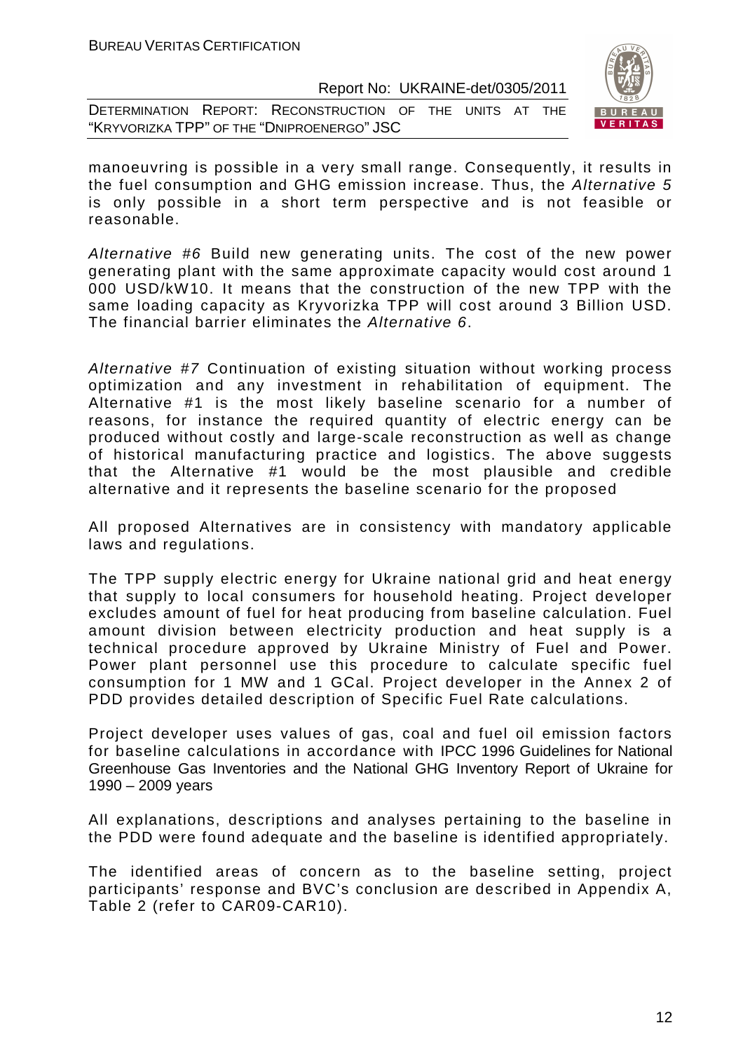manoeuvring is possible in a very small range. Consequently, it results in the fuel consumption and GHG emission increase. Thus, the *Alternative 5* is only possible in a short term perspective and is not feasible or reasonable.

*Alternative #6* Build new generating units. The cost of the new power generating plant with the same approximate capacity would cost around 1 000 USD/kW10. It means that the construction of the new TPP with the same loading capacity as Kryvorizka TPP will cost around 3 Billion USD. The financial barrier eliminates the *Alternative 6*.

*Alternative #7* Continuation of existing situation without working process optimization and any investment in rehabilitation of equipment. The Alternative #1 is the most likely baseline scenario for a number of reasons, for instance the required quantity of electric energy can be produced without costly and large-scale reconstruction as well as change of historical manufacturing practice and logistics. The above suggests that the Alternative #1 would be the most plausible and credible alternative and it represents the baseline scenario for the proposed

All proposed Alternatives are in consistency with mandatory applicable laws and regulations.

The TPP supply electric energy for Ukraine national grid and heat energy that supply to local consumers for household heating. Project developer excludes amount of fuel for heat producing from baseline calculation. Fuel amount division between electricity production and heat supply is a technical procedure approved by Ukraine Ministry of Fuel and Power. Power plant personnel use this procedure to calculate specific fuel consumption for 1 MW and 1 GCal. Project developer in the Annex 2 of PDD provides detailed description of Specific Fuel Rate calculations.

Project developer uses values of gas, coal and fuel oil emission factors for baseline calculations in accordance with IPCC 1996 Guidelines for National Greenhouse Gas Inventories and the National GHG Inventory Report of Ukraine for 1990 – 2009 years

All explanations, descriptions and analyses pertaining to the baseline in the PDD were found adequate and the baseline is identified appropriately.

The identified areas of concern as to the baseline setting, project participants' response and BVC's conclusion are described in Appendix A, Table 2 (refer to CAR09-CAR10).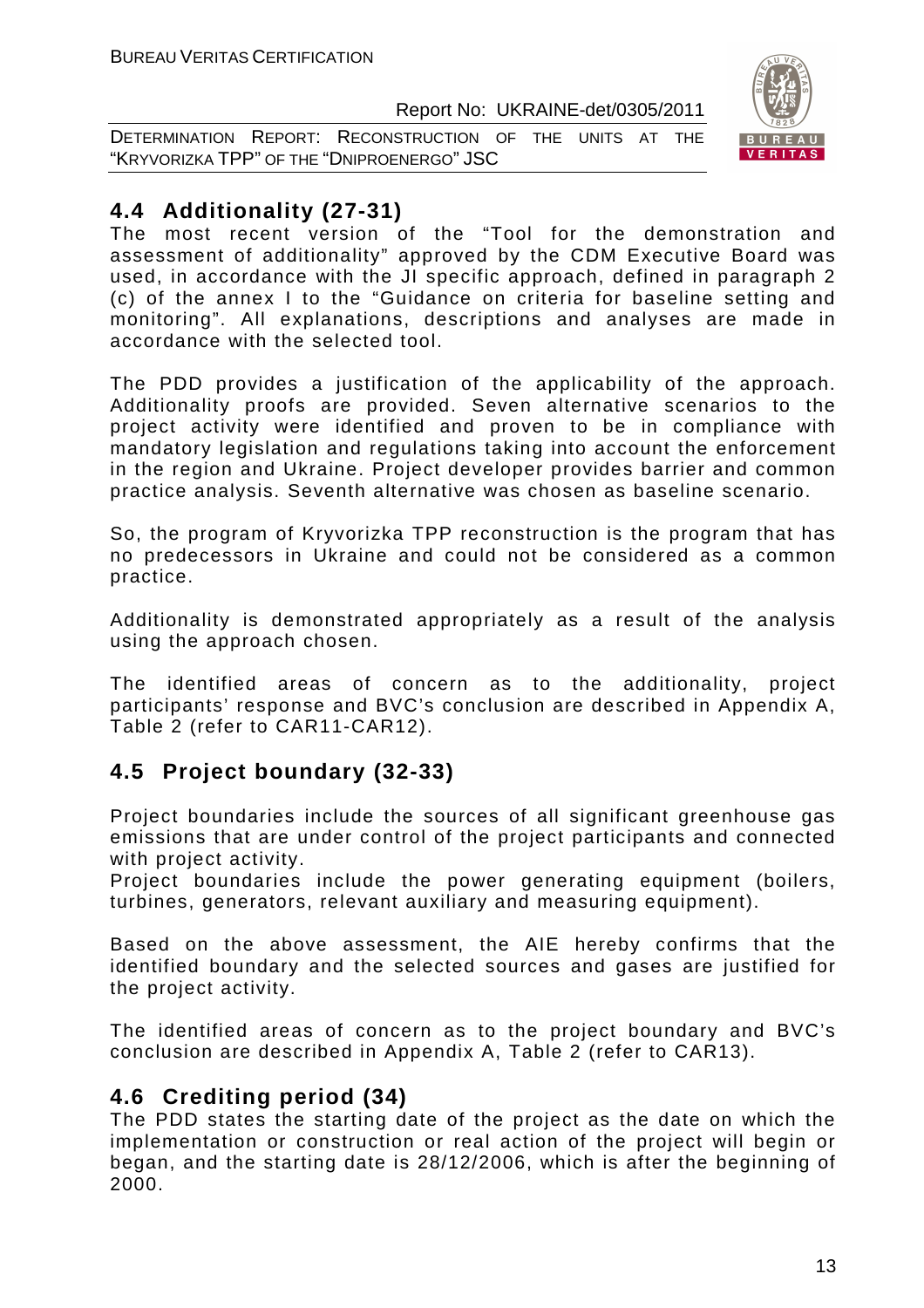## 4.4 Additionality (27-31)

The most recent version of the "Tool for the demonstration and assessment of additionality" approved by the CDM Executive Board was used, in accordance with the JI specific approach, defined in paragraph 2 (c) of the annex I to the "Guidance on criteria for baseline setting and monitoring". All explanations, descriptions and analyses are made in accordance with the selected tool.

The PDD provides a justification of the applicability of the approach. Additionality proofs are provided. Seven alternative scenarios to the project activity were identified and proven to be in compliance with mandatory legislation and regulations taking into account the enforcement in the region and Ukraine. Project developer provides barrier and common practice analysis. Seventh alternative was chosen as baseline scenario.

So, the program of Kryvorizka TPP reconstruction is the program that has no predecessors in Ukraine and could not be considered as a common practice.

Additionality is demonstrated appropriately as a result of the analysis using the approach chosen.

The identified areas of concern as to the additionality, project participants' response and BVC's conclusion are described in Appendix A, Table 2 (refer to CAR11-CAR12).

## 4.5 Project boundary (32-33)

Project boundaries include the sources of all significant greenhouse gas emissions that are under control of the project participants and connected with project activity.

Project boundaries include the power generating equipment (boilers, turbines, generators, relevant auxiliary and measuring equipment).

Based on the above assessment, the AIE hereby confirms that the identified boundary and the selected sources and gases are justified for the project activity.

The identified areas of concern as to the project boundary and BVC's conclusion are described in Appendix A, Table 2 (refer to CAR13).

## 4.6 Crediting period (34)

The PDD states the starting date of the project as the date on which the implementation or construction or real action of the project will begin or began, and the starting date is 28/12/2006, which is after the beginning of 2000.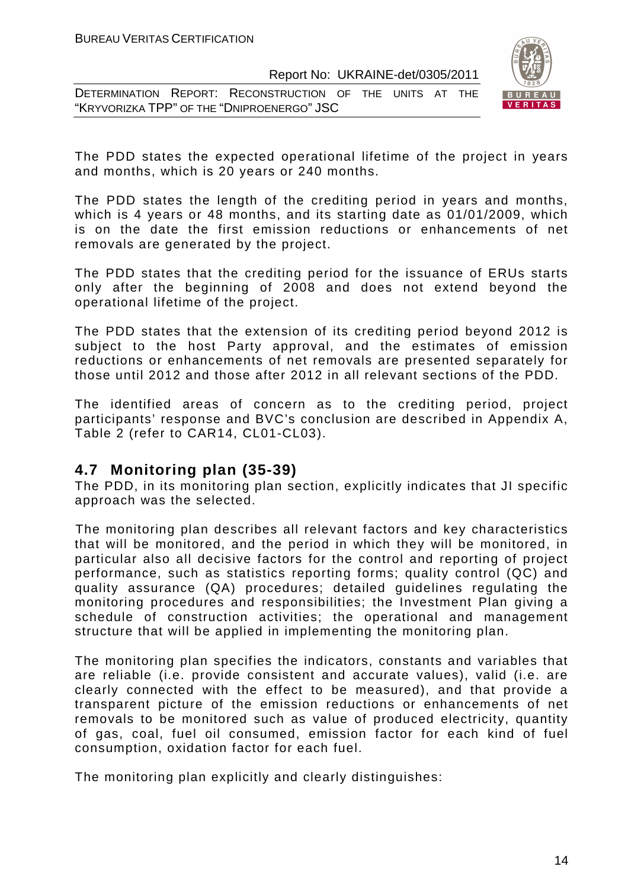The PDD states the expected operational lifetime of the project in years and months, which is 20 years or 240 months.

The PDD states the length of the crediting period in years and months, which is 4 years or 48 months, and its starting date as 01/01/2009, which is on the date the first emission reductions or enhancements of net removals are generated by the project.

The PDD states that the crediting period for the issuance of ERUs starts only after the beginning of 2008 and does not extend beyond the operational lifetime of the project.

The PDD states that the extension of its crediting period beyond 2012 is subject to the host Party approval, and the estimates of emission reductions or enhancements of net removals are presented separately for those until 2012 and those after 2012 in all relevant sections of the PDD.

The identified areas of concern as to the crediting period, project participants' response and BVC's conclusion are described in Appendix A, Table 2 (refer to CAR14, CL01-CL03).

## 4.7 Monitoring plan (35-39)

The PDD, in its monitoring plan section, explicitly indicates that JI specific approach was the selected.

The monitoring plan describes all relevant factors and key characteristics that will be monitored, and the period in which they will be monitored, in particular also all decisive factors for the control and reporting of project performance, such as statistics reporting forms; quality control (QC) and quality assurance (QA) procedures; detailed guidelines regulating the monitoring procedures and responsibilities; the Investment Plan giving a schedule of construction activities; the operational and management structure that will be applied in implementing the monitoring plan.

The monitoring plan specifies the indicators, constants and variables that are reliable (i.e. provide consistent and accurate values), valid (i.e. are clearly connected with the effect to be measured), and that provide a transparent picture of the emission reductions or enhancements of net removals to be monitored such as value of produced electricity, quantity of gas, coal, fuel oil consumed, emission factor for each kind of fuel consumption, oxidation factor for each fuel.

The monitoring plan explicitly and clearly distinguishes: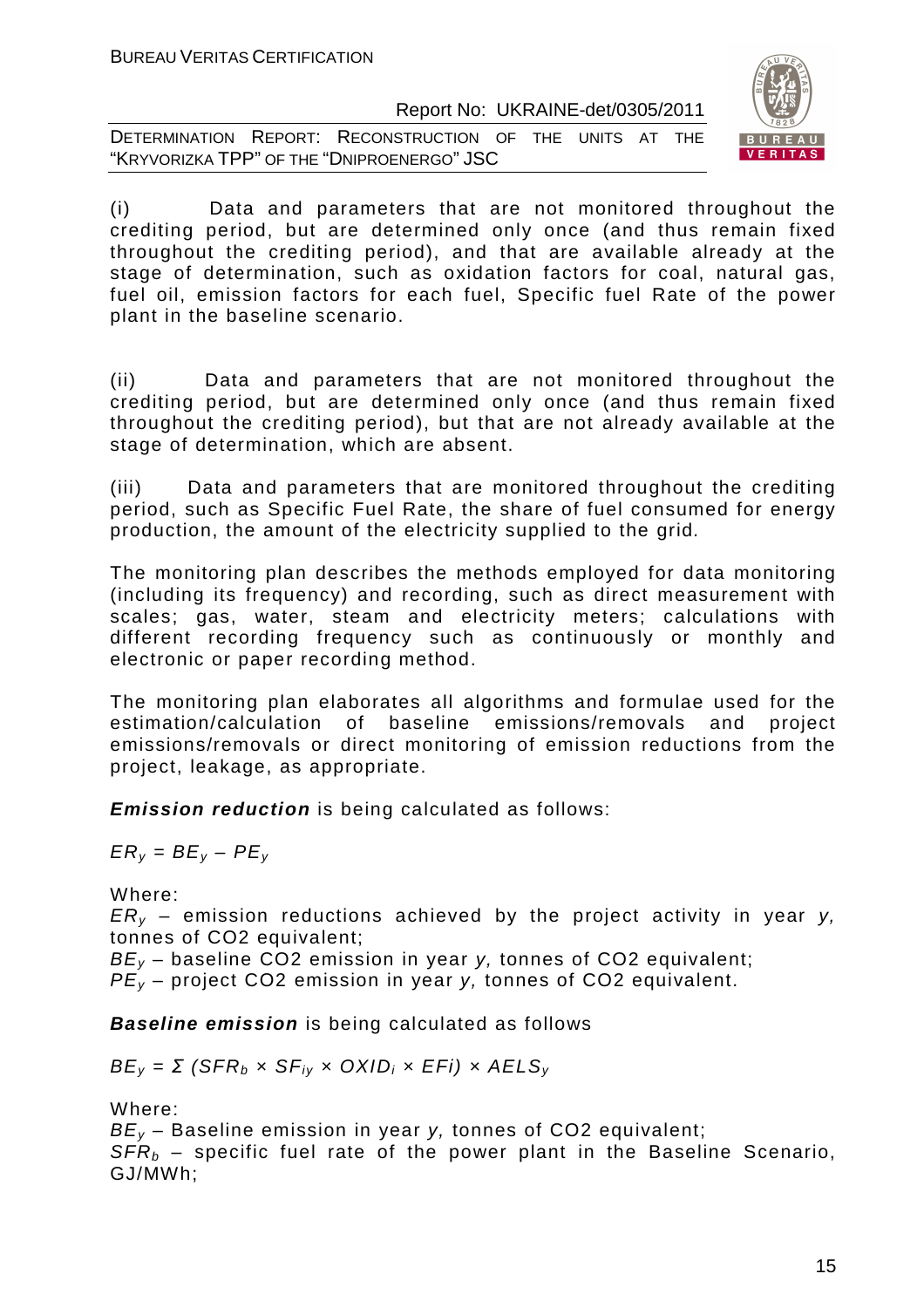(i) Data and parameters that are not monitored throughout the crediting period, but are determined only once (and thus remain fixed throughout the crediting period), and that are available already at the stage of determination, such as oxidation factors for coal, natural gas, fuel oil, emission factors for each fuel, Specific fuel Rate of the power plant in the baseline scenario.

(ii) Data and parameters that are not monitored throughout the crediting period, but are determined only once (and thus remain fixed throughout the crediting period), but that are not already available at the stage of determination, which are absent.

(iii) Data and parameters that are monitored throughout the crediting period, such as Specific Fuel Rate, the share of fuel consumed for energy production, the amount of the electricity supplied to the grid.

The monitoring plan describes the methods employed for data monitoring (including its frequency) and recording, such as direct measurement with scales; gas, water, steam and electricity meters; calculations with different recording frequency such as continuously or monthly and electronic or paper recording method.

The monitoring plan elaborates all algorithms and formulae used for the estimation/calculation of baseline emissions/removals and project emissions/removals or direct monitoring of emission reductions from the project, leakage, as appropriate.

***Emission reduction*** is being calculated as follows:

$$ER_y = BE_y - PE_y$$

Where:

$ER_y$ – emission reductions achieved by the project activity in year $y$, tonnes of CO2 equivalent;

$BE_y$ – baseline CO2 emission in year $y$, tonnes of CO2 equivalent;

$PE_y$ – project CO2 emission in year $y$, tonnes of CO2 equivalent.

***Baseline emission*** is being calculated as follows

$$BE_y = \Sigma\ (SFR_b \times SF_{iy} \times OXID_i \times EFi) \times AELS_y$$

Where:

$BE_y$ – Baseline emission in year $y$, tonnes of CO2 equivalent;

$SFR_b$ – specific fuel rate of the power plant in the Baseline Scenario, GJ/MWh;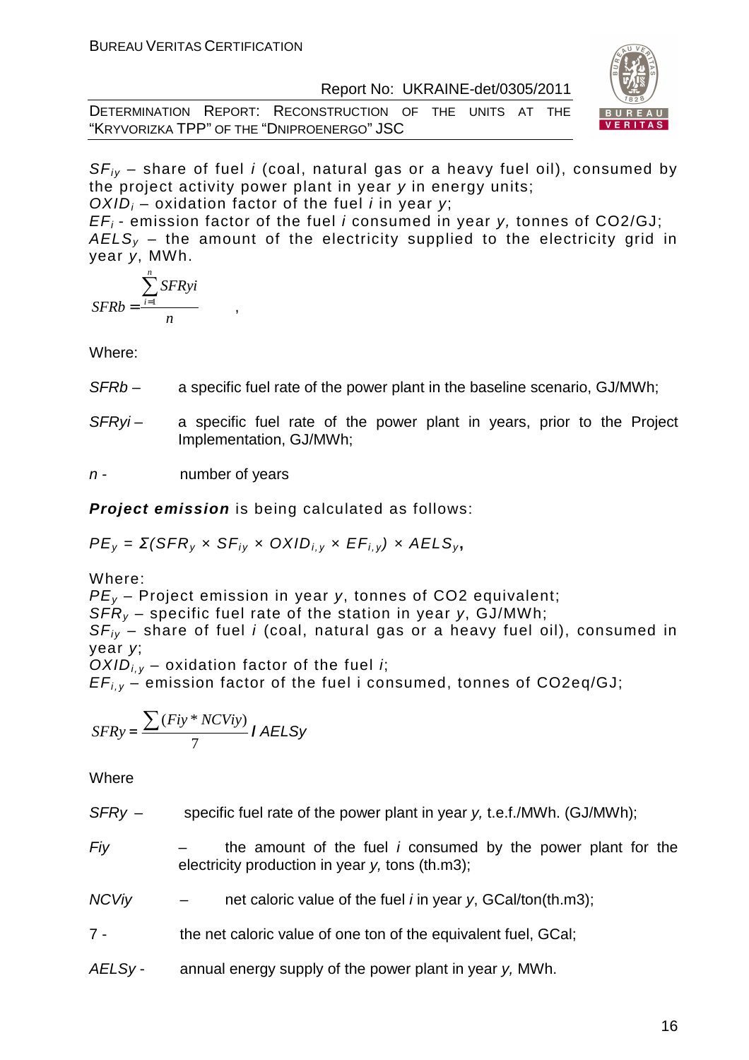$SF_{iy}$ – share of fuel *i* (coal, natural gas or a heavy fuel oil), consumed by the project activity power plant in year *y* in energy units;

$OXID_i$ – oxidation factor of the fuel *i* in year *y*;

$EF_i$ - emission factor of the fuel *i* consumed in year *y,* tonnes of CO2/GJ;

$AELS_y$ – the amount of the electricity supplied to the electricity grid in year *y*, MWh.

$$SFRb = \frac{\sum_{i=1}^{n} SFRyi}{n} \quad ,$$

Where:

*SFRb* – a specific fuel rate of the power plant in the baseline scenario, GJ/MWh;

*SFRyi* – a specific fuel rate of the power plant in years, prior to the Project Implementation, GJ/MWh;

*n* - number of years

***Project emission*** is being calculated as follows:

$$PE_y = \Sigma(SFR_y \times SF_{iy} \times OXID_{i,y} \times EF_{i,y}) \times AELS_y,$$

Where:

$PE_y$ – Project emission in year *y*, tonnes of CO2 equivalent;

$SFR_y$ – specific fuel rate of the station in year *y*, GJ/MWh;

$SF_{iy}$ – share of fuel *i* (coal, natural gas or a heavy fuel oil), consumed in year *y*;

$OXID_{i,y}$ – oxidation factor of the fuel *i*;

$EF_{i,y}$ – emission factor of the fuel i consumed, tonnes of CO2eq/GJ;

$$SFRy = \frac{\sum (Fiy * NCViy)}{7} / AELSy$$

Where

*SFRy* – specific fuel rate of the power plant in year *y,* t.e.f./MWh. (GJ/MWh);

*Fiy* – the amount of the fuel *i* consumed by the power plant for the electricity production in year *y,* tons (th.m3);

*NCViy* – net caloric value of the fuel *i* in year *y*, GCal/ton(th.m3);

7 - the net caloric value of one ton of the equivalent fuel, GCal;

*AELSy* - annual energy supply of the power plant in year *y,* MWh.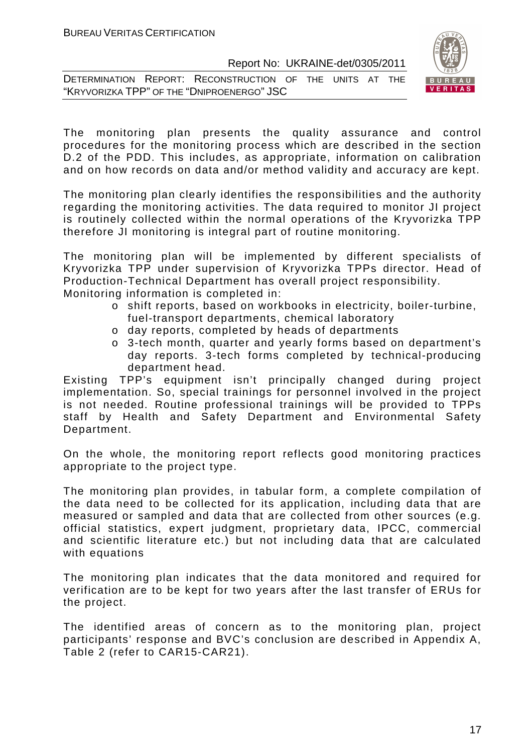The monitoring plan presents the quality assurance and control procedures for the monitoring process which are described in the section D.2 of the PDD. This includes, as appropriate, information on calibration and on how records on data and/or method validity and accuracy are kept.

The monitoring plan clearly identifies the responsibilities and the authority regarding the monitoring activities. The data required to monitor JI project is routinely collected within the normal operations of the Kryvorizka TPP therefore JI monitoring is integral part of routine monitoring.

The monitoring plan will be implemented by different specialists of Kryvorizka TPP under supervision of Kryvorizka TPPs director. Head of Production-Technical Department has overall project responsibility.
Monitoring information is completed in:

- shift reports, based on workbooks in electricity, boiler-turbine, fuel-transport departments, chemical laboratory
- day reports, completed by heads of departments
- 3-tech month, quarter and yearly forms based on department's day reports. 3-tech forms completed by technical-producing department head.

Existing TPP's equipment isn't principally changed during project implementation. So, special trainings for personnel involved in the project is not needed. Routine professional trainings will be provided to TPPs staff by Health and Safety Department and Environmental Safety Department.

On the whole, the monitoring report reflects good monitoring practices appropriate to the project type.

The monitoring plan provides, in tabular form, a complete compilation of the data need to be collected for its application, including data that are measured or sampled and data that are collected from other sources (e.g. official statistics, expert judgment, proprietary data, IPCC, commercial and scientific literature etc.) but not including data that are calculated with equations

The monitoring plan indicates that the data monitored and required for verification are to be kept for two years after the last transfer of ERUs for the project.

The identified areas of concern as to the monitoring plan, project participants' response and BVC's conclusion are described in Appendix A, Table 2 (refer to CAR15-CAR21).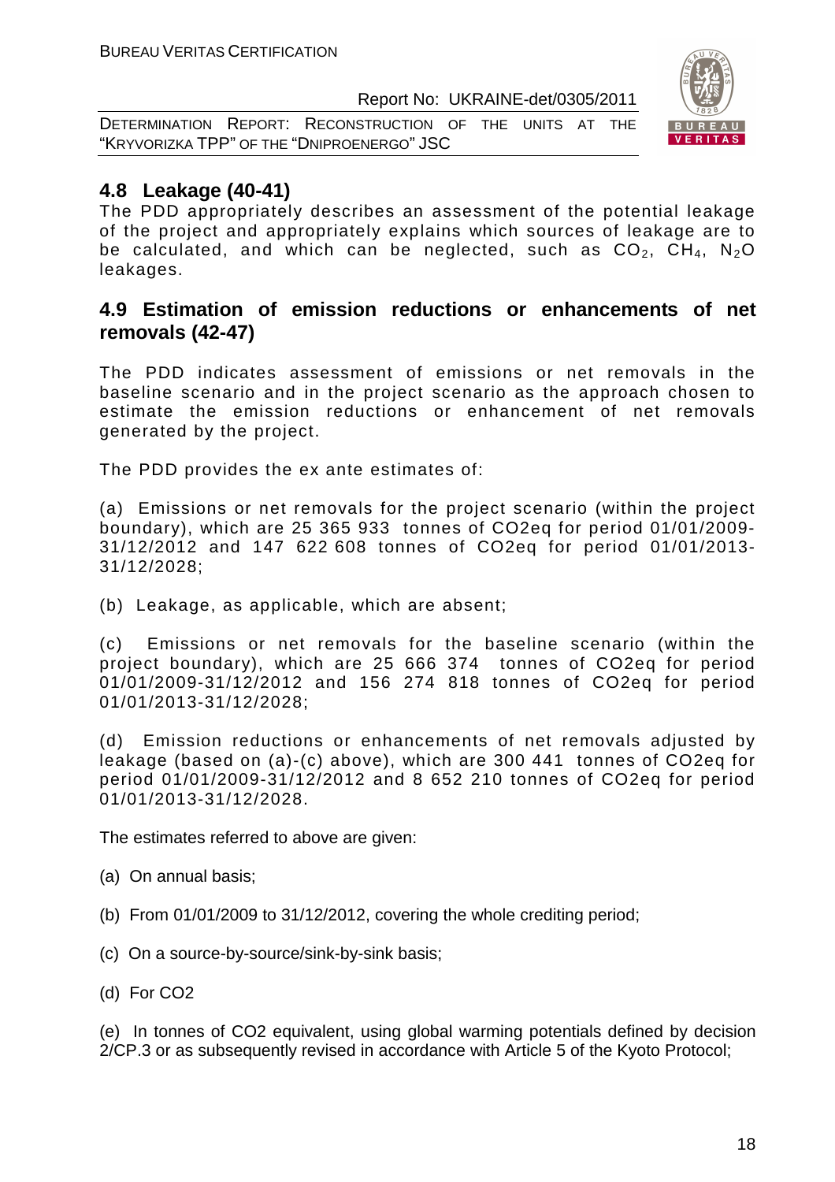## 4.8 Leakage (40-41)

The PDD appropriately describes an assessment of the potential leakage of the project and appropriately explains which sources of leakage are to be calculated, and which can be neglected, such as $CO_2$, $CH_4$, $N_2O$ leakages.

## 4.9 Estimation of emission reductions or enhancements of net removals (42-47)

The PDD indicates assessment of emissions or net removals in the baseline scenario and in the project scenario as the approach chosen to estimate the emission reductions or enhancement of net removals generated by the project.

The PDD provides the ex ante estimates of:

(a) Emissions or net removals for the project scenario (within the project boundary), which are 25 365 933 tonnes of CO2eq for period 01/01/2009-31/12/2012 and 147 622 608 tonnes of CO2eq for period 01/01/2013-31/12/2028;

(b) Leakage, as applicable, which are absent;

(c) Emissions or net removals for the baseline scenario (within the project boundary), which are 25 666 374 tonnes of CO2eq for period 01/01/2009-31/12/2012 and 156 274 818 tonnes of CO2eq for period 01/01/2013-31/12/2028;

(d) Emission reductions or enhancements of net removals adjusted by leakage (based on (a)-(c) above), which are 300 441 tonnes of CO2eq for period 01/01/2009-31/12/2012 and 8 652 210 tonnes of CO2eq for period 01/01/2013-31/12/2028.

The estimates referred to above are given:

(a) On annual basis;

(b) From 01/01/2009 to 31/12/2012, covering the whole crediting period;

(c) On a source-by-source/sink-by-sink basis;

(d) For CO2

(e) In tonnes of CO2 equivalent, using global warming potentials defined by decision 2/CP.3 or as subsequently revised in accordance with Article 5 of the Kyoto Protocol;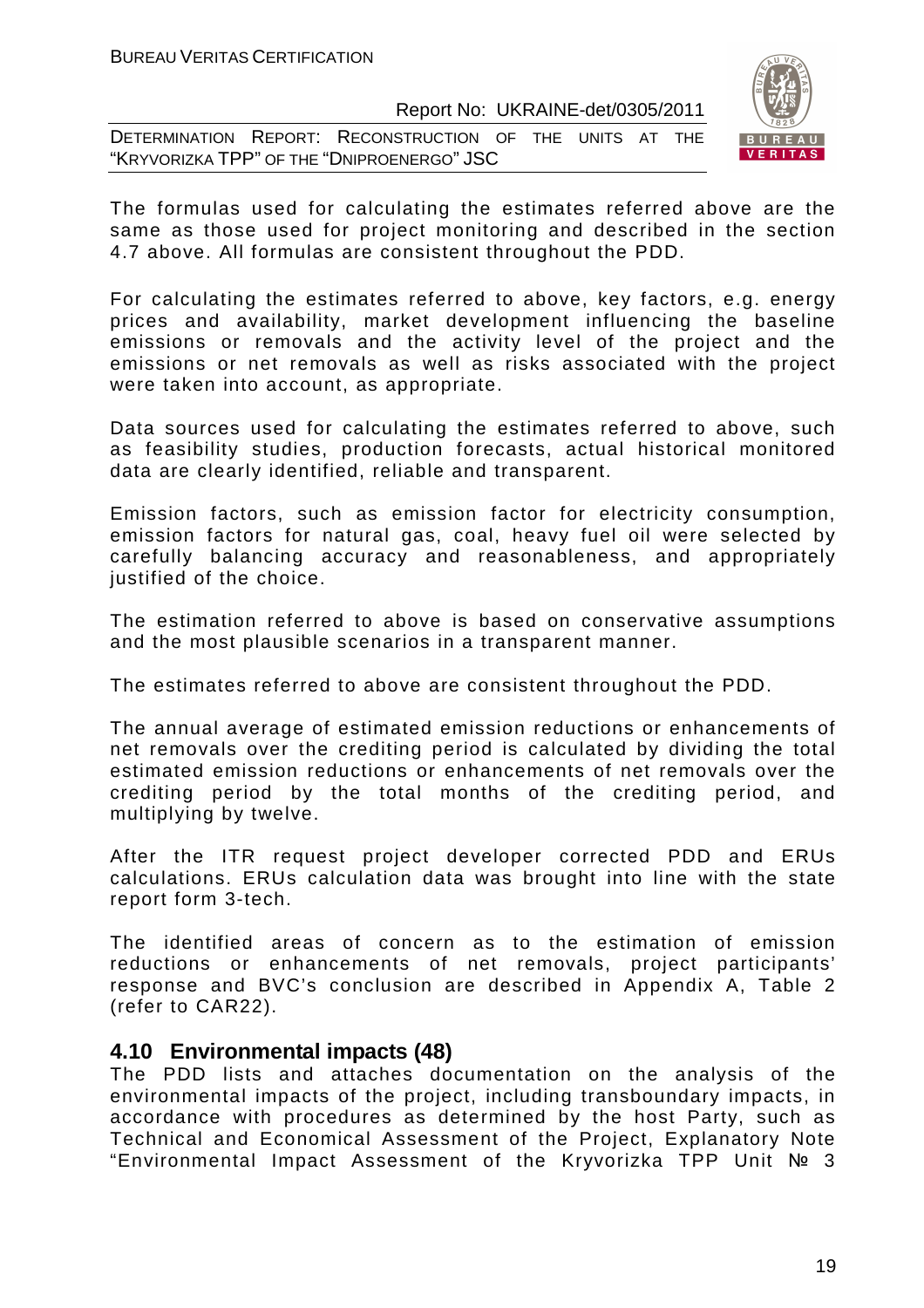The formulas used for calculating the estimates referred above are the same as those used for project monitoring and described in the section 4.7 above. All formulas are consistent throughout the PDD.

For calculating the estimates referred to above, key factors, e.g. energy prices and availability, market development influencing the baseline emissions or removals and the activity level of the project and the emissions or net removals as well as risks associated with the project were taken into account, as appropriate.

Data sources used for calculating the estimates referred to above, such as feasibility studies, production forecasts, actual historical monitored data are clearly identified, reliable and transparent.

Emission factors, such as emission factor for electricity consumption, emission factors for natural gas, coal, heavy fuel oil were selected by carefully balancing accuracy and reasonableness, and appropriately justified of the choice.

The estimation referred to above is based on conservative assumptions and the most plausible scenarios in a transparent manner.

The estimates referred to above are consistent throughout the PDD.

The annual average of estimated emission reductions or enhancements of net removals over the crediting period is calculated by dividing the total estimated emission reductions or enhancements of net removals over the crediting period by the total months of the crediting period, and multiplying by twelve.

After the ITR request project developer corrected PDD and ERUs calculations. ERUs calculation data was brought into line with the state report form 3-tech.

The identified areas of concern as to the estimation of emission reductions or enhancements of net removals, project participants' response and BVC's conclusion are described in Appendix A, Table 2 (refer to CAR22).

## 4.10 Environmental impacts (48)

The PDD lists and attaches documentation on the analysis of the environmental impacts of the project, including transboundary impacts, in accordance with procedures as determined by the host Party, such as Technical and Economical Assessment of the Project, Explanatory Note "Environmental Impact Assessment of the Kryvorizka TPP Unit № 3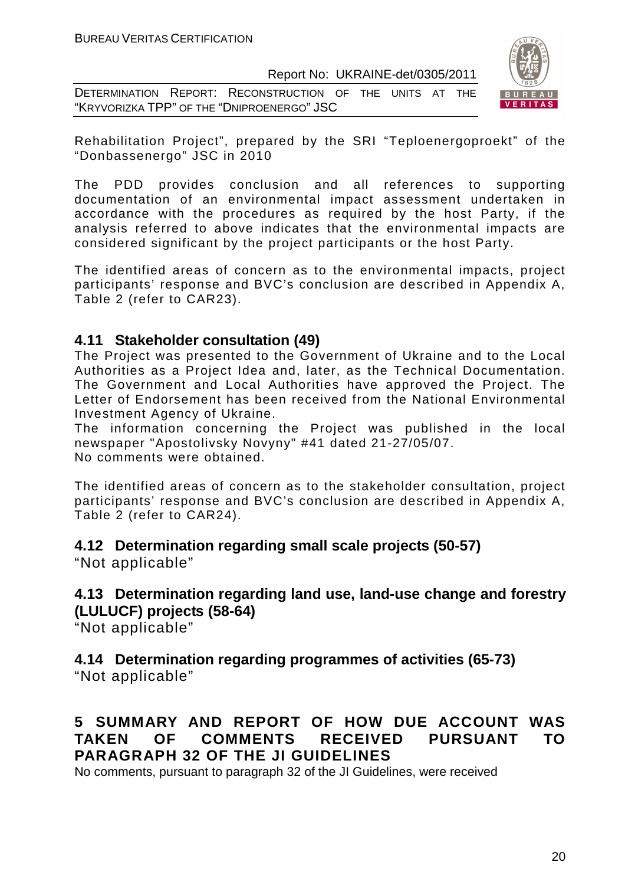Rehabilitation Project", prepared by the SRI "Teploenergoproekt" of the "Donbassenergo" JSC in 2010

The PDD provides conclusion and all references to supporting documentation of an environmental impact assessment undertaken in accordance with the procedures as required by the host Party, if the analysis referred to above indicates that the environmental impacts are considered significant by the project participants or the host Party.

The identified areas of concern as to the environmental impacts, project participants' response and BVC's conclusion are described in Appendix A, Table 2 (refer to CAR23).

## 4.11 Stakeholder consultation (49)

The Project was presented to the Government of Ukraine and to the Local Authorities as a Project Idea and, later, as the Technical Documentation. The Government and Local Authorities have approved the Project. The Letter of Endorsement has been received from the National Environmental Investment Agency of Ukraine.
The information concerning the Project was published in the local newspaper "Apostolivsky Novyny" #41 dated 21-27/05/07.
No comments were obtained.

The identified areas of concern as to the stakeholder consultation, project participants' response and BVC's conclusion are described in Appendix A, Table 2 (refer to CAR24).

## 4.12 Determination regarding small scale projects (50-57)

"Not applicable"

## 4.13 Determination regarding land use, land-use change and forestry (LULUCF) projects (58-64)

"Not applicable"

## 4.14 Determination regarding programmes of activities (65-73)

"Not applicable"

# 5 SUMMARY AND REPORT OF HOW DUE ACCOUNT WAS TAKEN OF COMMENTS RECEIVED PURSUANT TO PARAGRAPH 32 OF THE JI GUIDELINES

No comments, pursuant to paragraph 32 of the JI Guidelines, were received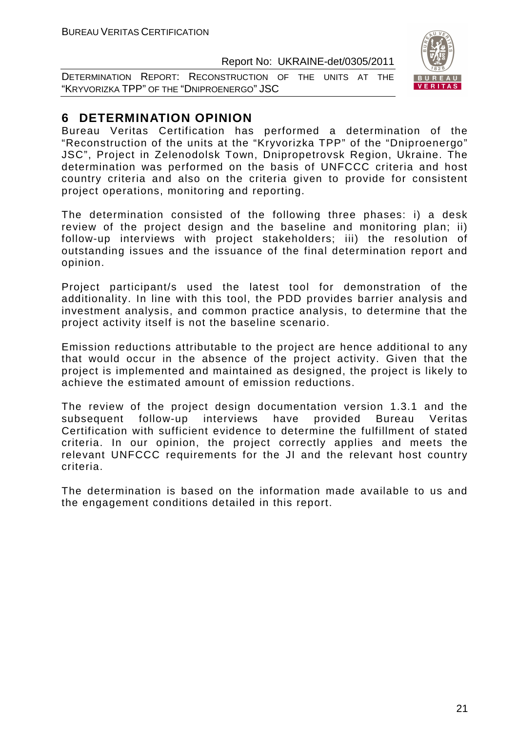## 6 DETERMINATION OPINION

Bureau Veritas Certification has performed a determination of the "Reconstruction of the units at the "Kryvorizka TPP" of the "Dniproenergo" JSC", Project in Zelenodolsk Town, Dnipropetrovsk Region, Ukraine. The determination was performed on the basis of UNFCCC criteria and host country criteria and also on the criteria given to provide for consistent project operations, monitoring and reporting.

The determination consisted of the following three phases: i) a desk review of the project design and the baseline and monitoring plan; ii) follow-up interviews with project stakeholders; iii) the resolution of outstanding issues and the issuance of the final determination report and opinion.

Project participant/s used the latest tool for demonstration of the additionality. In line with this tool, the PDD provides barrier analysis and investment analysis, and common practice analysis, to determine that the project activity itself is not the baseline scenario.

Emission reductions attributable to the project are hence additional to any that would occur in the absence of the project activity. Given that the project is implemented and maintained as designed, the project is likely to achieve the estimated amount of emission reductions.

The review of the project design documentation version 1.3.1 and the subsequent follow-up interviews have provided Bureau Veritas Certification with sufficient evidence to determine the fulfillment of stated criteria. In our opinion, the project correctly applies and meets the relevant UNFCCC requirements for the JI and the relevant host country criteria.

The determination is based on the information made available to us and the engagement conditions detailed in this report.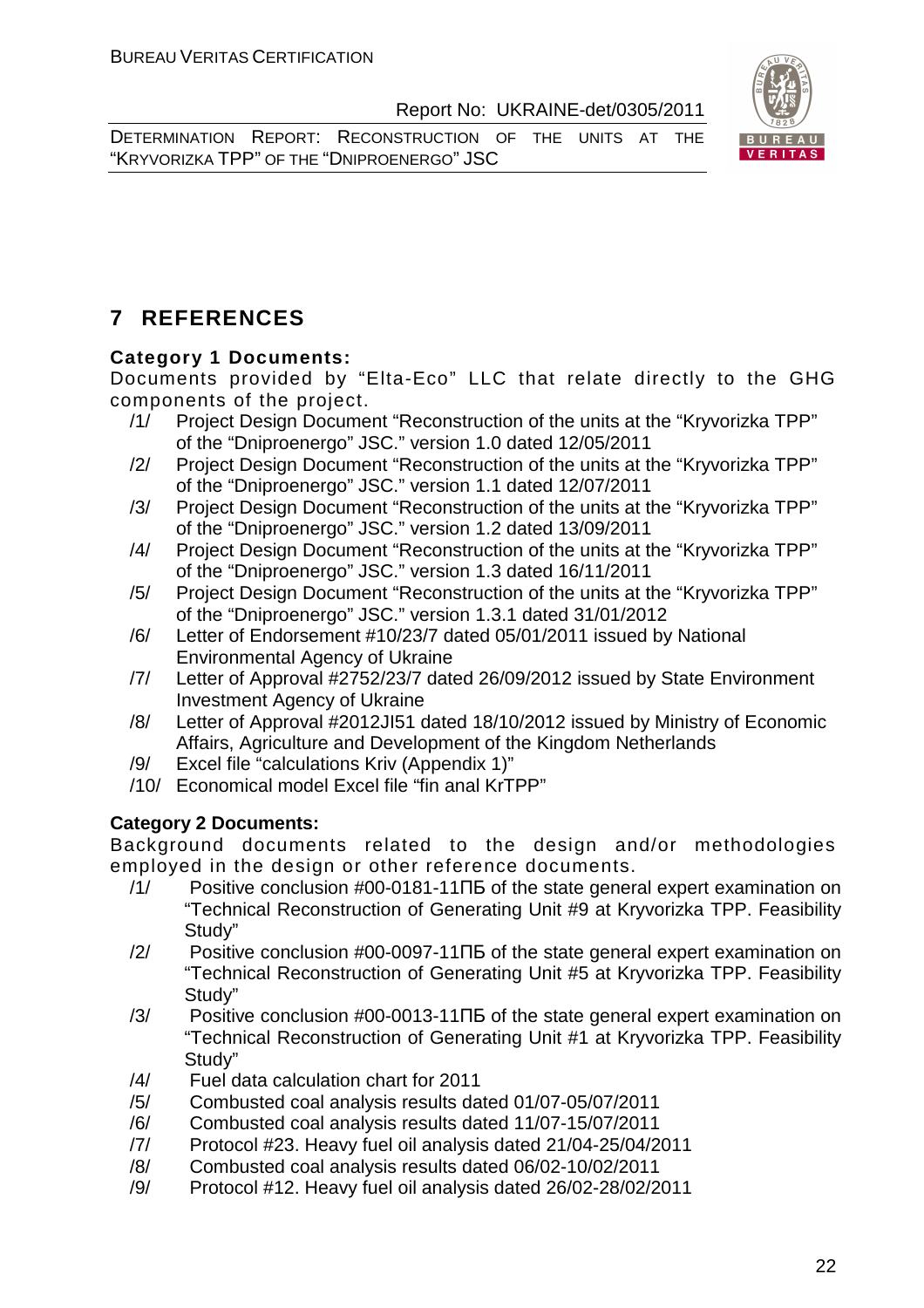# 7 REFERENCES

**Category 1 Documents:**

Documents provided by "Elta-Eco" LLC that relate directly to the GHG components of the project.

/1/ Project Design Document "Reconstruction of the units at the "Kryvorizka TPP" of the "Dniproenergo" JSC." version 1.0 dated 12/05/2011

/2/ Project Design Document "Reconstruction of the units at the "Kryvorizka TPP" of the "Dniproenergo" JSC." version 1.1 dated 12/07/2011

/3/ Project Design Document "Reconstruction of the units at the "Kryvorizka TPP" of the "Dniproenergo" JSC." version 1.2 dated 13/09/2011

/4/ Project Design Document "Reconstruction of the units at the "Kryvorizka TPP" of the "Dniproenergo" JSC." version 1.3 dated 16/11/2011

/5/ Project Design Document "Reconstruction of the units at the "Kryvorizka TPP" of the "Dniproenergo" JSC." version 1.3.1 dated 31/01/2012

/6/ Letter of Endorsement #10/23/7 dated 05/01/2011 issued by National Environmental Agency of Ukraine

/7/ Letter of Approval #2752/23/7 dated 26/09/2012 issued by State Environment Investment Agency of Ukraine

/8/ Letter of Approval #2012JI51 dated 18/10/2012 issued by Ministry of Economic Affairs, Agriculture and Development of the Kingdom Netherlands

/9/ Excel file "calculations Kriv (Appendix 1)"

/10/ Economical model Excel file "fin anal KrTPP"

**Category 2 Documents:**

Background documents related to the design and/or methodologies employed in the design or other reference documents.

/1/ Positive conclusion #00-0181-11ПБ of the state general expert examination on "Technical Reconstruction of Generating Unit #9 at Kryvorizka TPP. Feasibility Study"

/2/ Positive conclusion #00-0097-11ПБ of the state general expert examination on "Technical Reconstruction of Generating Unit #5 at Kryvorizka TPP. Feasibility Study"

/3/ Positive conclusion #00-0013-11ПБ of the state general expert examination on "Technical Reconstruction of Generating Unit #1 at Kryvorizka TPP. Feasibility Study"

/4/ Fuel data calculation chart for 2011

/5/ Combusted coal analysis results dated 01/07-05/07/2011

/6/ Combusted coal analysis results dated 11/07-15/07/2011

/7/ Protocol #23. Heavy fuel oil analysis dated 21/04-25/04/2011

/8/ Combusted coal analysis results dated 06/02-10/02/2011

/9/ Protocol #12. Heavy fuel oil analysis dated 26/02-28/02/2011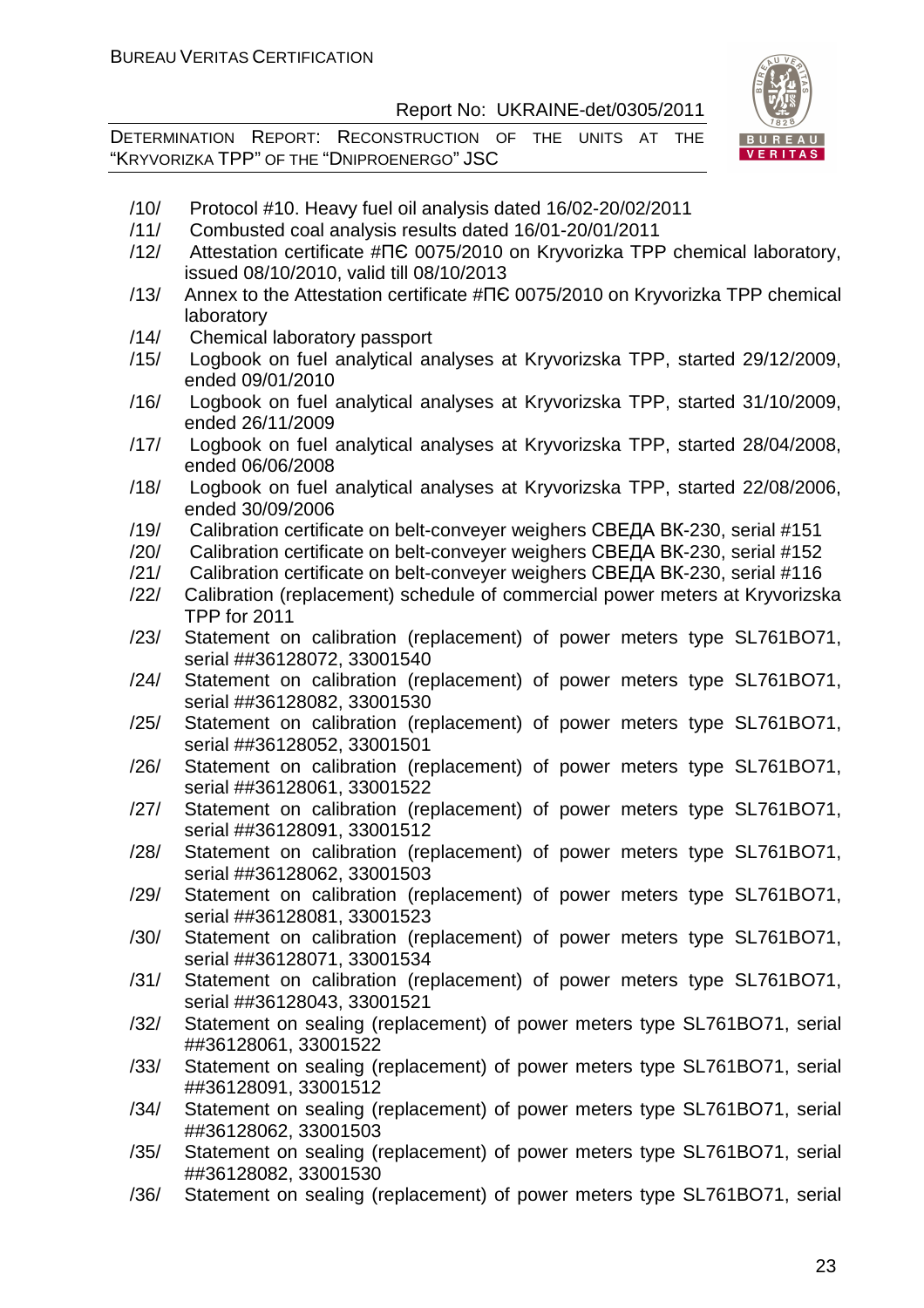/10/ Protocol #10. Heavy fuel oil analysis dated 16/02-20/02/2011

/11/ Combusted coal analysis results dated 16/01-20/01/2011

/12/ Attestation certificate #ПЄ 0075/2010 on Kryvorizka TPP chemical laboratory, issued 08/10/2010, valid till 08/10/2013

/13/ Annex to the Attestation certificate #ПЄ 0075/2010 on Kryvorizka TPP chemical laboratory

/14/ Chemical laboratory passport

/15/ Logbook on fuel analytical analyses at Kryvorizska TPP, started 29/12/2009, ended 09/01/2010

/16/ Logbook on fuel analytical analyses at Kryvorizska TPP, started 31/10/2009, ended 26/11/2009

/17/ Logbook on fuel analytical analyses at Kryvorizska TPP, started 28/04/2008, ended 06/06/2008

/18/ Logbook on fuel analytical analyses at Kryvorizska TPP, started 22/08/2006, ended 30/09/2006

/19/ Calibration certificate on belt-conveyer weighers СВЕДА ВК-230, serial #151

/20/ Calibration certificate on belt-conveyer weighers СВЕДА ВК-230, serial #152

/21/ Calibration certificate on belt-conveyer weighers СВЕДА ВК-230, serial #116

/22/ Calibration (replacement) schedule of commercial power meters at Kryvorizska TPP for 2011

/23/ Statement on calibration (replacement) of power meters type SL761BO71, serial ##36128072, 33001540

/24/ Statement on calibration (replacement) of power meters type SL761BO71, serial ##36128082, 33001530

/25/ Statement on calibration (replacement) of power meters type SL761BO71, serial ##36128052, 33001501

/26/ Statement on calibration (replacement) of power meters type SL761BO71, serial ##36128061, 33001522

/27/ Statement on calibration (replacement) of power meters type SL761BO71, serial ##36128091, 33001512

/28/ Statement on calibration (replacement) of power meters type SL761BO71, serial ##36128062, 33001503

/29/ Statement on calibration (replacement) of power meters type SL761BO71, serial ##36128081, 33001523

/30/ Statement on calibration (replacement) of power meters type SL761BO71, serial ##36128071, 33001534

/31/ Statement on calibration (replacement) of power meters type SL761BO71, serial ##36128043, 33001521

/32/ Statement on sealing (replacement) of power meters type SL761BO71, serial ##36128061, 33001522

/33/ Statement on sealing (replacement) of power meters type SL761BO71, serial ##36128091, 33001512

/34/ Statement on sealing (replacement) of power meters type SL761BO71, serial ##36128062, 33001503

/35/ Statement on sealing (replacement) of power meters type SL761BO71, serial ##36128082, 33001530

/36/ Statement on sealing (replacement) of power meters type SL761BO71, serial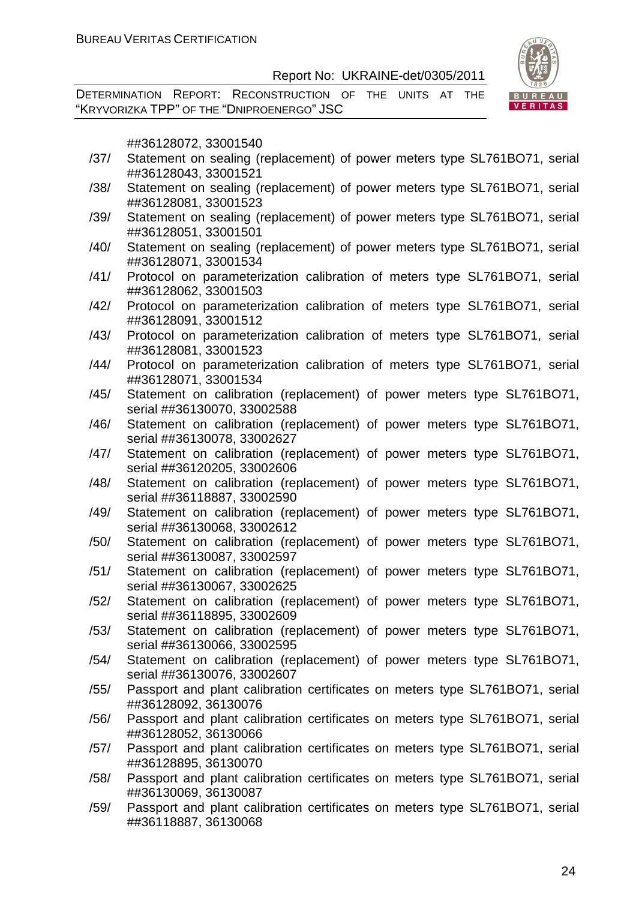##36128072, 33001540

/37/ Statement on sealing (replacement) of power meters type SL761BO71, serial ##36128043, 33001521

/38/ Statement on sealing (replacement) of power meters type SL761BO71, serial ##36128081, 33001523

/39/ Statement on sealing (replacement) of power meters type SL761BO71, serial ##36128051, 33001501

/40/ Statement on sealing (replacement) of power meters type SL761BO71, serial ##36128071, 33001534

/41/ Protocol on parameterization calibration of meters type SL761BO71, serial ##36128062, 33001503

/42/ Protocol on parameterization calibration of meters type SL761BO71, serial ##36128091, 33001512

/43/ Protocol on parameterization calibration of meters type SL761BO71, serial ##36128081, 33001523

/44/ Protocol on parameterization calibration of meters type SL761BO71, serial ##36128071, 33001534

/45/ Statement on calibration (replacement) of power meters type SL761BO71, serial ##36130070, 33002588

/46/ Statement on calibration (replacement) of power meters type SL761BO71, serial ##36130078, 33002627

/47/ Statement on calibration (replacement) of power meters type SL761BO71, serial ##36120205, 33002606

/48/ Statement on calibration (replacement) of power meters type SL761BO71, serial ##36118887, 33002590

/49/ Statement on calibration (replacement) of power meters type SL761BO71, serial ##36130068, 33002612

/50/ Statement on calibration (replacement) of power meters type SL761BO71, serial ##36130087, 33002597

/51/ Statement on calibration (replacement) of power meters type SL761BO71, serial ##36130067, 33002625

/52/ Statement on calibration (replacement) of power meters type SL761BO71, serial ##36118895, 33002609

/53/ Statement on calibration (replacement) of power meters type SL761BO71, serial ##36130066, 33002595

/54/ Statement on calibration (replacement) of power meters type SL761BO71, serial ##36130076, 33002607

/55/ Passport and plant calibration certificates on meters type SL761BO71, serial ##36128092, 36130076

/56/ Passport and plant calibration certificates on meters type SL761BO71, serial ##36128052, 36130066

/57/ Passport and plant calibration certificates on meters type SL761BO71, serial ##36128895, 36130070

/58/ Passport and plant calibration certificates on meters type SL761BO71, serial ##36130069, 36130087

/59/ Passport and plant calibration certificates on meters type SL761BO71, serial ##36118887, 36130068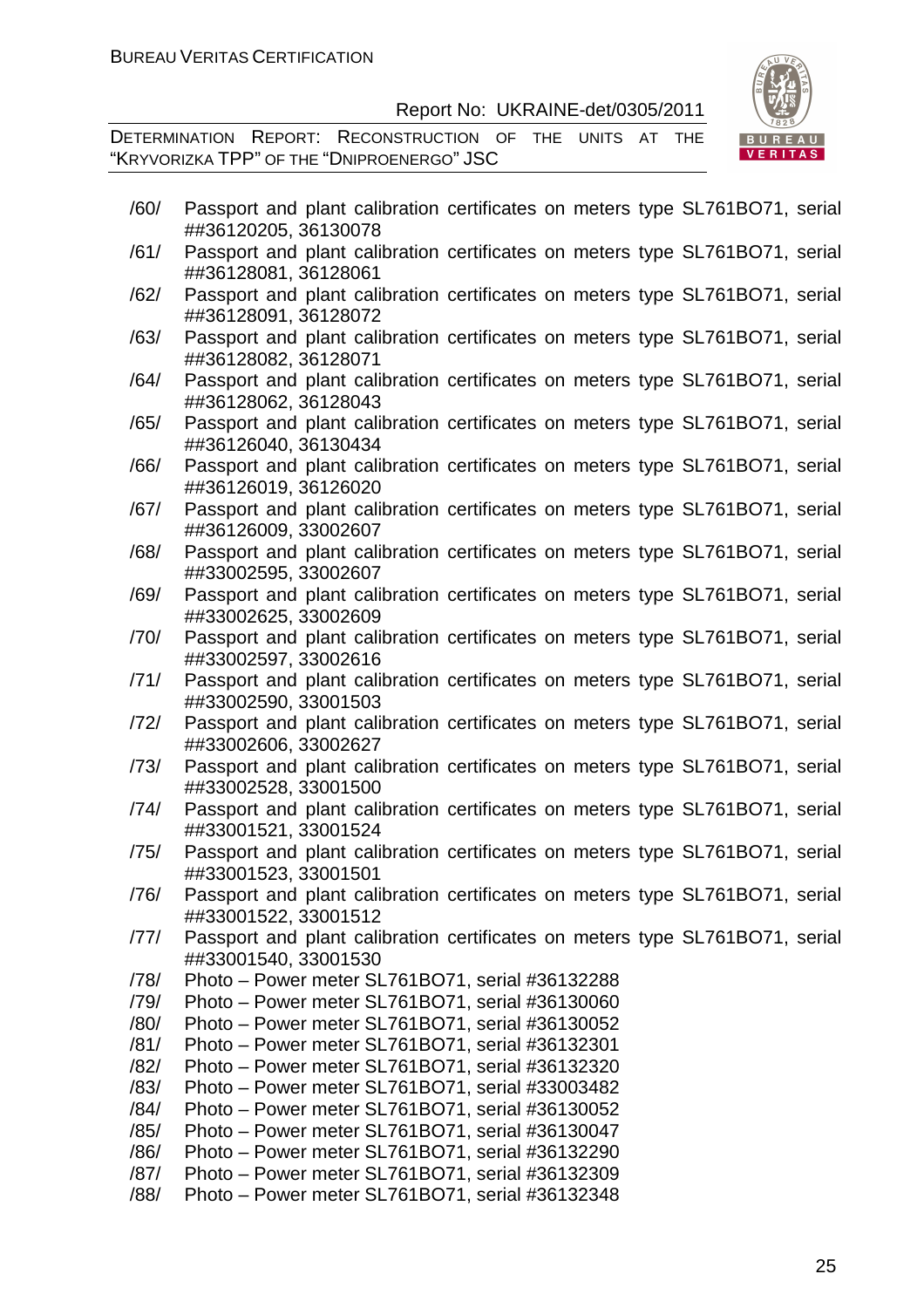/60/ Passport and plant calibration certificates on meters type SL761BO71, serial ##36120205, 36130078

/61/ Passport and plant calibration certificates on meters type SL761BO71, serial ##36128081, 36128061

/62/ Passport and plant calibration certificates on meters type SL761BO71, serial ##36128091, 36128072

/63/ Passport and plant calibration certificates on meters type SL761BO71, serial ##36128082, 36128071

/64/ Passport and plant calibration certificates on meters type SL761BO71, serial ##36128062, 36128043

/65/ Passport and plant calibration certificates on meters type SL761BO71, serial ##36126040, 36130434

/66/ Passport and plant calibration certificates on meters type SL761BO71, serial ##36126019, 36126020

/67/ Passport and plant calibration certificates on meters type SL761BO71, serial ##36126009, 33002607

/68/ Passport and plant calibration certificates on meters type SL761BO71, serial ##33002595, 33002607

/69/ Passport and plant calibration certificates on meters type SL761BO71, serial ##33002625, 33002609

/70/ Passport and plant calibration certificates on meters type SL761BO71, serial ##33002597, 33002616

/71/ Passport and plant calibration certificates on meters type SL761BO71, serial ##33002590, 33001503

/72/ Passport and plant calibration certificates on meters type SL761BO71, serial ##33002606, 33002627

/73/ Passport and plant calibration certificates on meters type SL761BO71, serial ##33002528, 33001500

/74/ Passport and plant calibration certificates on meters type SL761BO71, serial ##33001521, 33001524

/75/ Passport and plant calibration certificates on meters type SL761BO71, serial ##33001523, 33001501

/76/ Passport and plant calibration certificates on meters type SL761BO71, serial ##33001522, 33001512

/77/ Passport and plant calibration certificates on meters type SL761BO71, serial ##33001540, 33001530

/78/ Photo – Power meter SL761BO71, serial #36132288

/79/ Photo – Power meter SL761BO71, serial #36130060

/80/ Photo – Power meter SL761BO71, serial #36130052

/81/ Photo – Power meter SL761BO71, serial #36132301

/82/ Photo – Power meter SL761BO71, serial #36132320

/83/ Photo – Power meter SL761BO71, serial #33003482

/84/ Photo – Power meter SL761BO71, serial #36130052

/85/ Photo – Power meter SL761BO71, serial #36130047

/86/ Photo – Power meter SL761BO71, serial #36132290

/87/ Photo – Power meter SL761BO71, serial #36132309

/88/ Photo – Power meter SL761BO71, serial #36132348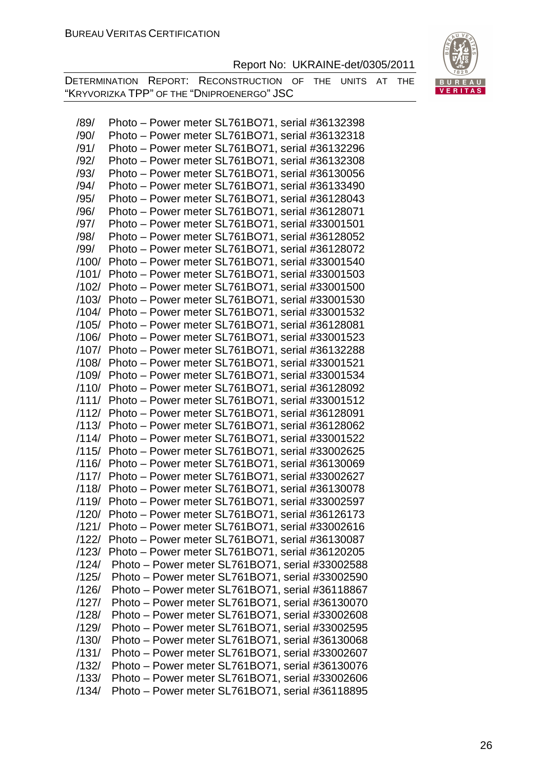/89/ Photo – Power meter SL761BO71, serial #36132398
/90/ Photo – Power meter SL761BO71, serial #36132318
/91/ Photo – Power meter SL761BO71, serial #36132296
/92/ Photo – Power meter SL761BO71, serial #36132308
/93/ Photo – Power meter SL761BO71, serial #36130056
/94/ Photo – Power meter SL761BO71, serial #36133490
/95/ Photo – Power meter SL761BO71, serial #36128043
/96/ Photo – Power meter SL761BO71, serial #36128071
/97/ Photo – Power meter SL761BO71, serial #33001501
/98/ Photo – Power meter SL761BO71, serial #36128052
/99/ Photo – Power meter SL761BO71, serial #36128072
/100/ Photo – Power meter SL761BO71, serial #33001540
/101/ Photo – Power meter SL761BO71, serial #33001503
/102/ Photo – Power meter SL761BO71, serial #33001500
/103/ Photo – Power meter SL761BO71, serial #33001530
/104/ Photo – Power meter SL761BO71, serial #33001532
/105/ Photo – Power meter SL761BO71, serial #36128081
/106/ Photo – Power meter SL761BO71, serial #33001523
/107/ Photo – Power meter SL761BO71, serial #36132288
/108/ Photo – Power meter SL761BO71, serial #33001521
/109/ Photo – Power meter SL761BO71, serial #33001534
/110/ Photo – Power meter SL761BO71, serial #36128092
/111/ Photo – Power meter SL761BO71, serial #33001512
/112/ Photo – Power meter SL761BO71, serial #36128091
/113/ Photo – Power meter SL761BO71, serial #36128062
/114/ Photo – Power meter SL761BO71, serial #33001522
/115/ Photo – Power meter SL761BO71, serial #33002625
/116/ Photo – Power meter SL761BO71, serial #36130069
/117/ Photo – Power meter SL761BO71, serial #33002627
/118/ Photo – Power meter SL761BO71, serial #36130078
/119/ Photo – Power meter SL761BO71, serial #33002597
/120/ Photo – Power meter SL761BO71, serial #36126173
/121/ Photo – Power meter SL761BO71, serial #33002616
/122/ Photo – Power meter SL761BO71, serial #36130087
/123/ Photo – Power meter SL761BO71, serial #36120205
/124/ Photo – Power meter SL761BO71, serial #33002588
/125/ Photo – Power meter SL761BO71, serial #33002590
/126/ Photo – Power meter SL761BO71, serial #36118867
/127/ Photo – Power meter SL761BO71, serial #36130070
/128/ Photo – Power meter SL761BO71, serial #33002608
/129/ Photo – Power meter SL761BO71, serial #33002595
/130/ Photo – Power meter SL761BO71, serial #36130068
/131/ Photo – Power meter SL761BO71, serial #33002607
/132/ Photo – Power meter SL761BO71, serial #36130076
/133/ Photo – Power meter SL761BO71, serial #33002606
/134/ Photo – Power meter SL761BO71, serial #36118895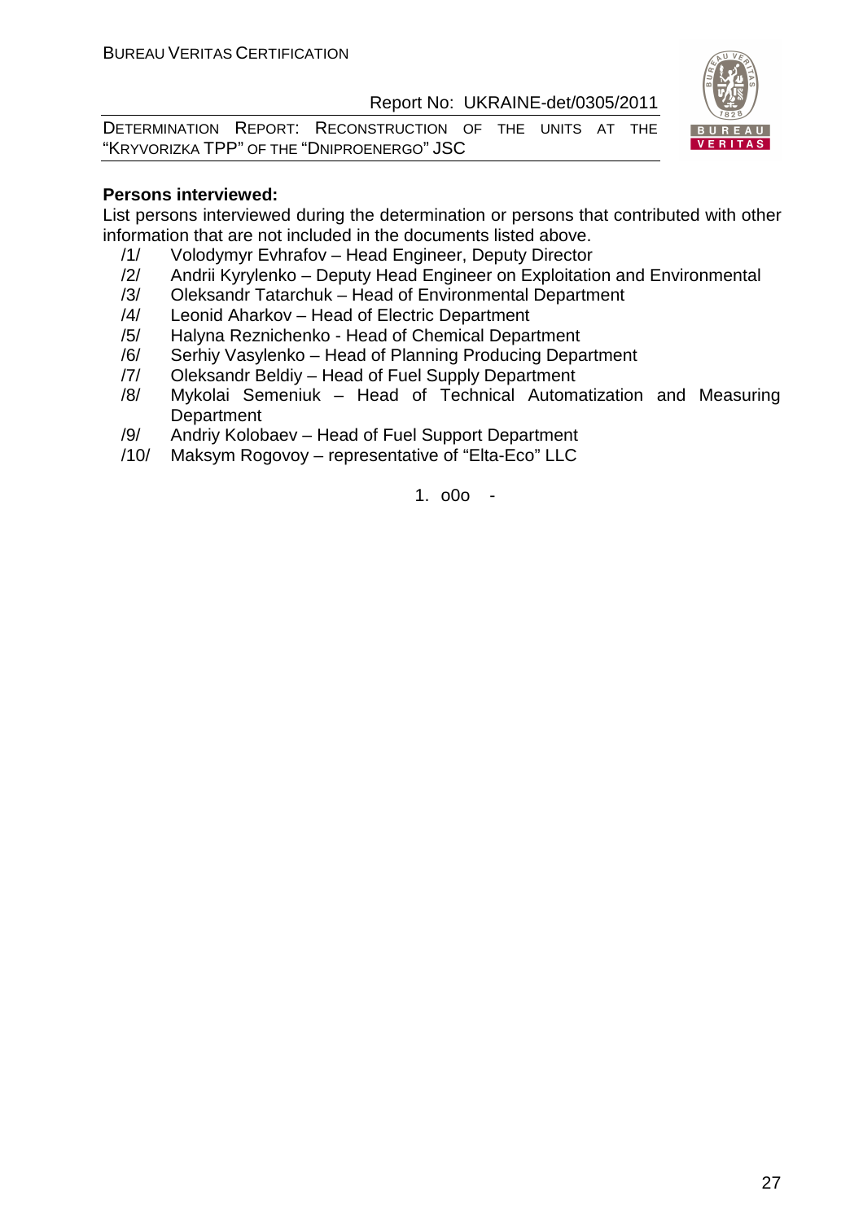**Persons interviewed:**

List persons interviewed during the determination or persons that contributed with other information that are not included in the documents listed above.

/1/ Volodymyr Evhrafov – Head Engineer, Deputy Director

/2/ Andrii Kyrylenko – Deputy Head Engineer on Exploitation and Environmental

/3/ Oleksandr Tatarchuk – Head of Environmental Department

/4/ Leonid Aharkov – Head of Electric Department

/5/ Halyna Reznichenko - Head of Chemical Department

/6/ Serhiy Vasylenko – Head of Planning Producing Department

/7/ Oleksandr Beldiy – Head of Fuel Supply Department

/8/ Mykolai Semeniuk – Head of Technical Automatization and Measuring Department

/9/ Andriy Kolobaev – Head of Fuel Support Department

/10/ Maksym Rogovoy – representative of "Elta-Eco" LLC

1. o0o -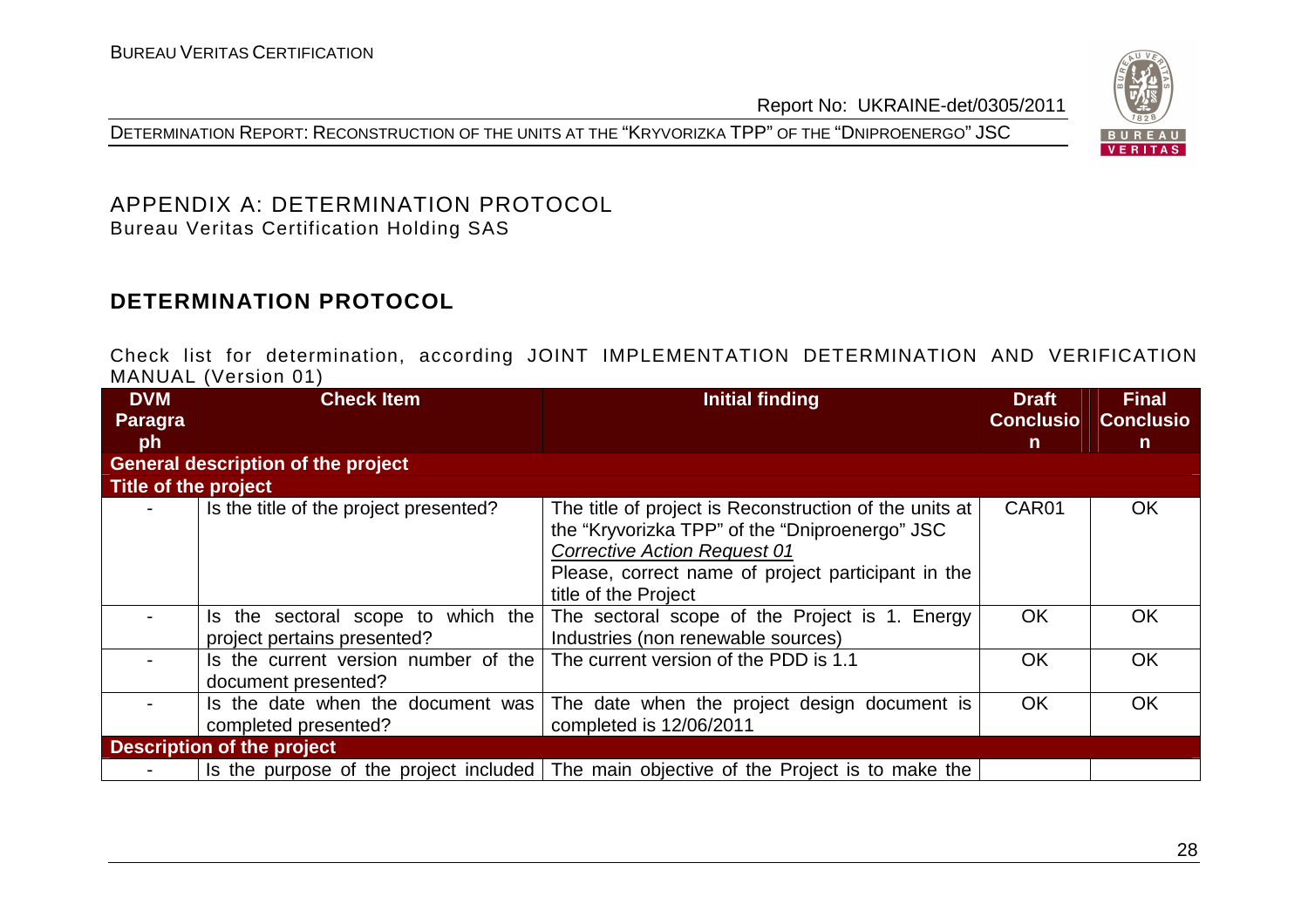## APPENDIX A: DETERMINATION PROTOCOL

Bureau Veritas Certification Holding SAS

### DETERMINATION PROTOCOL

Check list for determination, according JOINT IMPLEMENTATION DETERMINATION AND VERIFICATION MANUAL (Version 01)

| DVM Paragraph | Check Item | Initial finding | Draft Conclusion | Final Conclusion |
|---|---|---|---|---|
| **General description of the project** | | | | |
| **Title of the project** | | | | |
| - | Is the title of the project presented? | The title of project is Reconstruction of the units at the "Kryvorizka TPP" of the "Dniproenergo" JSC<br>*Corrective Action Request 01*<br>Please, correct name of project participant in the title of the Project | CAR01 | OK |
| - | Is the sectoral scope to which the project pertains presented? | The sectoral scope of the Project is 1. Energy Industries (non renewable sources) | OK | OK |
| - | Is the current version number of the document presented? | The current version of the PDD is 1.1 | OK | OK |
| - | Is the date when the document was completed presented? | The date when the project design document is completed is 12/06/2011 | OK | OK |
| **Description of the project** | | | | |
| - | Is the purpose of the project included | The main objective of the Project is to make the | | |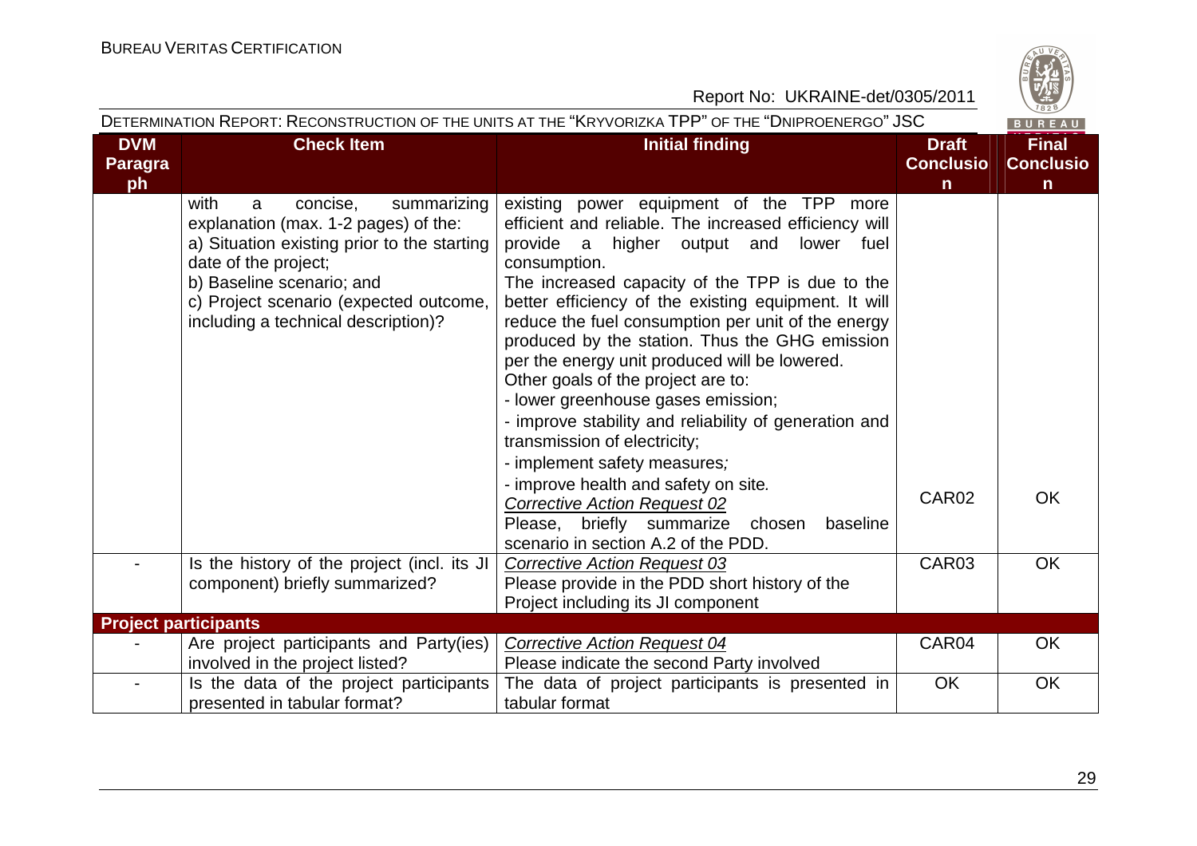| DVM Paragraph | Check Item | Initial finding | Draft Conclusion | Final Conclusion |
|---|---|---|---|---|
| | with a concise, summarizing explanation (max. 1-2 pages) of the: a) Situation existing prior to the starting date of the project; b) Baseline scenario; and c) Project scenario (expected outcome, including a technical description)? | existing power equipment of the TPP more efficient and reliable. The increased efficiency will provide a higher output and lower fuel consumption. The increased capacity of the TPP is due to the better efficiency of the existing equipment. It will reduce the fuel consumption per unit of the energy produced by the station. Thus the GHG emission per the energy unit produced will be lowered. Other goals of the project are to: - lower greenhouse gases emission; - improve stability and reliability of generation and transmission of electricity; - implement safety measures; - improve health and safety on site. *Corrective Action Request 02* Please, briefly summarize chosen baseline scenario in section A.2 of the PDD. | CAR02 | OK |
| - | Is the history of the project (incl. its JI component) briefly summarized? | *Corrective Action Request 03* Please provide in the PDD short history of the Project including its JI component | CAR03 | OK |
| **Project participants** | | | | |
| - | Are project participants and Party(ies) involved in the project listed? | *Corrective Action Request 04* Please indicate the second Party involved | CAR04 | OK |
| - | Is the data of the project participants presented in tabular format? | The data of project participants is presented in tabular format | OK | OK |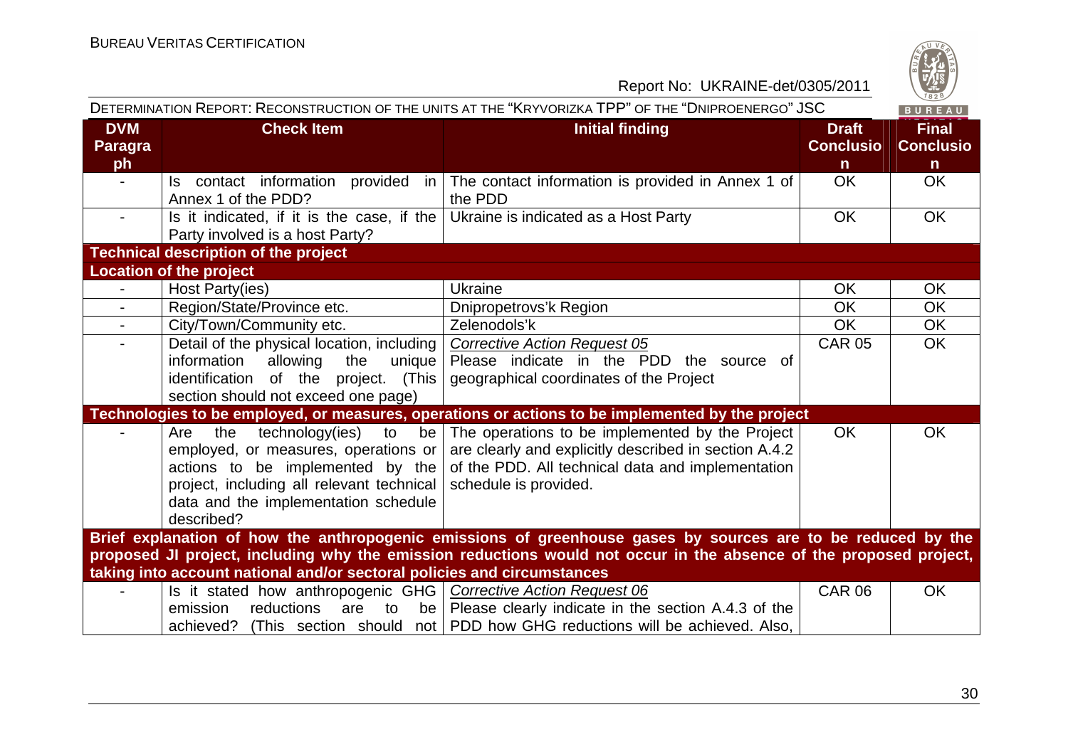| DVM Paragraph | Check Item | Initial finding | Draft Conclusion | Final Conclusion |
|---|---|---|---|---|
| - | Is contact information provided in Annex 1 of the PDD? | The contact information is provided in Annex 1 of the PDD | OK | OK |
| - | Is it indicated, if it is the case, if the Party involved is a host Party? | Ukraine is indicated as a Host Party | OK | OK |
| **Technical description of the project** | | | | |
| **Location of the project** | | | | |
| - | Host Party(ies) | Ukraine | OK | OK |
| - | Region/State/Province etc. | Dnipropetrovs'k Region | OK | OK |
| - | City/Town/Community etc. | Zelenodols'k | OK | OK |
| - | Detail of the physical location, including information allowing the unique identification of the project. (This section should not exceed one page) | *Corrective Action Request 05* Please indicate in the PDD the source of geographical coordinates of the Project | CAR 05 | OK |
| **Technologies to be employed, or measures, operations or actions to be implemented by the project** | | | | |
| - | Are the technology(ies) to be employed, or measures, operations or actions to be implemented by the project, including all relevant technical data and the implementation schedule described? | The operations to be implemented by the Project are clearly and explicitly described in section A.4.2 of the PDD. All technical data and implementation schedule is provided. | OK | OK |
| **Brief explanation of how the anthropogenic emissions of greenhouse gases by sources are to be reduced by the proposed JI project, including why the emission reductions would not occur in the absence of the proposed project, taking into account national and/or sectoral policies and circumstances** | | | | |
| - | Is it stated how anthropogenic GHG emission reductions are to be achieved? (This section should not | *Corrective Action Request 06* Please clearly indicate in the section A.4.3 of the PDD how GHG reductions will be achieved. Also, | CAR 06 | OK |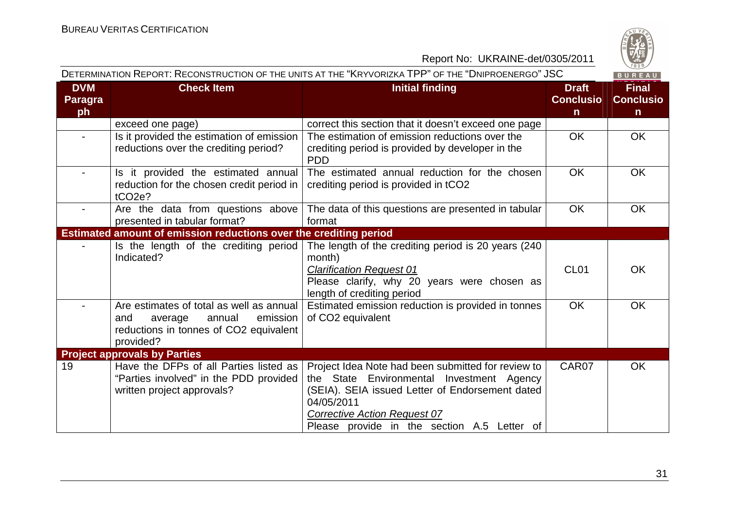| DVM Paragraph | Check Item | Initial finding | Draft Conclusion | Final Conclusion |
|---|---|---|---|---|
| | exceed one page) | correct this section that it doesn't exceed one page | | |
| - | Is it provided the estimation of emission reductions over the crediting period? | The estimation of emission reductions over the crediting period is provided by developer in the PDD | OK | OK |
| - | Is it provided the estimated annual reduction for the chosen credit period in $tCO_2e$? | The estimated annual reduction for the chosen crediting period is provided in $tCO_2$ | OK | OK |
| - | Are the data from questions above presented in tabular format? | The data of this questions are presented in tabular format | OK | OK |
| **Estimated amount of emission reductions over the crediting period** | | | | |
| - | Is the length of the crediting period Indicated? | The length of the crediting period is 20 years (240 month)<br>*Clarification Request 01*<br>Please clarify, why 20 years were chosen as length of crediting period | CL01 | OK |
| - | Are estimates of total as well as annual and average annual emission reductions in tonnes of $CO_2$ equivalent provided? | Estimated emission reduction is provided in tonnes of $CO_2$ equivalent | OK | OK |
| **Project approvals by Parties** | | | | |
| 19 | Have the DFPs of all Parties listed as "Parties involved" in the PDD provided written project approvals? | Project Idea Note had been submitted for review to the State Environmental Investment Agency (SEIA). SEIA issued Letter of Endorsement dated 04/05/2011<br>*Corrective Action Request 07*<br>Please provide in the section A.5 Letter of | CAR07 | OK |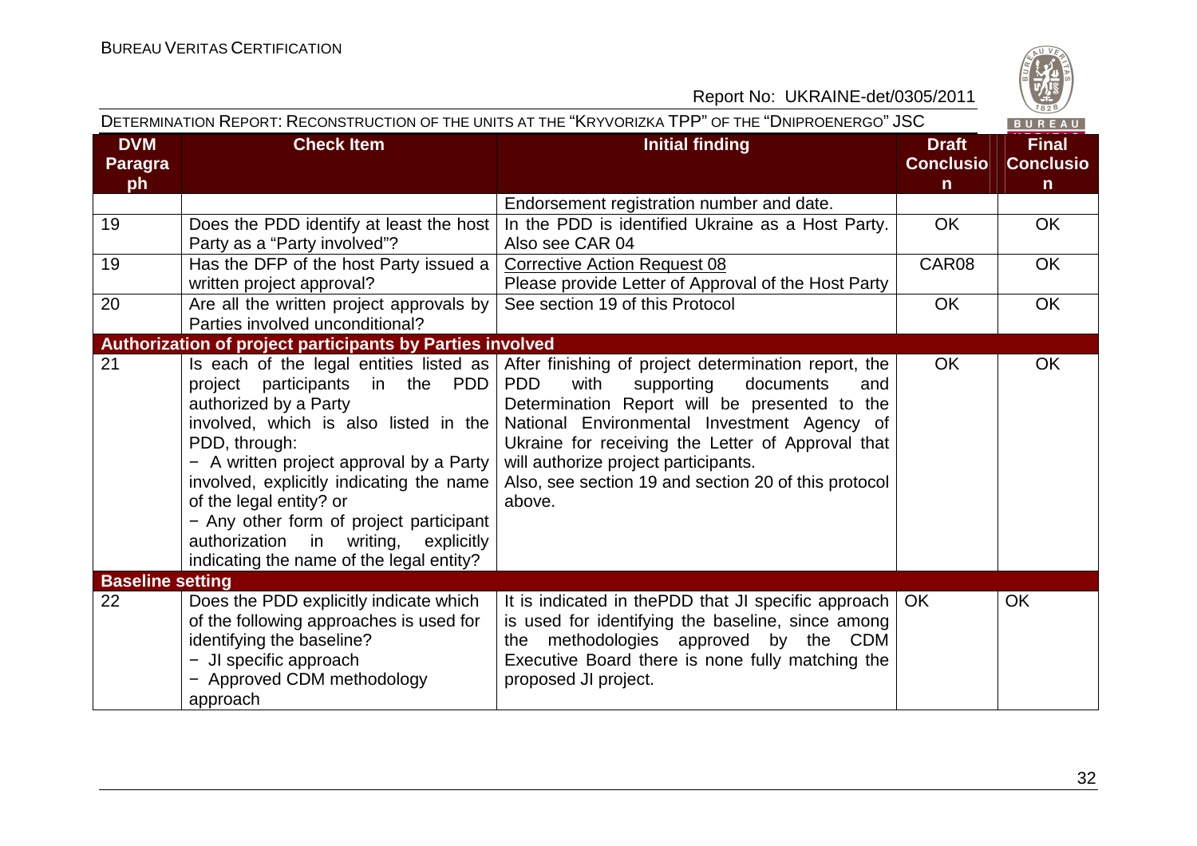| DVM Paragraph | Check Item | Initial finding | Draft Conclusion | Final Conclusion |
|---|---|---|---|---|
| | | Endorsement registration number and date. | | |
| 19 | Does the PDD identify at least the host Party as a "Party involved"? | In the PDD is identified Ukraine as a Host Party. Also see CAR 04 | OK | OK |
| 19 | Has the DFP of the host Party issued a written project approval? | Corrective Action Request 08<br>Please provide Letter of Approval of the Host Party | CAR08 | OK |
| 20 | Are all the written project approvals by Parties involved unconditional? | See section 19 of this Protocol | OK | OK |
| **Authorization of project participants by Parties involved** | | | | |
| 21 | Is each of the legal entities listed as project participants in the PDD authorized by a Party involved, which is also listed in the PDD, through:<br>− A written project approval by a Party involved, explicitly indicating the name of the legal entity? or<br>− Any other form of project participant authorization in writing, explicitly indicating the name of the legal entity? | After finishing of project determination report, the PDD with supporting documents and Determination Report will be presented to the National Environmental Investment Agency of Ukraine for receiving the Letter of Approval that will authorize project participants.<br>Also, see section 19 and section 20 of this protocol above. | OK | OK |
| **Baseline setting** | | | | |
| 22 | Does the PDD explicitly indicate which of the following approaches is used for identifying the baseline?<br>− JI specific approach<br>− Approved CDM methodology approach | It is indicated in thePDD that JI specific approach is used for identifying the baseline, since among the methodologies approved by the CDM Executive Board there is none fully matching the proposed JI project. | OK | OK |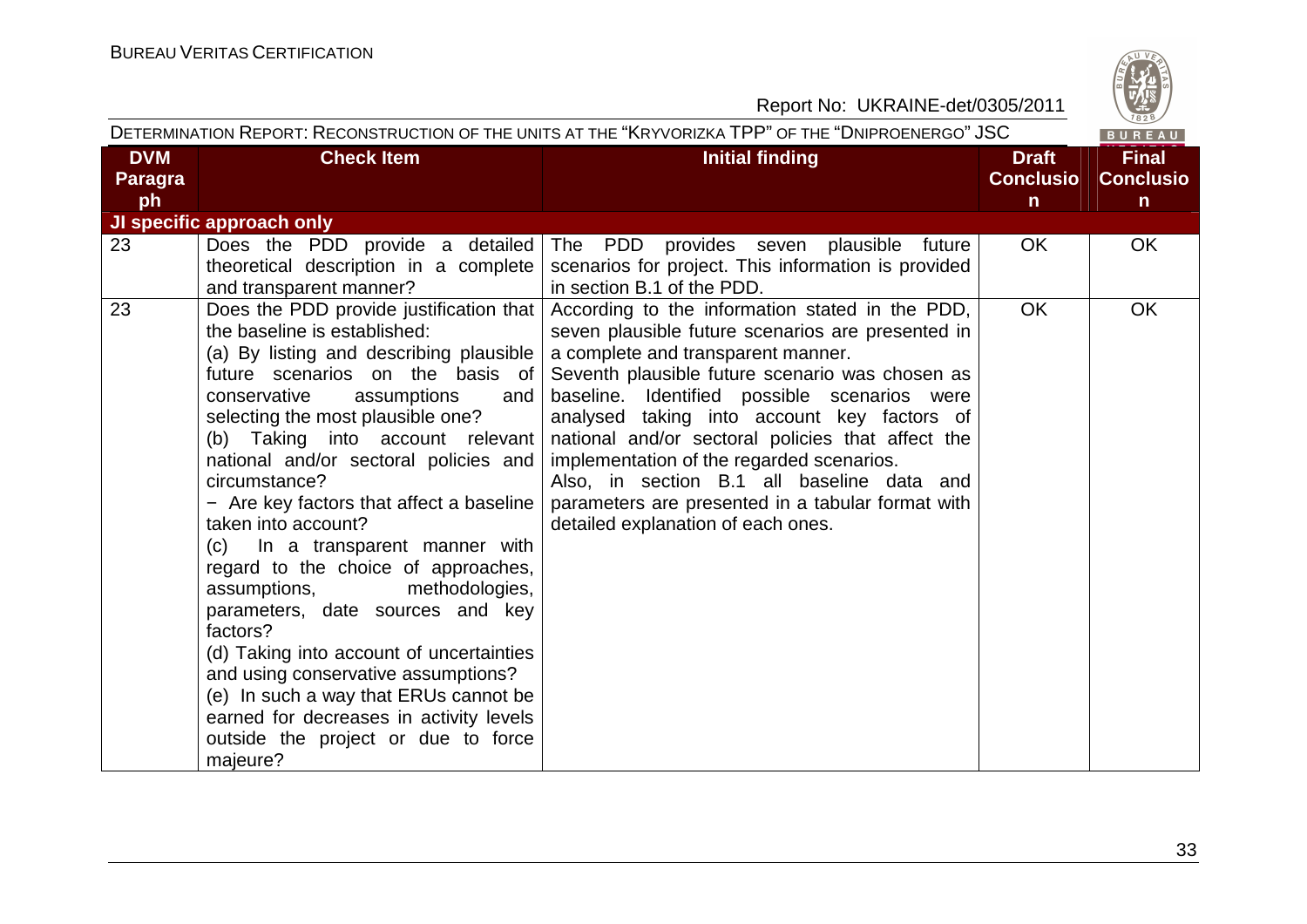| DVM Paragraph | Check Item | Initial finding | Draft Conclusion | Final Conclusion |
|---|---|---|---|---|
| **JI specific approach only** | | | | |
| 23 | Does the PDD provide a detailed theoretical description in a complete and transparent manner? | The PDD provides seven plausible future scenarios for project. This information is provided in section B.1 of the PDD. | OK | OK |
| 23 | Does the PDD provide justification that the baseline is established:<br>(a) By listing and describing plausible future scenarios on the basis of conservative assumptions and selecting the most plausible one?<br>(b) Taking into account relevant national and/or sectoral policies and circumstance?<br>− Are key factors that affect a baseline taken into account?<br>(c) In a transparent manner with regard to the choice of approaches, assumptions, methodologies, parameters, date sources and key factors?<br>(d) Taking into account of uncertainties and using conservative assumptions?<br>(e) In such a way that ERUs cannot be earned for decreases in activity levels outside the project or due to force majeure? | According to the information stated in the PDD, seven plausible future scenarios are presented in a complete and transparent manner.<br>Seventh plausible future scenario was chosen as baseline. Identified possible scenarios were analysed taking into account key factors of national and/or sectoral policies that affect the implementation of the regarded scenarios.<br>Also, in section B.1 all baseline data and parameters are presented in a tabular format with detailed explanation of each ones. | OK | OK |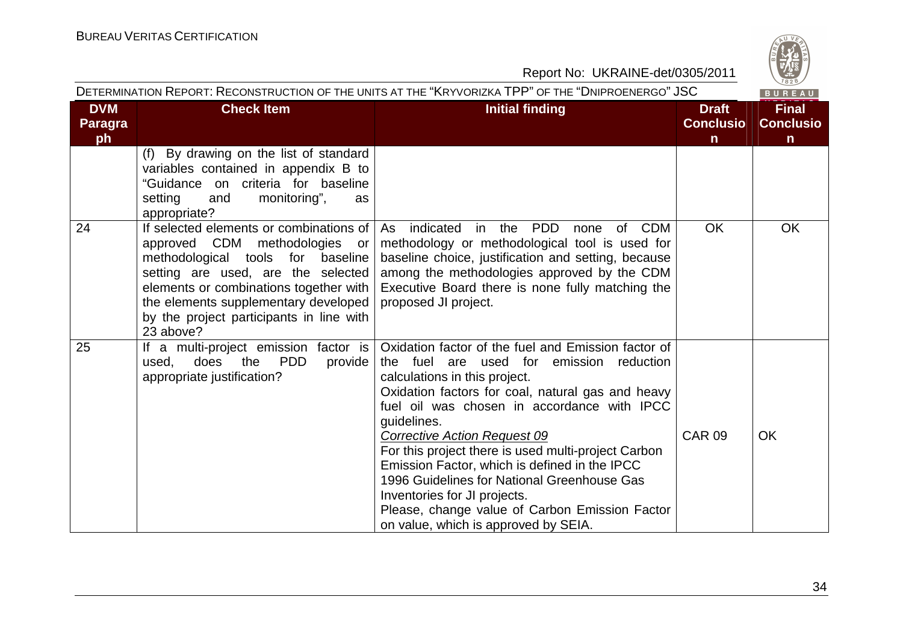| DVM Paragraph | Check Item | Initial finding | Draft Conclusion | Final Conclusion |
|---|---|---|---|---|
| | (f) By drawing on the list of standard variables contained in appendix B to "Guidance on criteria for baseline setting and monitoring", as appropriate? | | | |
| 24 | If selected elements or combinations of approved CDM methodologies or methodological tools for baseline setting are used, are the selected elements or combinations together with the elements supplementary developed by the project participants in line with 23 above? | As indicated in the PDD none of CDM methodology or methodological tool is used for baseline choice, justification and setting, because among the methodologies approved by the CDM Executive Board there is none fully matching the proposed JI project. | OK | OK |
| 25 | If a multi-project emission factor is used, does the PDD provide appropriate justification? | Oxidation factor of the fuel and Emission factor of the fuel are used for emission reduction calculations in this project.<br>Oxidation factors for coal, natural gas and heavy fuel oil was chosen in accordance with IPCC guidelines.<br>*Corrective Action Request 09*<br>For this project there is used multi-project Carbon Emission Factor, which is defined in the IPCC 1996 Guidelines for National Greenhouse Gas Inventories for JI projects.<br>Please, change value of Carbon Emission Factor on value, which is approved by SEIA. | CAR 09 | OK |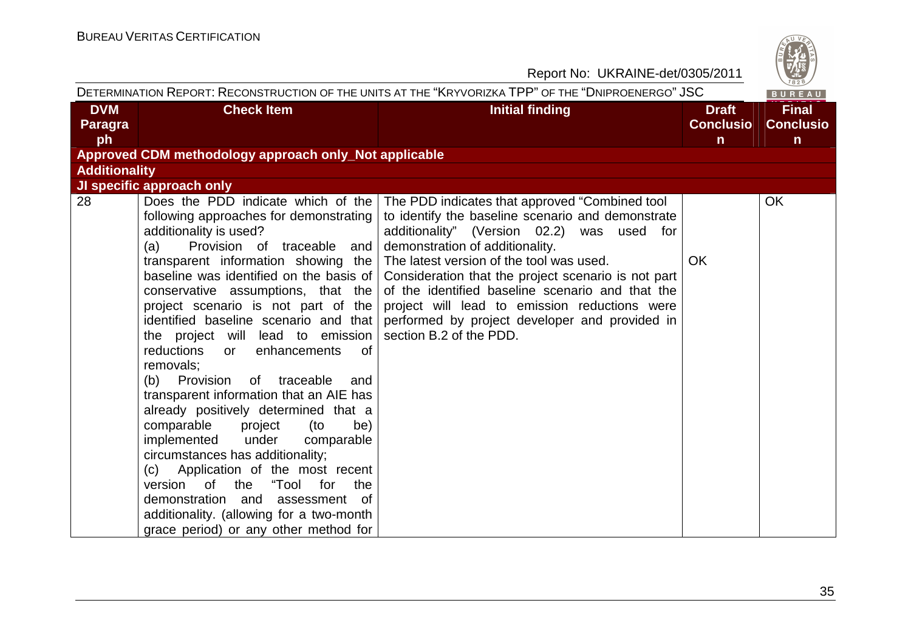| DVM Paragraph | Check Item | Initial finding | Draft Conclusion | Final Conclusion |
|---|---|---|---|---|
| **Approved CDM methodology approach only_Not applicable** | | | | |
| **Additionality** | | | | |
| **JI specific approach only** | | | | |
| 28 | Does the PDD indicate which of the following approaches for demonstrating additionality is used?<br>(a) Provision of traceable and transparent information showing the baseline was identified on the basis of conservative assumptions, that the project scenario is not part of the identified baseline scenario and that the project will lead to emission reductions or enhancements of removals;<br>(b) Provision of traceable and transparent information that an AIE has already positively determined that a comparable project (to be) implemented under comparable circumstances has additionality;<br>(c) Application of the most recent version of the "Tool for the demonstration and assessment of additionality. (allowing for a two-month grace period) or any other method for | The PDD indicates that approved "Combined tool to identify the baseline scenario and demonstrate additionality" (Version 02.2) was used for demonstration of additionality.<br>The latest version of the tool was used.<br>Consideration that the project scenario is not part of the identified baseline scenario and that the project will lead to emission reductions were performed by project developer and provided in section B.2 of the PDD. | OK | OK |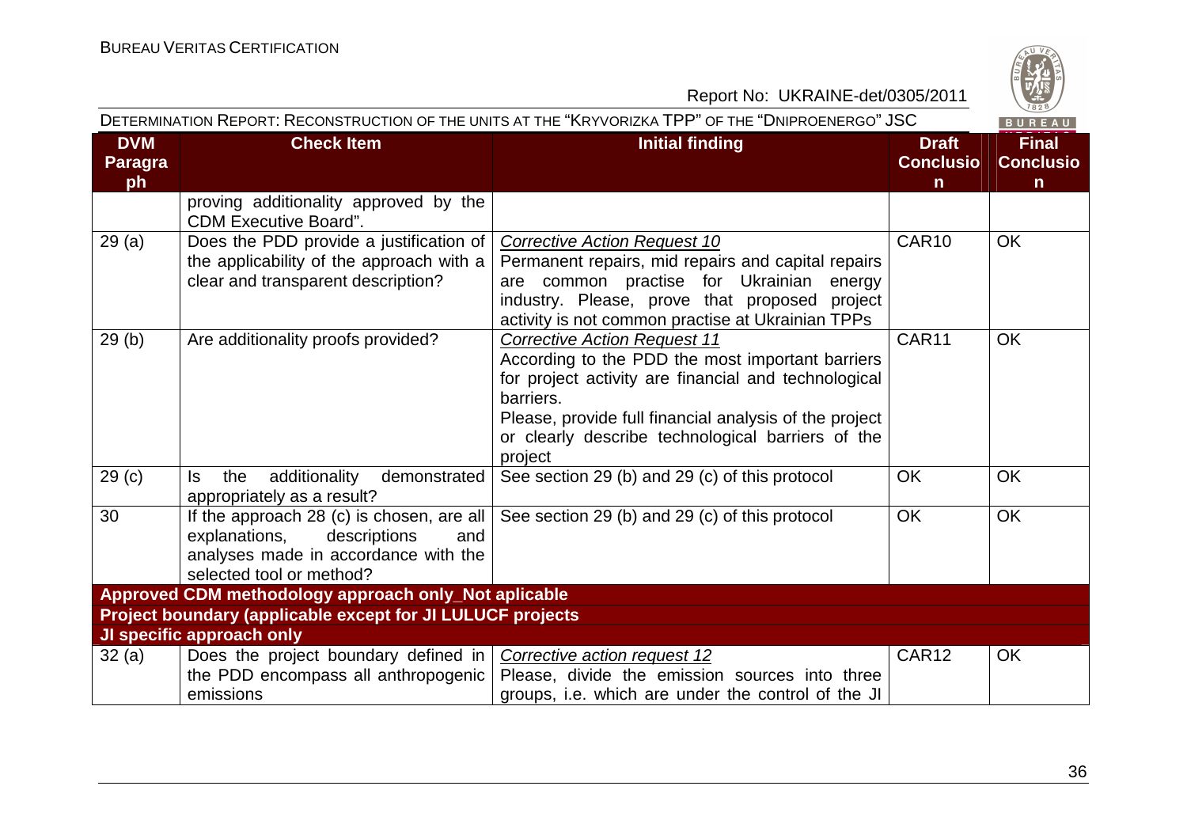| DVM Paragraph | Check Item | Initial finding | Draft Conclusion | Final Conclusion |
|---|---|---|---|---|
| | proving additionality approved by the CDM Executive Board". | | | |
| 29 (a) | Does the PDD provide a justification of the applicability of the approach with a clear and transparent description? | *Corrective Action Request 10* Permanent repairs, mid repairs and capital repairs are common practise for Ukrainian energy industry. Please, prove that proposed project activity is not common practise at Ukrainian TPPs | CAR10 | OK |
| 29 (b) | Are additionality proofs provided? | *Corrective Action Request 11* According to the PDD the most important barriers for project activity are financial and technological barriers. Please, provide full financial analysis of the project or clearly describe technological barriers of the project | CAR11 | OK |
| 29 (c) | Is the additionality demonstrated appropriately as a result? | See section 29 (b) and 29 (c) of this protocol | OK | OK |
| 30 | If the approach 28 (c) is chosen, are all explanations, descriptions and analyses made in accordance with the selected tool or method? | See section 29 (b) and 29 (c) of this protocol | OK | OK |
| **Approved CDM methodology approach only_Not aplicable** | | | | |
| **Project boundary (applicable except for JI LULUCF projects** | | | | |
| **JI specific approach only** | | | | |
| 32 (a) | Does the project boundary defined in the PDD encompass all anthropogenic emissions | *Corrective action request 12* Please, divide the emission sources into three groups, i.e. which are under the control of the JI | CAR12 | OK |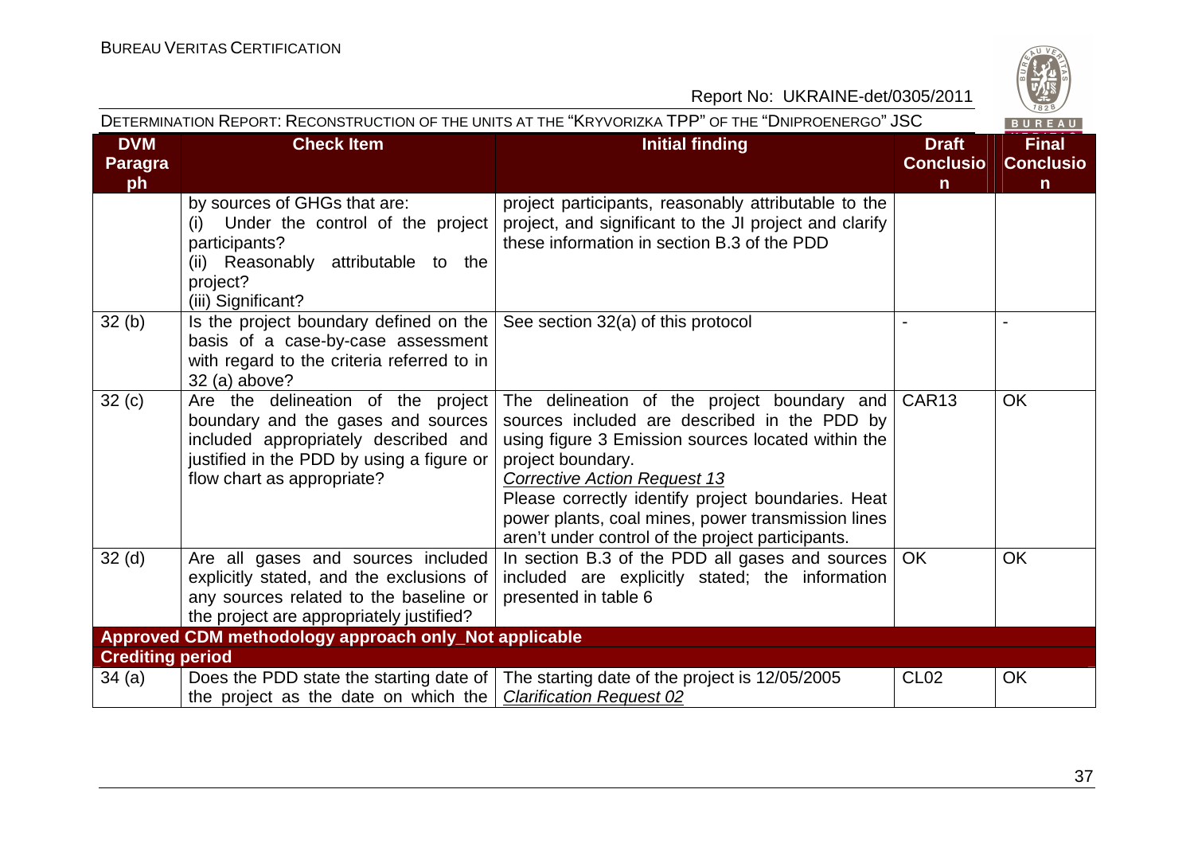| DVM Paragraph | Check Item | Initial finding | Draft Conclusion | Final Conclusion |
|---|---|---|---|---|
| | by sources of GHGs that are:<br>(i) Under the control of the project participants?<br>(ii) Reasonably attributable to the project?<br>(iii) Significant? | project participants, reasonably attributable to the project, and significant to the JI project and clarify these information in section B.3 of the PDD | | |
| 32 (b) | Is the project boundary defined on the basis of a case-by-case assessment with regard to the criteria referred to in 32 (a) above? | See section 32(a) of this protocol | - | - |
| 32 (c) | Are the delineation of the project boundary and the gases and sources included appropriately described and justified in the PDD by using a figure or flow chart as appropriate? | The delineation of the project boundary and sources included are described in the PDD by using figure 3 Emission sources located within the project boundary.<br>*Corrective Action Request 13*<br>Please correctly identify project boundaries. Heat power plants, coal mines, power transmission lines aren't under control of the project participants. | CAR13 | OK |
| 32 (d) | Are all gases and sources included explicitly stated, and the exclusions of any sources related to the baseline or the project are appropriately justified? | In section B.3 of the PDD all gases and sources included are explicitly stated; the information presented in table 6 | OK | OK |
| **Approved CDM methodology approach only_Not applicable** | | | | |
| **Crediting period** | | | | |
| 34 (a) | Does the PDD state the starting date of the project as the date on which the | The starting date of the project is 12/05/2005<br>*Clarification Request 02* | CL02 | OK |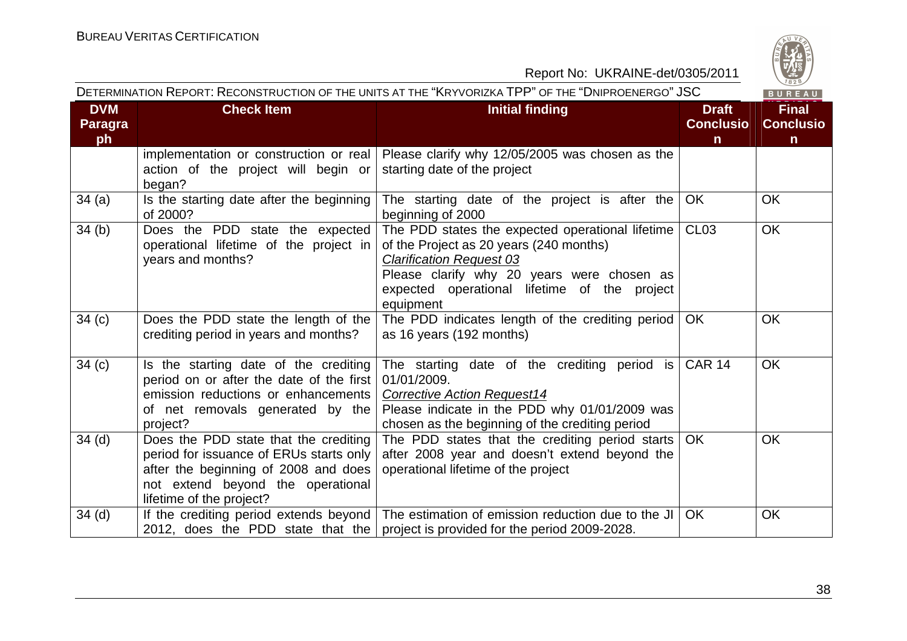| DVM Paragraph | Check Item | Initial finding | Draft Conclusion | Final Conclusion |
|---|---|---|---|---|
| | implementation or construction or real action of the project will begin or began? | Please clarify why 12/05/2005 was chosen as the starting date of the project | | |
| 34 (a) | Is the starting date after the beginning of 2000? | The starting date of the project is after the beginning of 2000 | OK | OK |
| 34 (b) | Does the PDD state the expected operational lifetime of the project in years and months? | The PDD states the expected operational lifetime of the Project as 20 years (240 months)<br>*Clarification Request 03*<br>Please clarify why 20 years were chosen as expected operational lifetime of the project equipment | CL03 | OK |
| 34 (c) | Does the PDD state the length of the crediting period in years and months? | The PDD indicates length of the crediting period as 16 years (192 months) | OK | OK |
| 34 (c) | Is the starting date of the crediting period on or after the date of the first emission reductions or enhancements of net removals generated by the project? | The starting date of the crediting period is 01/01/2009.<br>*Corrective Action Request14*<br>Please indicate in the PDD why 01/01/2009 was chosen as the beginning of the crediting period | CAR 14 | OK |
| 34 (d) | Does the PDD state that the crediting period for issuance of ERUs starts only after the beginning of 2008 and does not extend beyond the operational lifetime of the project? | The PDD states that the crediting period starts after 2008 year and doesn't extend beyond the operational lifetime of the project | OK | OK |
| 34 (d) | If the crediting period extends beyond 2012, does the PDD state that the | The estimation of emission reduction due to the JI project is provided for the period 2009-2028. | OK | OK |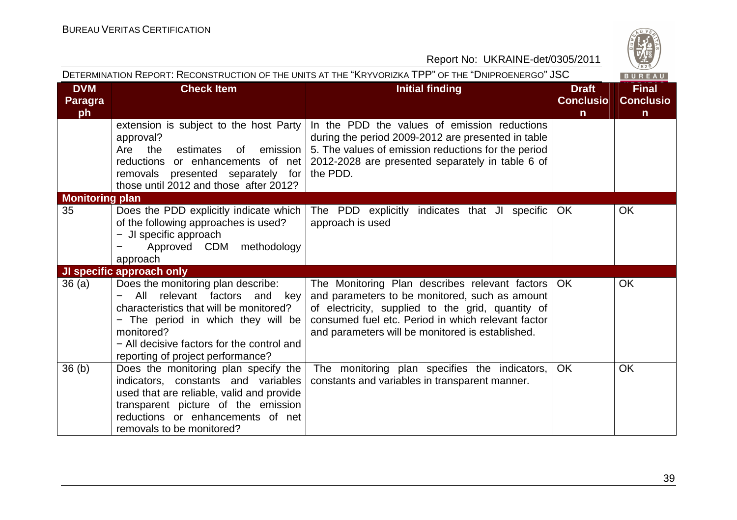| DVM Paragraph | Check Item | Initial finding | Draft Conclusion | Final Conclusion |
|---|---|---|---|---|
| | extension is subject to the host Party approval?<br>Are the estimates of emission reductions or enhancements of net removals presented separately for those until 2012 and those after 2012? | In the PDD the values of emission reductions during the period 2009-2012 are presented in table 5. The values of emission reductions for the period 2012-2028 are presented separately in table 6 of the PDD. | | |
| **Monitoring plan** | | | | |
| 35 | Does the PDD explicitly indicate which of the following approaches is used?<br>− JI specific approach<br>− Approved CDM methodology approach | The PDD explicitly indicates that JI specific approach is used | OK | OK |
| **JI specific approach only** | | | | |
| 36 (a) | Does the monitoring plan describe:<br>− All relevant factors and key characteristics that will be monitored?<br>− The period in which they will be monitored?<br>− All decisive factors for the control and reporting of project performance? | The Monitoring Plan describes relevant factors and parameters to be monitored, such as amount of electricity, supplied to the grid, quantity of consumed fuel etc. Period in which relevant factor and parameters will be monitored is established. | OK | OK |
| 36 (b) | Does the monitoring plan specify the indicators, constants and variables used that are reliable, valid and provide transparent picture of the emission reductions or enhancements of net removals to be monitored? | The monitoring plan specifies the indicators, constants and variables in transparent manner. | OK | OK |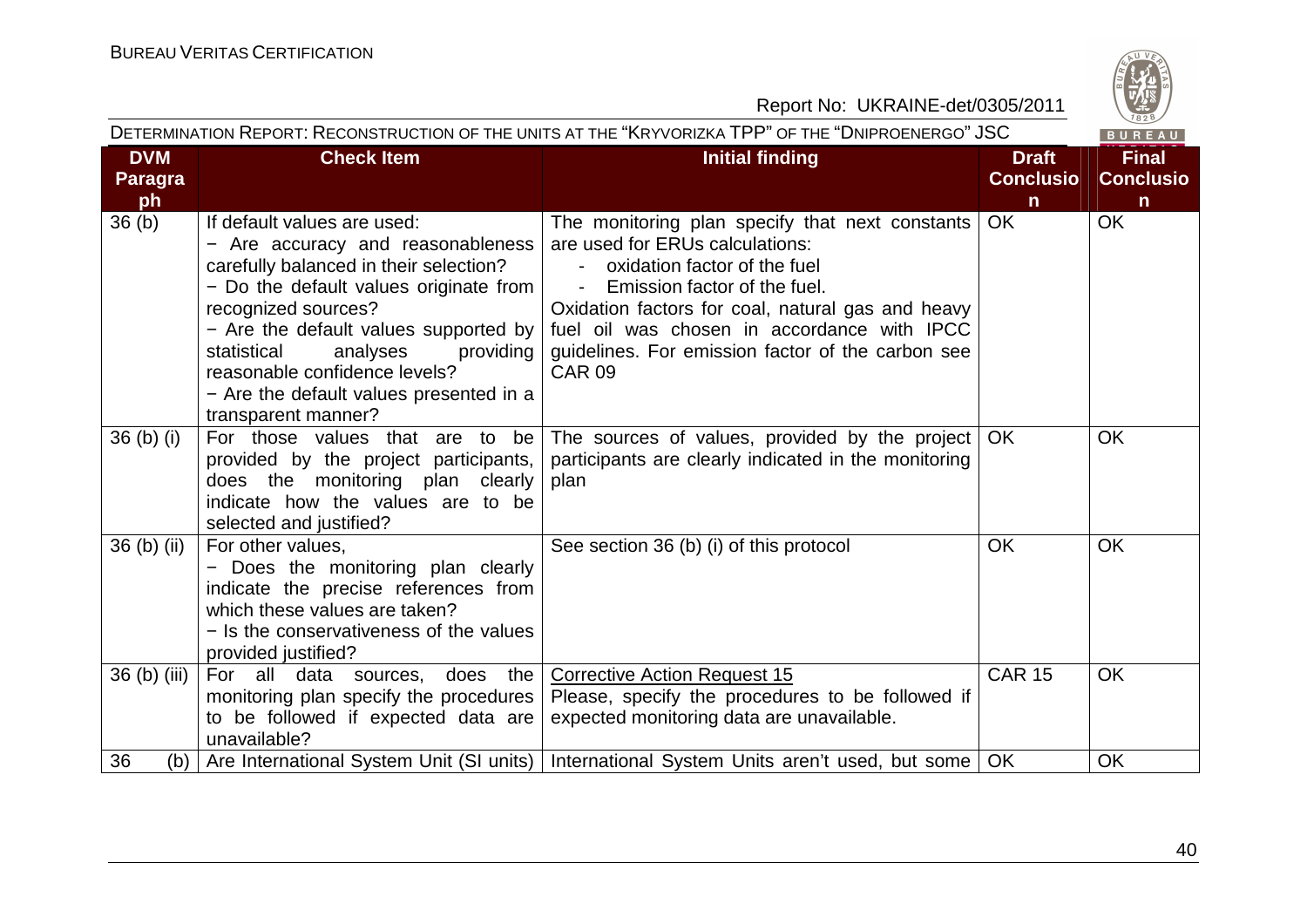| DVM Paragraph | Check Item | Initial finding | Draft Conclusion | Final Conclusion |
|---|---|---|---|---|
| 36 (b) | If default values are used:<br>− Are accuracy and reasonableness carefully balanced in their selection?<br>− Do the default values originate from recognized sources?<br>− Are the default values supported by statistical analyses providing reasonable confidence levels?<br>− Are the default values presented in a transparent manner? | The monitoring plan specify that next constants are used for ERUs calculations:<br>- oxidation factor of the fuel<br>- Emission factor of the fuel.<br>Oxidation factors for coal, natural gas and heavy fuel oil was chosen in accordance with IPCC guidelines. For emission factor of the carbon see CAR 09 | OK | OK |
| 36 (b) (i) | For those values that are to be provided by the project participants, does the monitoring plan clearly indicate how the values are to be selected and justified? | The sources of values, provided by the project participants are clearly indicated in the monitoring plan | OK | OK |
| 36 (b) (ii) | For other values,<br>− Does the monitoring plan clearly indicate the precise references from which these values are taken?<br>− Is the conservativeness of the values provided justified? | See section 36 (b) (i) of this protocol | OK | OK |
| 36 (b) (iii) | For all data sources, does the monitoring plan specify the procedures to be followed if expected data are unavailable? | Corrective Action Request 15<br>Please, specify the procedures to be followed if expected monitoring data are unavailable. | CAR 15 | OK |
| 36 (b) | Are International System Unit (SI units) | International System Units aren't used, but some | OK | OK |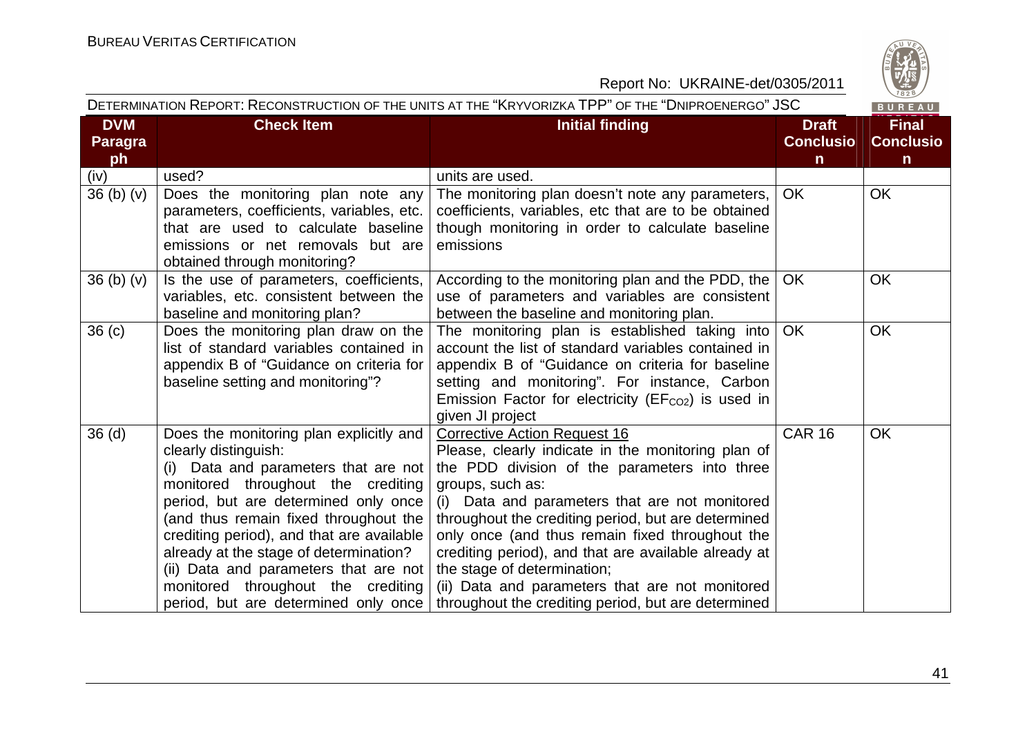| DVM Paragraph | Check Item | Initial finding | Draft Conclusion | Final Conclusion |
|---|---|---|---|---|
| (iv) | used? | units are used. | | |
| 36 (b) (v) | Does the monitoring plan note any parameters, coefficients, variables, etc. that are used to calculate baseline emissions or net removals but are obtained through monitoring? | The monitoring plan doesn't note any parameters, coefficients, variables, etc that are to be obtained though monitoring in order to calculate baseline emissions | OK | OK |
| 36 (b) (v) | Is the use of parameters, coefficients, variables, etc. consistent between the baseline and monitoring plan? | According to the monitoring plan and the PDD, the use of parameters and variables are consistent between the baseline and monitoring plan. | OK | OK |
| 36 (c) | Does the monitoring plan draw on the list of standard variables contained in appendix B of "Guidance on criteria for baseline setting and monitoring"? | The monitoring plan is established taking into account the list of standard variables contained in appendix B of "Guidance on criteria for baseline setting and monitoring". For instance, Carbon Emission Factor for electricity ($EF_{CO2}$) is used in given JI project | OK | OK |
| 36 (d) | Does the monitoring plan explicitly and clearly distinguish:<br>(i) Data and parameters that are not monitored throughout the crediting period, but are determined only once (and thus remain fixed throughout the crediting period), and that are available already at the stage of determination?<br>(ii) Data and parameters that are not monitored throughout the crediting period, but are determined only once | Corrective Action Request 16<br>Please, clearly indicate in the monitoring plan of the PDD division of the parameters into three groups, such as:<br>(i) Data and parameters that are not monitored throughout the crediting period, but are determined only once (and thus remain fixed throughout the crediting period), and that are available already at the stage of determination;<br>(ii) Data and parameters that are not monitored throughout the crediting period, but are determined | CAR 16 | OK |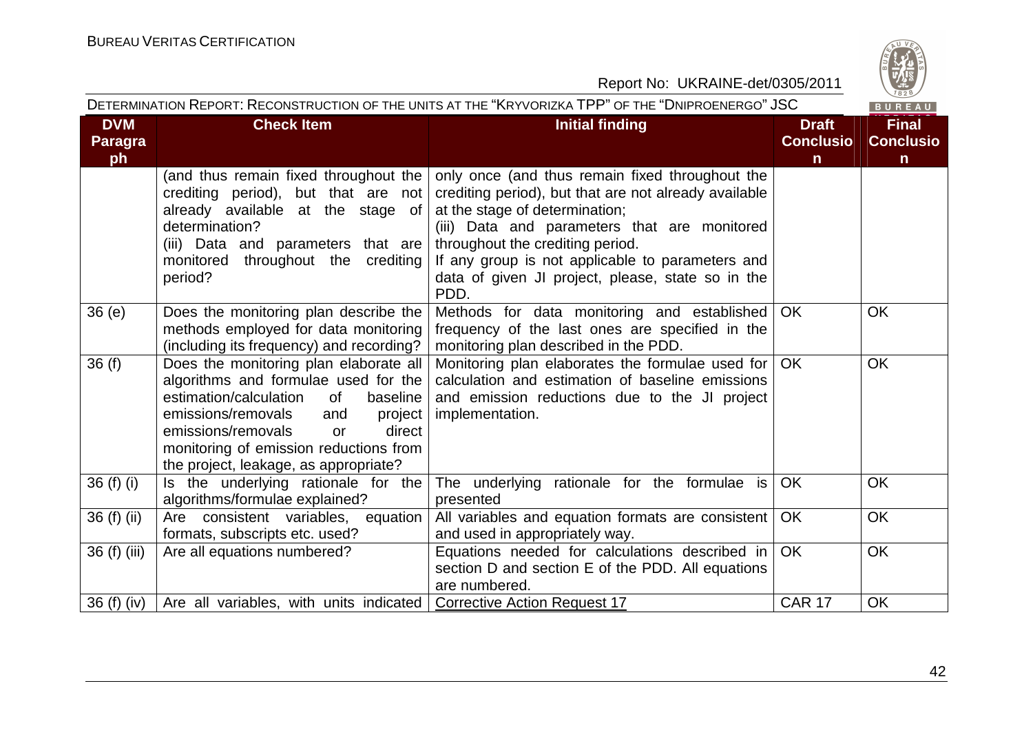| DVM Paragraph | Check Item | Initial finding | Draft Conclusion | Final Conclusion |
|---|---|---|---|---|
| | (and thus remain fixed throughout the crediting period), but that are not already available at the stage of determination? (iii) Data and parameters that are monitored throughout the crediting period? | only once (and thus remain fixed throughout the crediting period), but that are not already available at the stage of determination; (iii) Data and parameters that are monitored throughout the crediting period. If any group is not applicable to parameters and data of given JI project, please, state so in the PDD. | | |
| 36 (e) | Does the monitoring plan describe the methods employed for data monitoring (including its frequency) and recording? | Methods for data monitoring and established frequency of the last ones are specified in the monitoring plan described in the PDD. | OK | OK |
| 36 (f) | Does the monitoring plan elaborate all algorithms and formulae used for the estimation/calculation of baseline emissions/removals and project emissions/removals or direct monitoring of emission reductions from the project, leakage, as appropriate? | Monitoring plan elaborates the formulae used for calculation and estimation of baseline emissions and emission reductions due to the JI project implementation. | OK | OK |
| 36 (f) (i) | Is the underlying rationale for the algorithms/formulae explained? | The underlying rationale for the formulae is presented | OK | OK |
| 36 (f) (ii) | Are consistent variables, equation formats, subscripts etc. used? | All variables and equation formats are consistent and used in appropriately way. | OK | OK |
| 36 (f) (iii) | Are all equations numbered? | Equations needed for calculations described in section D and section E of the PDD. All equations are numbered. | OK | OK |
| 36 (f) (iv) | Are all variables, with units indicated | Corrective Action Request 17 | CAR 17 | OK |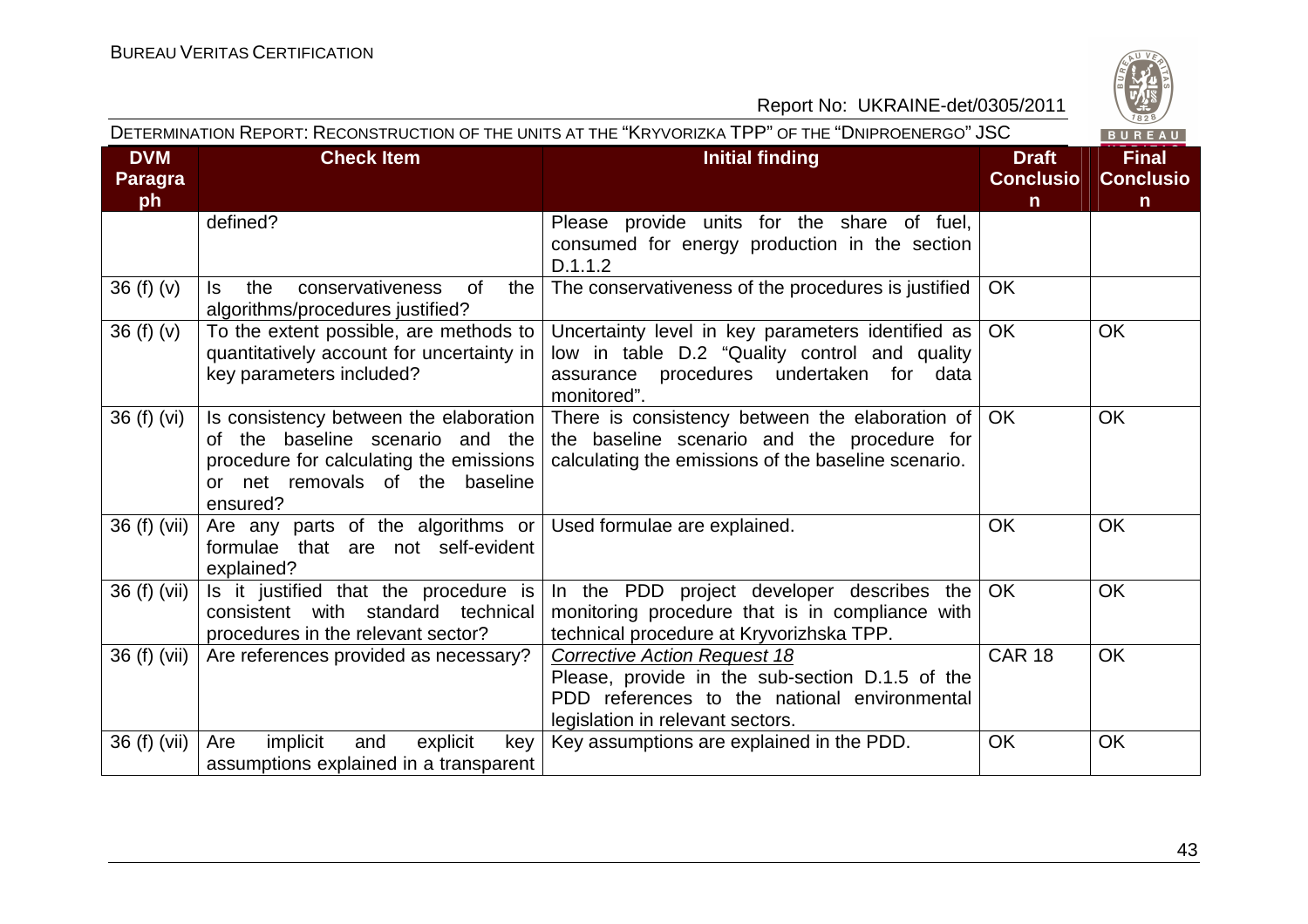| DVM Paragraph | Check Item | Initial finding | Draft Conclusion | Final Conclusion |
|---|---|---|---|---|
| | defined? | Please provide units for the share of fuel, consumed for energy production in the section D.1.1.2 | | |
| 36 (f) (v) | Is the conservativeness of the algorithms/procedures justified? | The conservativeness of the procedures is justified | OK | |
| 36 (f) (v) | To the extent possible, are methods to quantitatively account for uncertainty in key parameters included? | Uncertainty level in key parameters identified as low in table D.2 "Quality control and quality assurance procedures undertaken for data monitored". | OK | OK |
| 36 (f) (vi) | Is consistency between the elaboration of the baseline scenario and the procedure for calculating the emissions or net removals of the baseline ensured? | There is consistency between the elaboration of the baseline scenario and the procedure for calculating the emissions of the baseline scenario. | OK | OK |
| 36 (f) (vii) | Are any parts of the algorithms or formulae that are not self-evident explained? | Used formulae are explained. | OK | OK |
| 36 (f) (vii) | Is it justified that the procedure is consistent with standard technical procedures in the relevant sector? | In the PDD project developer describes the monitoring procedure that is in compliance with technical procedure at Kryvorizhska TPP. | OK | OK |
| 36 (f) (vii) | Are references provided as necessary? | *Corrective Action Request 18*<br>Please, provide in the sub-section D.1.5 of the PDD references to the national environmental legislation in relevant sectors. | CAR 18 | OK |
| 36 (f) (vii) | Are implicit and explicit key assumptions explained in a transparent | Key assumptions are explained in the PDD. | OK | OK |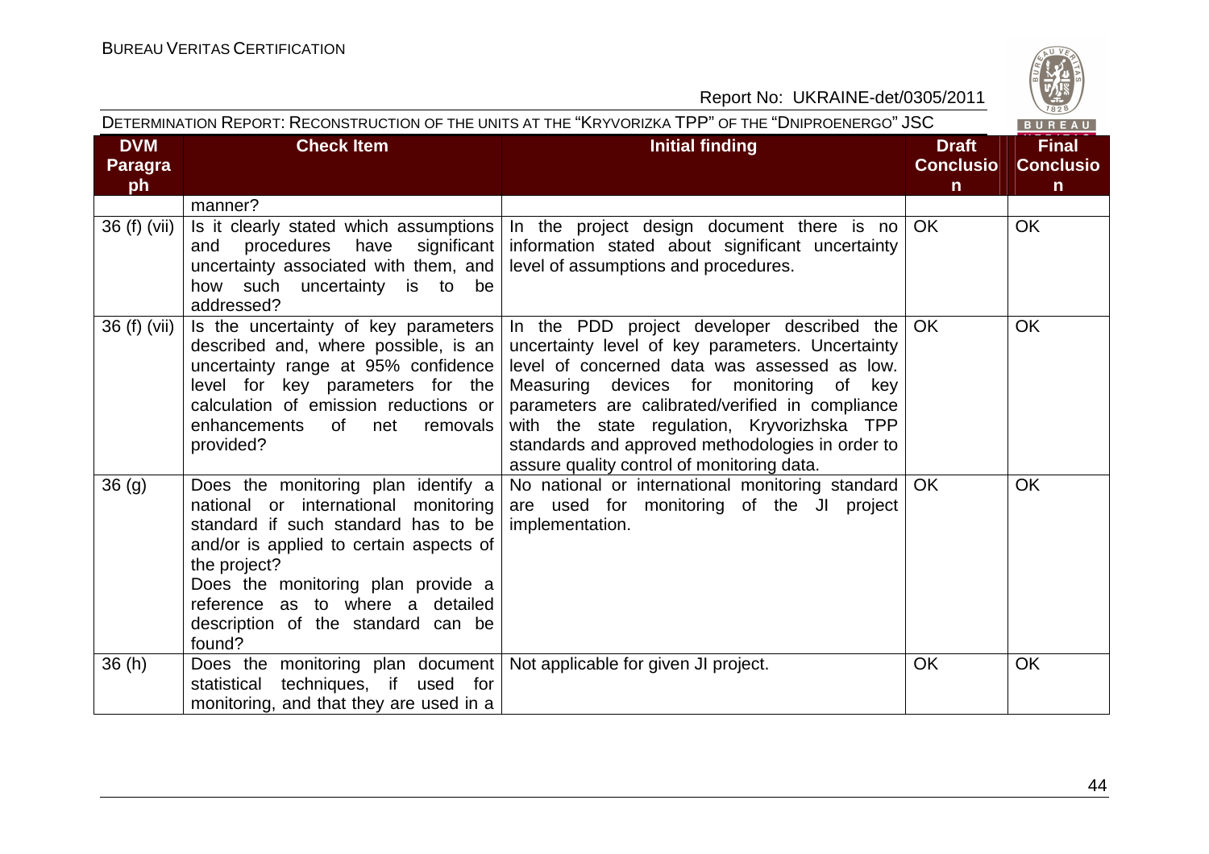| DVM Paragraph | Check Item | Initial finding | Draft Conclusion | Final Conclusion |
|---|---|---|---|---|
| | manner? | | | |
| 36 (f) (vii) | Is it clearly stated which assumptions and procedures have significant uncertainty associated with them, and how such uncertainty is to be addressed? | In the project design document there is no information stated about significant uncertainty level of assumptions and procedures. | OK | OK |
| 36 (f) (vii) | Is the uncertainty of key parameters described and, where possible, is an uncertainty range at 95% confidence level for key parameters for the calculation of emission reductions or enhancements of net removals provided? | In the PDD project developer described the uncertainty level of key parameters. Uncertainty level of concerned data was assessed as low. Measuring devices for monitoring of key parameters are calibrated/verified in compliance with the state regulation, Kryvorizhska TPP standards and approved methodologies in order to assure quality control of monitoring data. | OK | OK |
| 36 (g) | Does the monitoring plan identify a national or international monitoring standard if such standard has to be and/or is applied to certain aspects of the project?<br>Does the monitoring plan provide a reference as to where a detailed description of the standard can be found? | No national or international monitoring standard are used for monitoring of the JI project implementation. | OK | OK |
| 36 (h) | Does the monitoring plan document statistical techniques, if used for monitoring, and that they are used in a | Not applicable for given JI project. | OK | OK |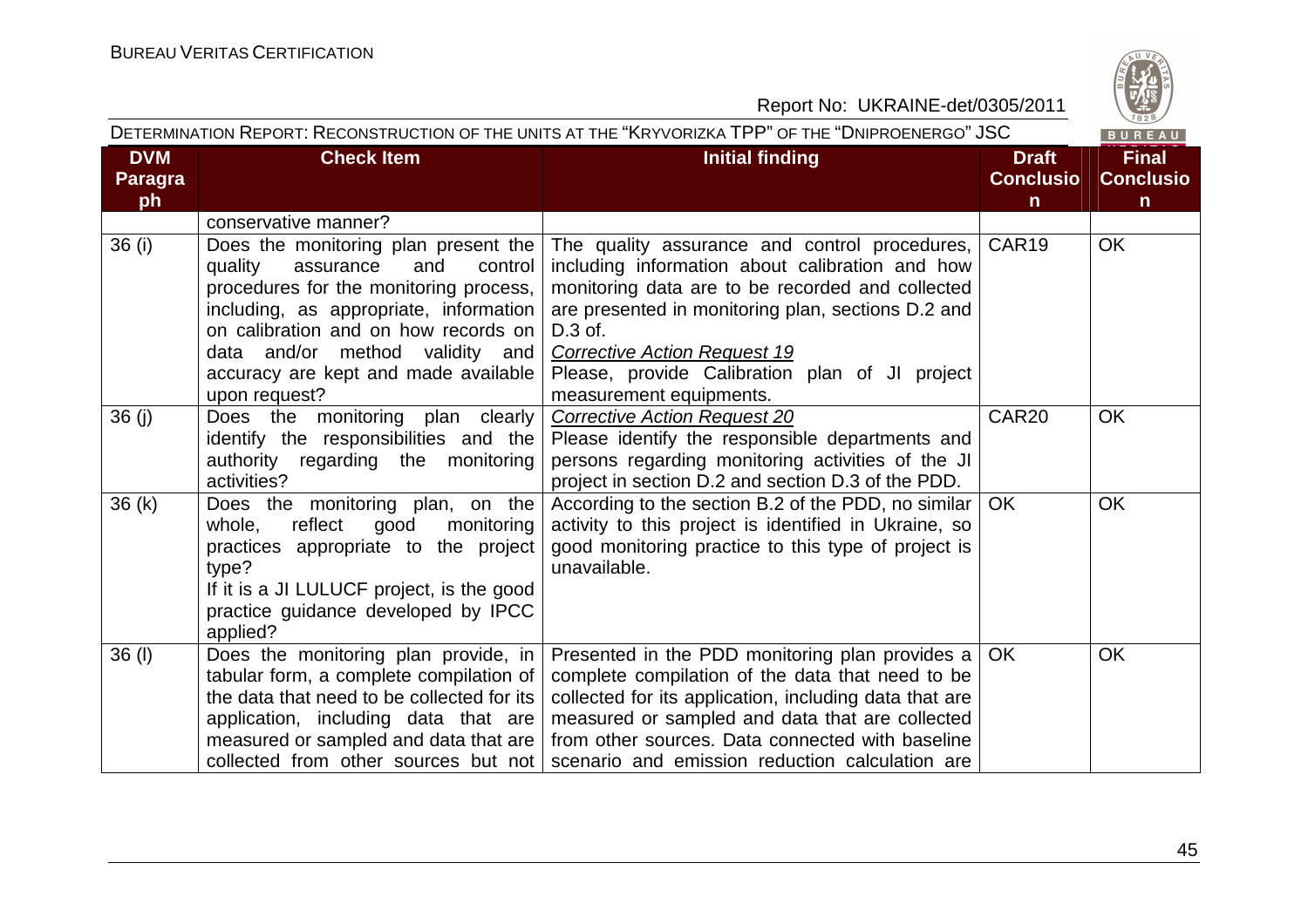| DVM Paragraph | Check Item | Initial finding | Draft Conclusion | Final Conclusion |
|---|---|---|---|---|
| | conservative manner? | | | |
| 36 (i) | Does the monitoring plan present the quality assurance and control procedures for the monitoring process, including, as appropriate, information on calibration and on how records on data and/or method validity and accuracy are kept and made available upon request? | The quality assurance and control procedures, including information about calibration and how monitoring data are to be recorded and collected are presented in monitoring plan, sections D.2 and D.3 of. <br>*Corrective Action Request 19* <br>Please, provide Calibration plan of JI project measurement equipments. | CAR19 | OK |
| 36 (j) | Does the monitoring plan clearly identify the responsibilities and the authority regarding the monitoring activities? | *Corrective Action Request 20* <br>Please identify the responsible departments and persons regarding monitoring activities of the JI project in section D.2 and section D.3 of the PDD. | CAR20 | OK |
| 36 (k) | Does the monitoring plan, on the whole, reflect good monitoring practices appropriate to the project type? <br>If it is a JI LULUCF project, is the good practice guidance developed by IPCC applied? | According to the section B.2 of the PDD, no similar activity to this project is identified in Ukraine, so good monitoring practice to this type of project is unavailable. | OK | OK |
| 36 (l) | Does the monitoring plan provide, in tabular form, a complete compilation of the data that need to be collected for its application, including data that are measured or sampled and data that are collected from other sources but not | Presented in the PDD monitoring plan provides a complete compilation of the data that need to be collected for its application, including data that are measured or sampled and data that are collected from other sources. Data connected with baseline scenario and emission reduction calculation are | OK | OK |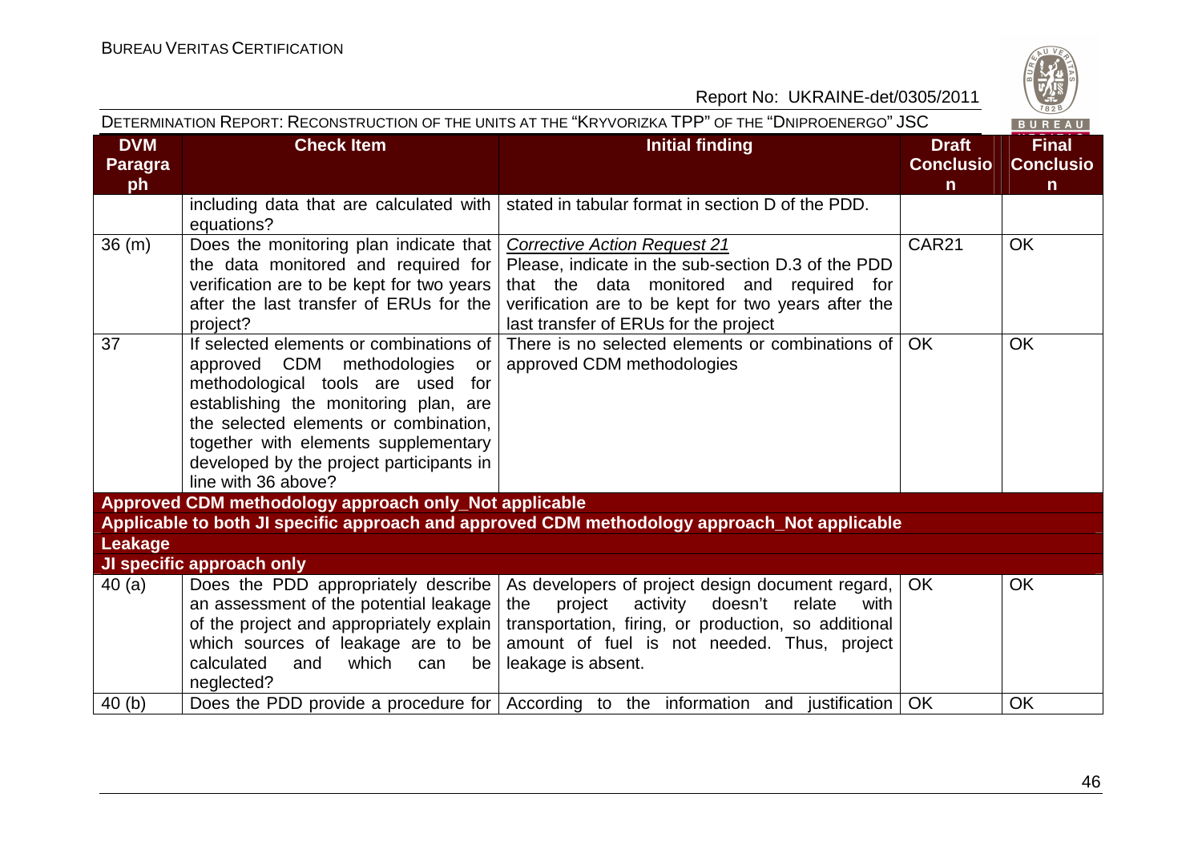| DVM Paragraph | Check Item | Initial finding | Draft Conclusion | Final Conclusion |
|---|---|---|---|---|
| | including data that are calculated with equations? | stated in tabular format in section D of the PDD. | | |
| 36 (m) | Does the monitoring plan indicate that the data monitored and required for verification are to be kept for two years after the last transfer of ERUs for the project? | *Corrective Action Request 21* Please, indicate in the sub-section D.3 of the PDD that the data monitored and required for verification are to be kept for two years after the last transfer of ERUs for the project | CAR21 | OK |
| 37 | If selected elements or combinations of approved CDM methodologies or methodological tools are used for establishing the monitoring plan, are the selected elements or combination, together with elements supplementary developed by the project participants in line with 36 above? | There is no selected elements or combinations of approved CDM methodologies | OK | OK |
| **Approved CDM methodology approach only_Not applicable** | | | | |
| **Applicable to both JI specific approach and approved CDM methodology approach_Not applicable** | | | | |
| **Leakage** | | | | |
| **JI specific approach only** | | | | |
| 40 (a) | Does the PDD appropriately describe an assessment of the potential leakage of the project and appropriately explain which sources of leakage are to be calculated and which can be neglected? | As developers of project design document regard, the project activity doesn't relate with transportation, firing, or production, so additional amount of fuel is not needed. Thus, project leakage is absent. | OK | OK |
| 40 (b) | Does the PDD provide a procedure for | According to the information and justification | OK | OK |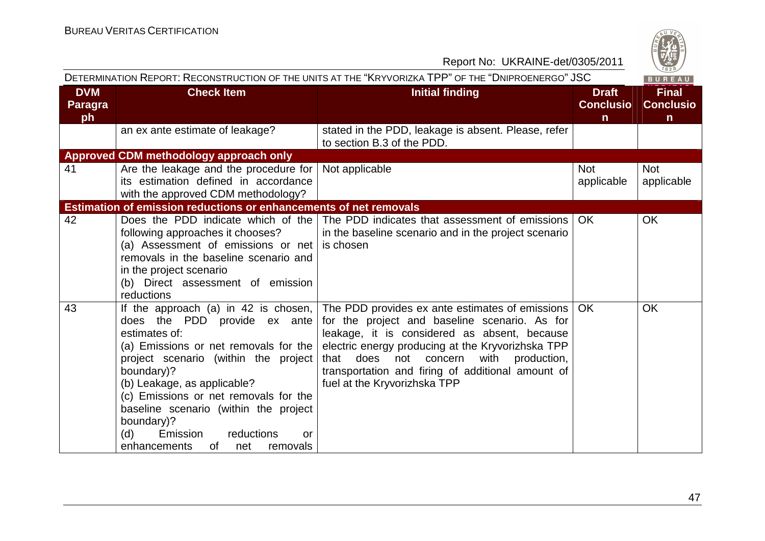| DVM Paragraph | Check Item | Initial finding | Draft Conclusion | Final Conclusion |
|---|---|---|---|---|
| | an ex ante estimate of leakage? | stated in the PDD, leakage is absent. Please, refer to section B.3 of the PDD. | | |
| **Approved CDM methodology approach only** | | | | |
| 41 | Are the leakage and the procedure for its estimation defined in accordance with the approved CDM methodology? | Not applicable | Not applicable | Not applicable |
| **Estimation of emission reductions or enhancements of net removals** | | | | |
| 42 | Does the PDD indicate which of the following approaches it chooses?<br>(a) Assessment of emissions or net removals in the baseline scenario and in the project scenario<br>(b) Direct assessment of emission reductions | The PDD indicates that assessment of emissions in the baseline scenario and in the project scenario is chosen | OK | OK |
| 43 | If the approach (a) in 42 is chosen, does the PDD provide ex ante estimates of:<br>(a) Emissions or net removals for the project scenario (within the project boundary)?<br>(b) Leakage, as applicable?<br>(c) Emissions or net removals for the baseline scenario (within the project boundary)?<br>(d) Emission reductions or enhancements of net removals | The PDD provides ex ante estimates of emissions for the project and baseline scenario. As for leakage, it is considered as absent, because electric energy producing at the Kryvorizhska TPP that does not concern with production, transportation and firing of additional amount of fuel at the Kryvorizhska TPP | OK | OK |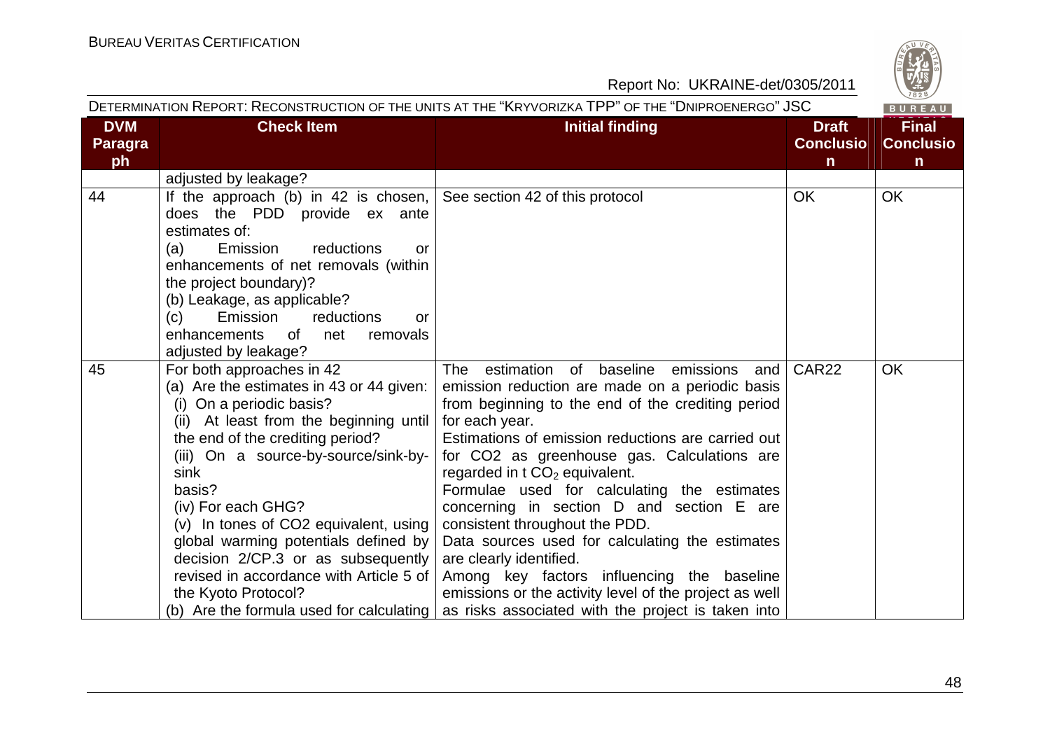| DVM Paragraph | Check Item | Initial finding | Draft Conclusion | Final Conclusion |
|---|---|---|---|---|
| | adjusted by leakage? | | | |
| 44 | If the approach (b) in 42 is chosen, does the PDD provide ex ante estimates of:<br>(a) Emission reductions or enhancements of net removals (within the project boundary)?<br>(b) Leakage, as applicable?<br>(c) Emission reductions or enhancements of net removals adjusted by leakage? | See section 42 of this protocol | OK | OK |
| 45 | For both approaches in 42<br>(a) Are the estimates in 43 or 44 given:<br>(i) On a periodic basis?<br>(ii) At least from the beginning until the end of the crediting period?<br>(iii) On a source-by-source/sink-by-sink basis?<br>(iv) For each GHG?<br>(v) In tones of CO2 equivalent, using global warming potentials defined by decision 2/CP.3 or as subsequently revised in accordance with Article 5 of the Kyoto Protocol?<br>(b) Are the formula used for calculating | The estimation of baseline emissions and emission reduction are made on a periodic basis from beginning to the end of the crediting period for each year.<br>Estimations of emission reductions are carried out for CO2 as greenhouse gas. Calculations are regarded in t $CO_2$ equivalent.<br>Formulae used for calculating the estimates concerning in section D and section E are consistent throughout the PDD.<br>Data sources used for calculating the estimates are clearly identified.<br>Among key factors influencing the baseline emissions or the activity level of the project as well as risks associated with the project is taken into | CAR22 | OK |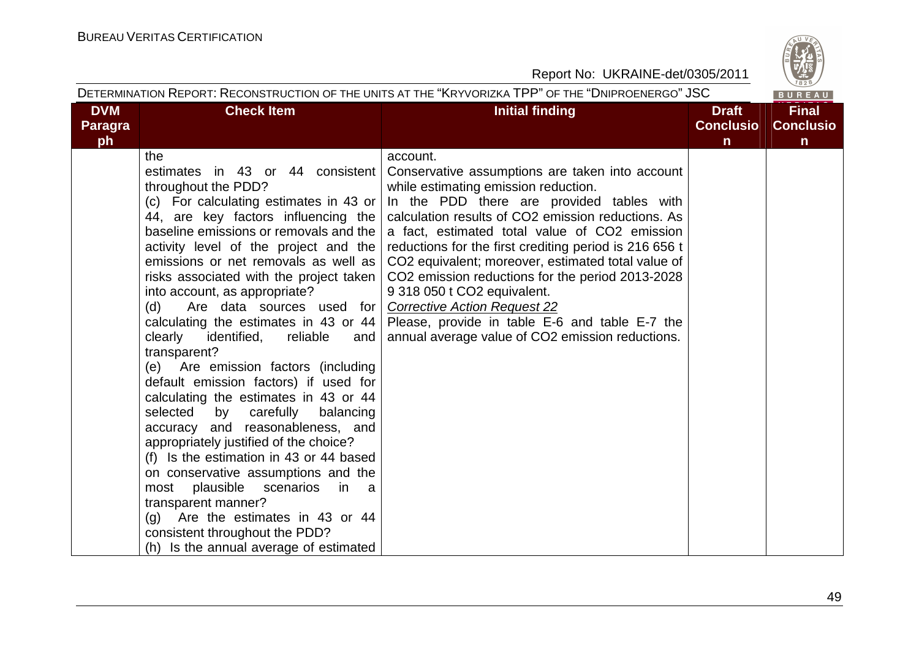| DVM Paragraph | Check Item | Initial finding | Draft Conclusion | Final Conclusion |
|---|---|---|---|---|
| | the estimates in 43 or 44 consistent throughout the PDD?<br>(c) For calculating estimates in 43 or 44, are key factors influencing the baseline emissions or removals and the activity level of the project and the emissions or net removals as well as risks associated with the project taken into account, as appropriate?<br>(d) Are data sources used for calculating the estimates in 43 or 44 clearly identified, reliable and transparent?<br>(e) Are emission factors (including default emission factors) if used for calculating the estimates in 43 or 44 selected by carefully balancing accuracy and reasonableness, and appropriately justified of the choice?<br>(f) Is the estimation in 43 or 44 based on conservative assumptions and the most plausible scenarios in a transparent manner?<br>(g) Are the estimates in 43 or 44 consistent throughout the PDD?<br>(h) Is the annual average of estimated | account.<br>Conservative assumptions are taken into account while estimating emission reduction.<br>In the PDD there are provided tables with calculation results of $CO_2$ emission reductions. As a fact, estimated total value of $CO_2$ emission reductions for the first crediting period is 216 656 t $CO_2$ equivalent; moreover, estimated total value of $CO_2$ emission reductions for the period 2013-2028 9 318 050 t $CO_2$ equivalent.<br>*Corrective Action Request 22*<br>Please, provide in table E-6 and table E-7 the annual average value of $CO_2$ emission reductions. | | |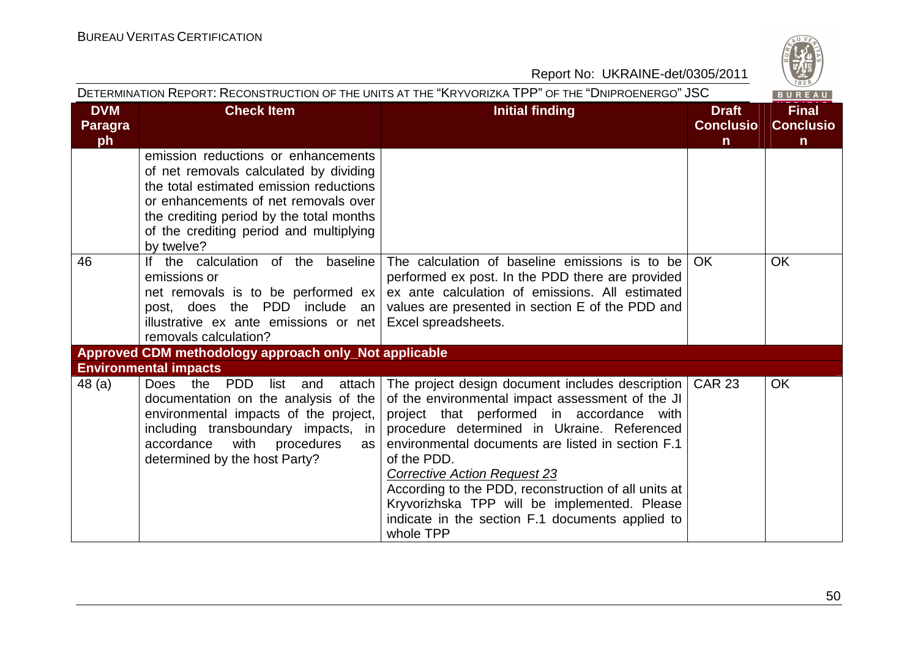| DVM Paragraph | Check Item | Initial finding | Draft Conclusion | Final Conclusion |
|---|---|---|---|---|
| | emission reductions or enhancements of net removals calculated by dividing the total estimated emission reductions or enhancements of net removals over the crediting period by the total months of the crediting period and multiplying by twelve? | | | |
| 46 | If the calculation of the baseline emissions or net removals is to be performed ex post, does the PDD include an illustrative ex ante emissions or net removals calculation? | The calculation of baseline emissions is to be performed ex post. In the PDD there are provided ex ante calculation of emissions. All estimated values are presented in section E of the PDD and Excel spreadsheets. | OK | OK |
| **Approved CDM methodology approach only_Not applicable** | | | | |
| **Environmental impacts** | | | | |
| 48 (a) | Does the PDD list and attach documentation on the analysis of the environmental impacts of the project, including transboundary impacts, in accordance with procedures as determined by the host Party? | The project design document includes description of the environmental impact assessment of the JI project that performed in accordance with procedure determined in Ukraine. Referenced environmental documents are listed in section F.1 of the PDD.<br>*Corrective Action Request 23*<br>According to the PDD, reconstruction of all units at Kryvorizhska TPP will be implemented. Please indicate in the section F.1 documents applied to whole TPP | CAR 23 | OK |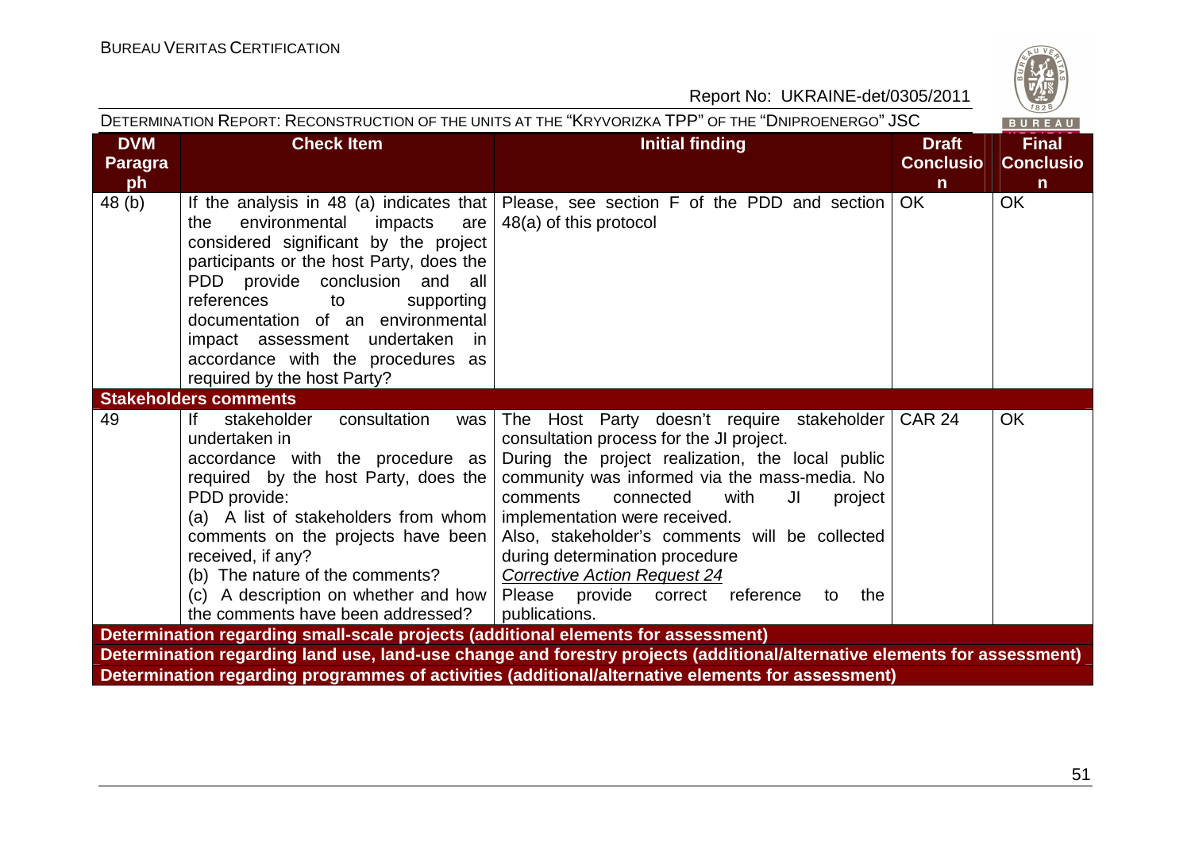| DVM Paragraph | Check Item | Initial finding | Draft Conclusion | Final Conclusion |
|---|---|---|---|---|
| 48 (b) | If the analysis in 48 (a) indicates that the environmental impacts are considered significant by the project participants or the host Party, does the PDD provide conclusion and all references to supporting documentation of an environmental impact assessment undertaken in accordance with the procedures as required by the host Party? | Please, see section F of the PDD and section 48(a) of this protocol | OK | OK |
| **Stakeholders comments** | | | | |
| 49 | If stakeholder consultation was undertaken in accordance with the procedure as required by the host Party, does the PDD provide:<br>(a) A list of stakeholders from whom comments on the projects have been received, if any?<br>(b) The nature of the comments?<br>(c) A description on whether and how the comments have been addressed? | The Host Party doesn't require stakeholder consultation process for the JI project.<br>During the project realization, the local public community was informed via the mass-media. No comments connected with JI project implementation were received.<br>Also, stakeholder's comments will be collected during determination procedure<br>*Corrective Action Request 24*<br>Please provide correct reference to the publications. | CAR 24 | OK |
| **Determination regarding small-scale projects (additional elements for assessment)** | | | | |
| **Determination regarding land use, land-use change and forestry projects (additional/alternative elements for assessment)** | | | | |
| **Determination regarding programmes of activities (additional/alternative elements for assessment)** | | | | |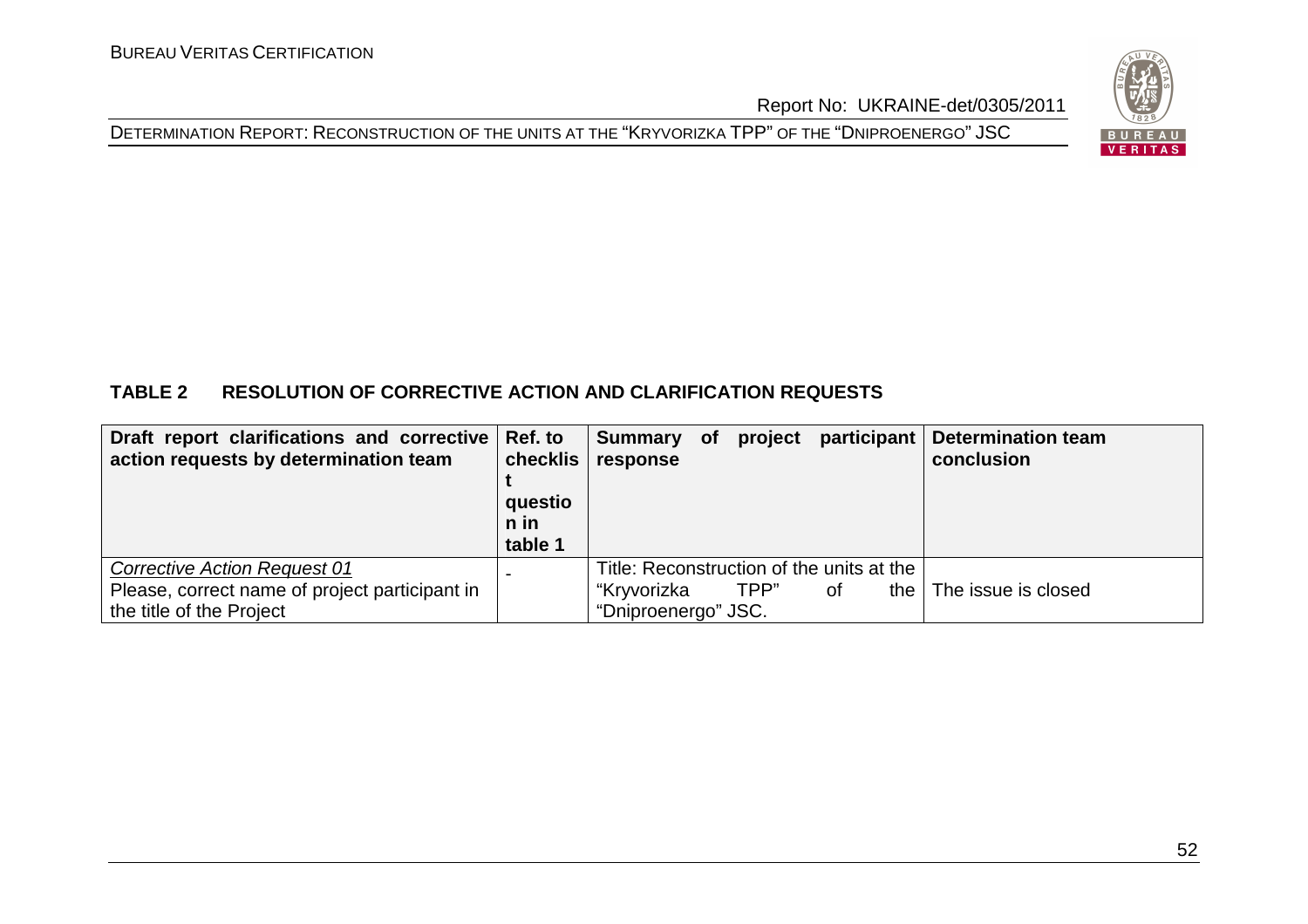**TABLE 2 RESOLUTION OF CORRECTIVE ACTION AND CLARIFICATION REQUESTS**

| Draft report clarifications and corrective action requests by determination team | Ref. to checklist question in table 1 | Summary of project participant response | Determination team conclusion |
|---|---|---|---|
| _Corrective Action Request 01_<br>Please, correct name of project participant in the title of the Project | - | Title: Reconstruction of the units at the "Kryvorizka TPP" of the "Dniproenergo" JSC. | The issue is closed |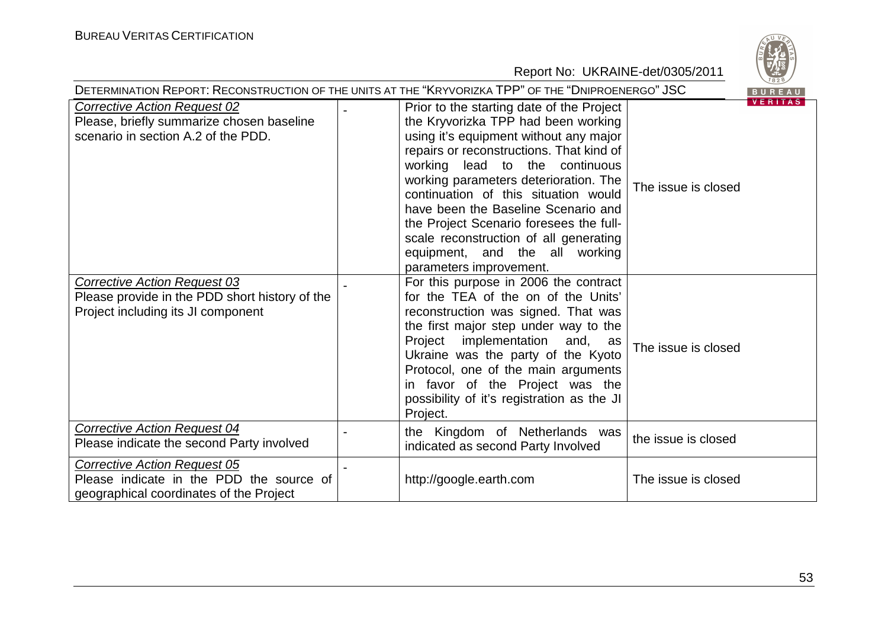| | | | |
|---|---|---|---|
| *Corrective Action Request 02*<br>Please, briefly summarize chosen baseline scenario in section A.2 of the PDD. | - | Prior to the starting date of the Project the Kryvorizka TPP had been working using it's equipment without any major repairs or reconstructions. That kind of working lead to the continuous working parameters deterioration. The continuation of this situation would have been the Baseline Scenario and the Project Scenario foresees the full-scale reconstruction of all generating equipment, and the all working parameters improvement. | The issue is closed |
| *Corrective Action Request 03*<br>Please provide in the PDD short history of the Project including its JI component | - | For this purpose in 2006 the contract for the TEA of the on of the Units' reconstruction was signed. That was the first major step under way to the Project implementation and, as Ukraine was the party of the Kyoto Protocol, one of the main arguments in favor of the Project was the possibility of it's registration as the JI Project. | The issue is closed |
| *Corrective Action Request 04*<br>Please indicate the second Party involved | - | the Kingdom of Netherlands was indicated as second Party Involved | the issue is closed |
| *Corrective Action Request 05*<br>Please indicate in the PDD the source of geographical coordinates of the Project | - | http://google.earth.com | The issue is closed |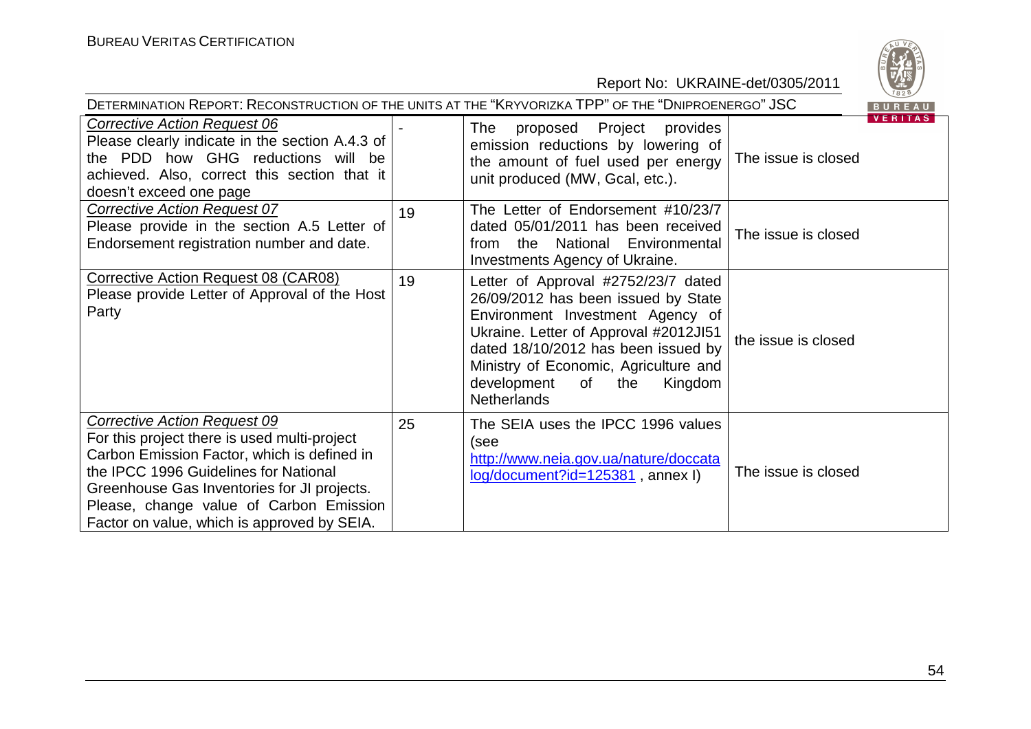| | | | |
|---|---|---|---|
| *Corrective Action Request 06*<br>Please clearly indicate in the section A.4.3 of the PDD how GHG reductions will be achieved. Also, correct this section that it doesn't exceed one page | - | The proposed Project provides emission reductions by lowering of the amount of fuel used per energy unit produced (MW, Gcal, etc.). | The issue is closed |
| *Corrective Action Request 07*<br>Please provide in the section A.5 Letter of Endorsement registration number and date. | 19 | The Letter of Endorsement #10/23/7 dated 05/01/2011 has been received from the National Environmental Investments Agency of Ukraine. | The issue is closed |
| Corrective Action Request 08 (CAR08)<br>Please provide Letter of Approval of the Host Party | 19 | Letter of Approval #2752/23/7 dated 26/09/2012 has been issued by State Environment Investment Agency of Ukraine. Letter of Approval #2012JI51 dated 18/10/2012 has been issued by Ministry of Economic, Agriculture and development of the Kingdom Netherlands | the issue is closed |
| *Corrective Action Request 09*<br>For this project there is used multi-project Carbon Emission Factor, which is defined in the IPCC 1996 Guidelines for National Greenhouse Gas Inventories for JI projects. Please, change value of Carbon Emission Factor on value, which is approved by SEIA. | 25 | The SEIA uses the IPCC 1996 values (see http://www.neia.gov.ua/nature/doccatalog/document?id=125381 , annex I) | The issue is closed |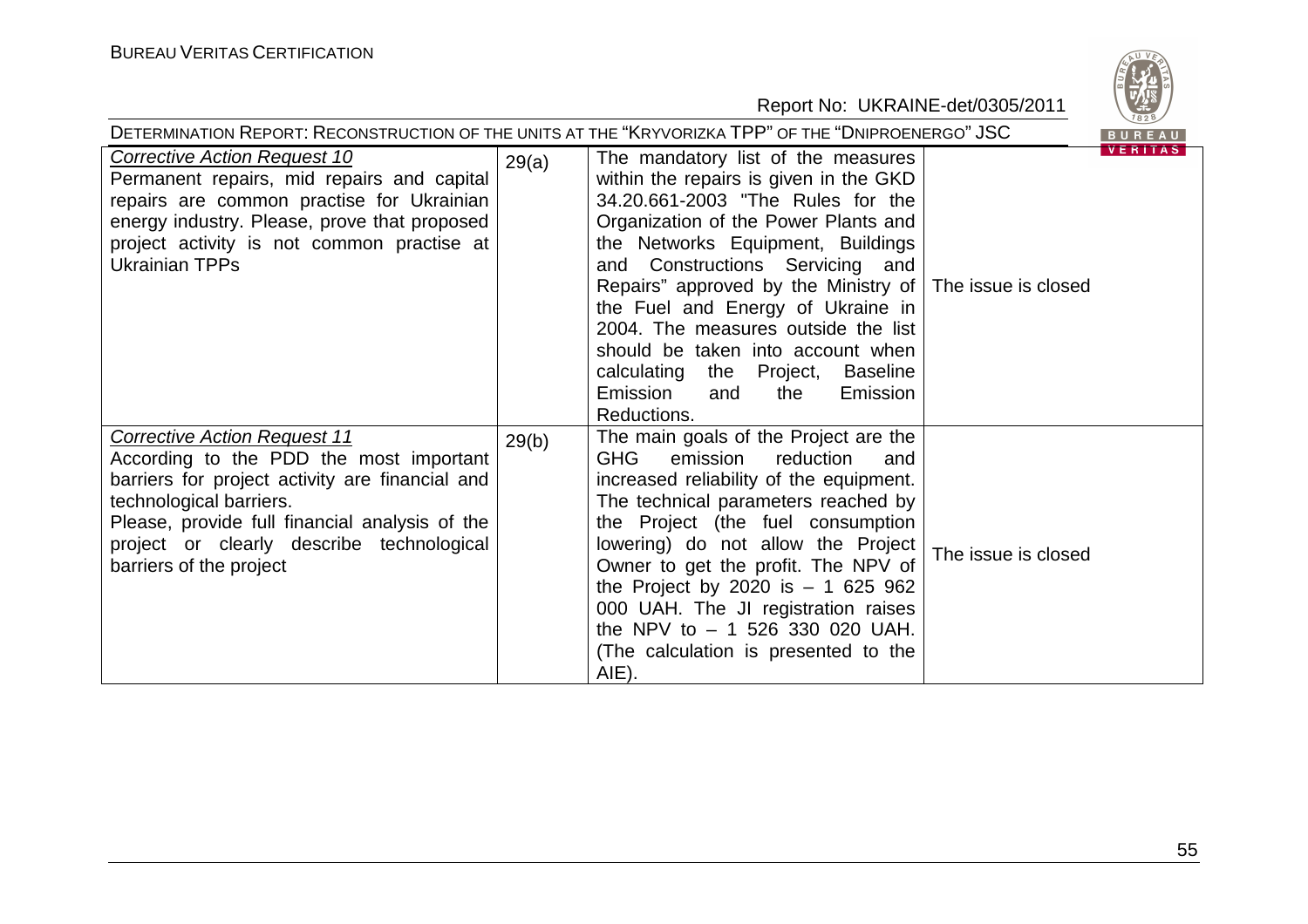| *Corrective Action Request 10*<br>Permanent repairs, mid repairs and capital repairs are common practise for Ukrainian energy industry. Please, prove that proposed project activity is not common practise at Ukrainian TPPs | 29(a) | The mandatory list of the measures within the repairs is given in the GKD 34.20.661-2003 "The Rules for the Organization of the Power Plants and the Networks Equipment, Buildings and Constructions Servicing and Repairs" approved by the Ministry of the Fuel and Energy of Ukraine in 2004. The measures outside the list should be taken into account when calculating the Project, Baseline Emission and the Emission Reductions. | The issue is closed |
|---|---|---|---|
| *Corrective Action Request 11*<br>According to the PDD the most important barriers for project activity are financial and technological barriers.<br>Please, provide full financial analysis of the project or clearly describe technological barriers of the project | 29(b) | The main goals of the Project are the GHG emission reduction and increased reliability of the equipment. The technical parameters reached by the Project (the fuel consumption lowering) do not allow the Project Owner to get the profit. The NPV of the Project by 2020 is – 1 625 962 000 UAH. The JI registration raises the NPV to – 1 526 330 020 UAH. (The calculation is presented to the AIE). | The issue is closed |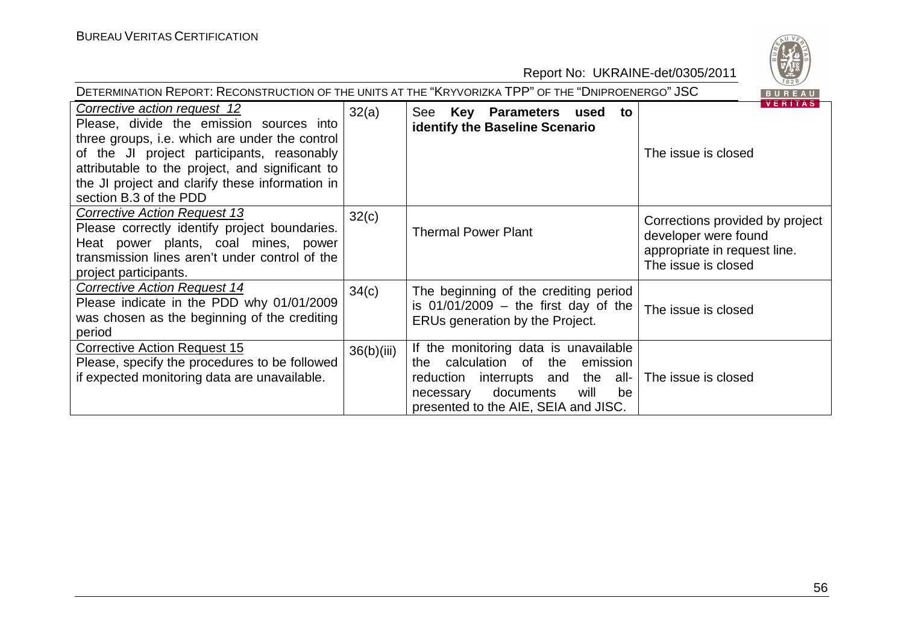| | | | |
|---|---|---|---|
| *Corrective action request 12*<br>Please, divide the emission sources into three groups, i.e. which are under the control of the JI project participants, reasonably attributable to the project, and significant to the JI project and clarify these information in section B.3 of the PDD | 32(a) | See **Key Parameters used to identify the Baseline Scenario** | The issue is closed |
| *Corrective Action Request 13*<br>Please correctly identify project boundaries. Heat power plants, coal mines, power transmission lines aren't under control of the project participants. | 32(c) | Thermal Power Plant | Corrections provided by project developer were found appropriate in request line. The issue is closed |
| *Corrective Action Request 14*<br>Please indicate in the PDD why 01/01/2009 was chosen as the beginning of the crediting period | 34(c) | The beginning of the crediting period is 01/01/2009 – the first day of the ERUs generation by the Project. | The issue is closed |
| Corrective Action Request 15<br>Please, specify the procedures to be followed if expected monitoring data are unavailable. | 36(b)(iii) | If the monitoring data is unavailable the calculation of the emission reduction interrupts and the all-necessary documents will be presented to the AIE, SEIA and JISC. | The issue is closed |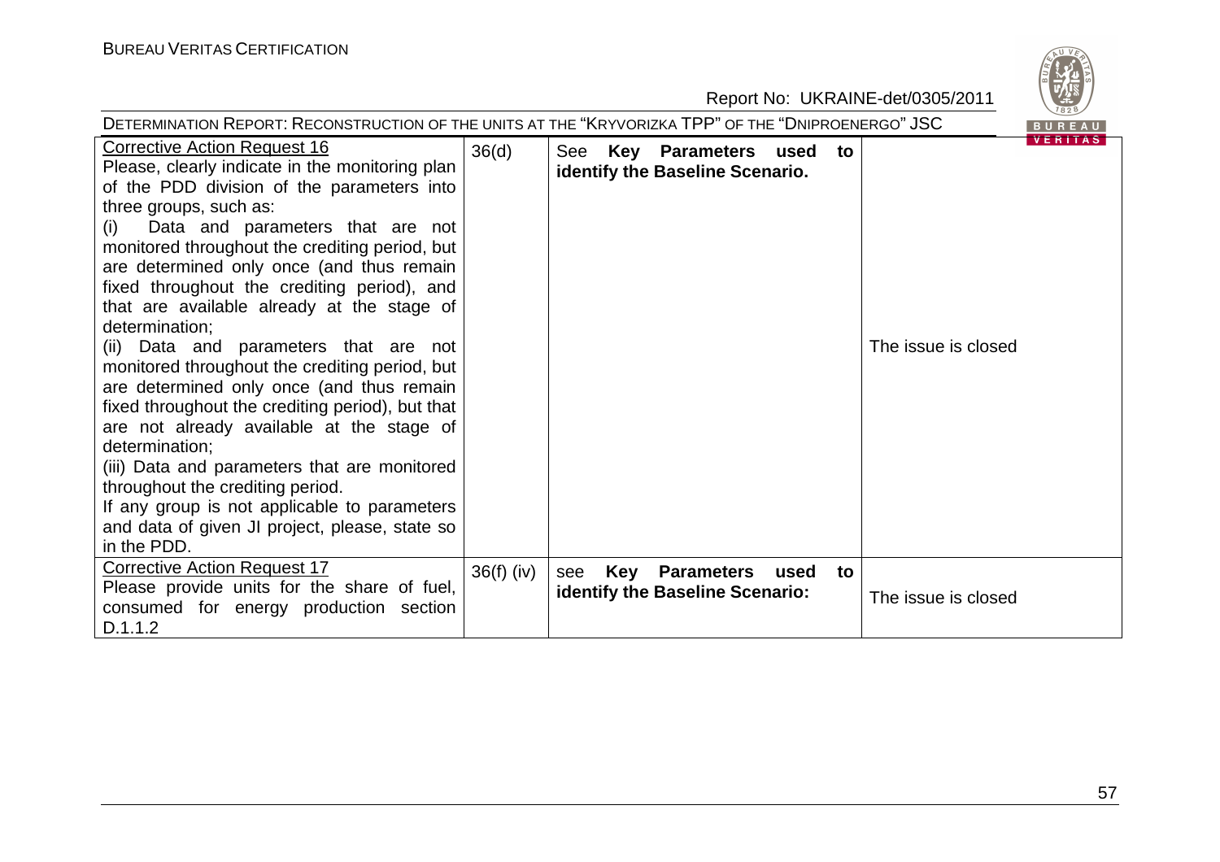| Corrective Action Request 16<br>Please, clearly indicate in the monitoring plan of the PDD division of the parameters into three groups, such as:<br>(i) Data and parameters that are not monitored throughout the crediting period, but are determined only once (and thus remain fixed throughout the crediting period), and that are available already at the stage of determination;<br>(ii) Data and parameters that are not monitored throughout the crediting period, but are determined only once (and thus remain fixed throughout the crediting period), but that are not already available at the stage of determination;<br>(iii) Data and parameters that are monitored throughout the crediting period.<br>If any group is not applicable to parameters and data of given JI project, please, state so in the PDD. | 36(d) | See **Key Parameters used to identify the Baseline Scenario.** | The issue is closed |
|---|---|---|---|
| Corrective Action Request 17<br>Please provide units for the share of fuel, consumed for energy production section D.1.1.2 | 36(f) (iv) | see **Key Parameters used to identify the Baseline Scenario:** | The issue is closed |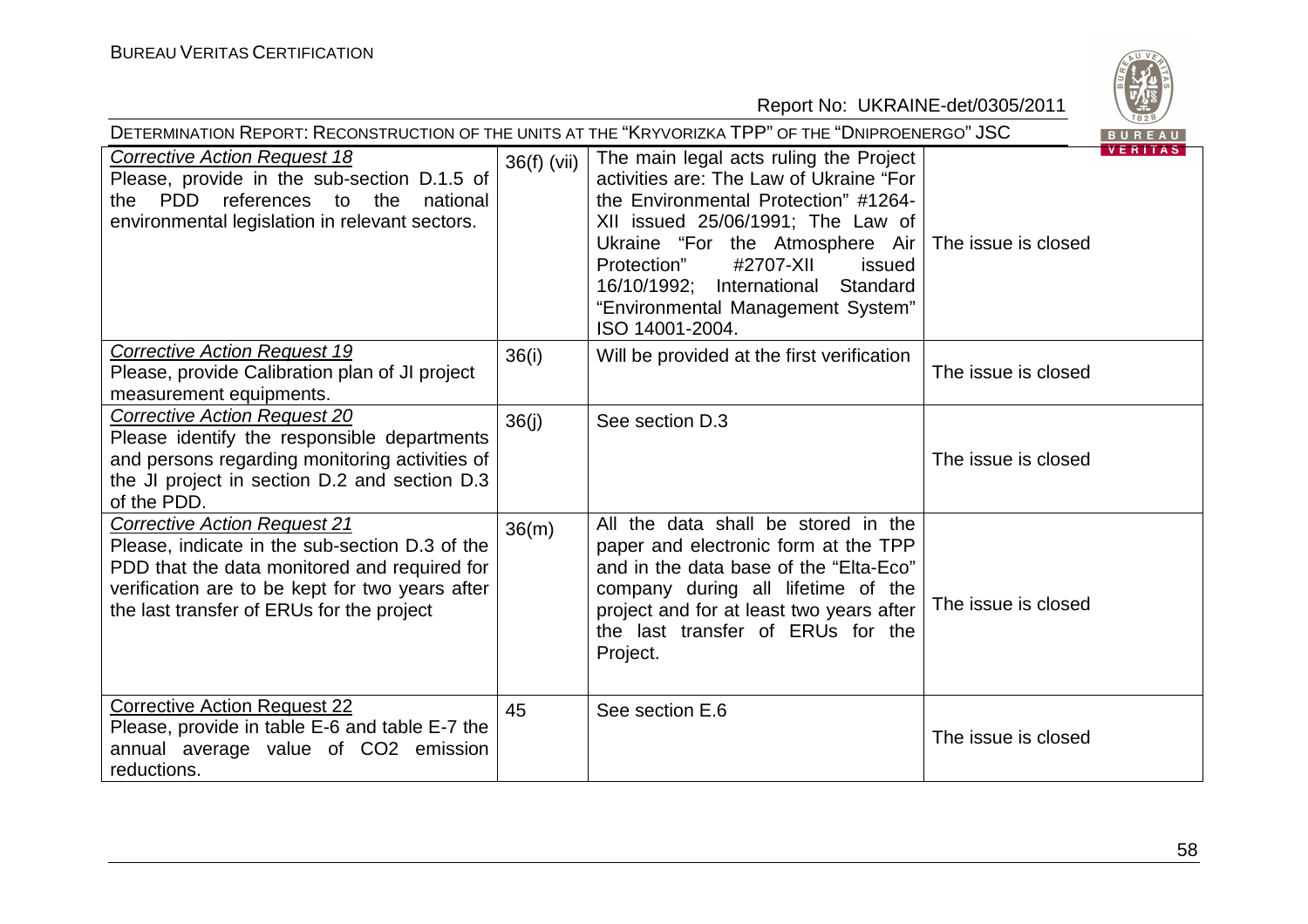| | | | |
|---|---|---|---|
| Corrective Action Request 18<br>Please, provide in the sub-section D.1.5 of the PDD references to the national environmental legislation in relevant sectors. | 36(f) (vii) | The main legal acts ruling the Project activities are: The Law of Ukraine "For the Environmental Protection" #1264-XII issued 25/06/1991; The Law of Ukraine "For the Atmosphere Air Protection" #2707-XII issued 16/10/1992; International Standard "Environmental Management System" ISO 14001-2004. | The issue is closed |
| Corrective Action Request 19<br>Please, provide Calibration plan of JI project measurement equipments. | 36(i) | Will be provided at the first verification | The issue is closed |
| Corrective Action Request 20<br>Please identify the responsible departments and persons regarding monitoring activities of the JI project in section D.2 and section D.3 of the PDD. | 36(j) | See section D.3 | The issue is closed |
| Corrective Action Request 21<br>Please, indicate in the sub-section D.3 of the PDD that the data monitored and required for verification are to be kept for two years after the last transfer of ERUs for the project | 36(m) | All the data shall be stored in the paper and electronic form at the TPP and in the data base of the "Elta-Eco" company during all lifetime of the project and for at least two years after the last transfer of ERUs for the Project. | The issue is closed |
| Corrective Action Request 22<br>Please, provide in table E-6 and table E-7 the annual average value of $CO_2$ emission reductions. | 45 | See section E.6 | The issue is closed |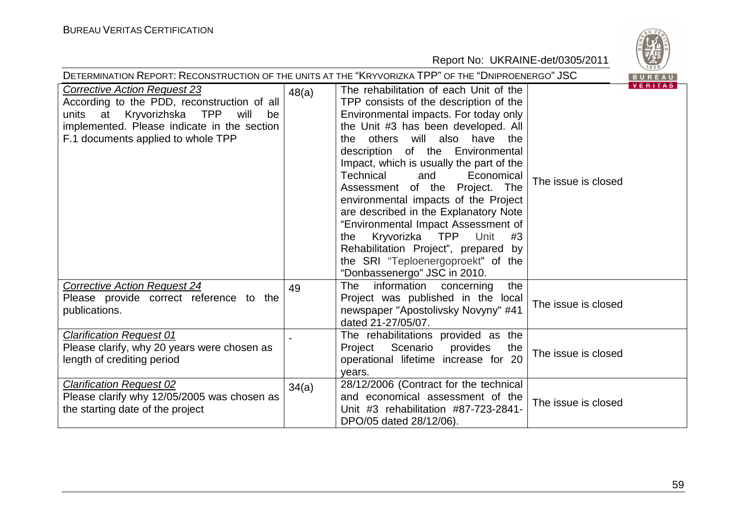| | | | |
|---|---|---|---|
| *Corrective Action Request 23*<br>According to the PDD, reconstruction of all units at Kryvorizhska TPP will be implemented. Please indicate in the section F.1 documents applied to whole TPP | 48(a) | The rehabilitation of each Unit of the TPP consists of the description of the Environmental impacts. For today only the Unit #3 has been developed. All the others will also have the description of the Environmental Impact, which is usually the part of the Technical and Economical Assessment of the Project. The environmental impacts of the Project are described in the Explanatory Note "Environmental Impact Assessment of the Kryvorizka TPP Unit #3 Rehabilitation Project", prepared by the SRI "Teploenergoproekt" of the "Donbassenergo" JSC in 2010. | The issue is closed |
| *Corrective Action Request 24*<br>Please provide correct reference to the publications. | 49 | The information concerning the Project was published in the local newspaper "Apostolivsky Novyny" #41 dated 21-27/05/07. | The issue is closed |
| *Clarification Request 01*<br>Please clarify, why 20 years were chosen as length of crediting period | - | The rehabilitations provided as the Project Scenario provides the operational lifetime increase for 20 years. | The issue is closed |
| *Clarification Request 02*<br>Please clarify why 12/05/2005 was chosen as the starting date of the project | 34(a) | 28/12/2006 (Contract for the technical and economical assessment of the Unit #3 rehabilitation #87-723-2841-DPO/05 dated 28/12/06). | The issue is closed |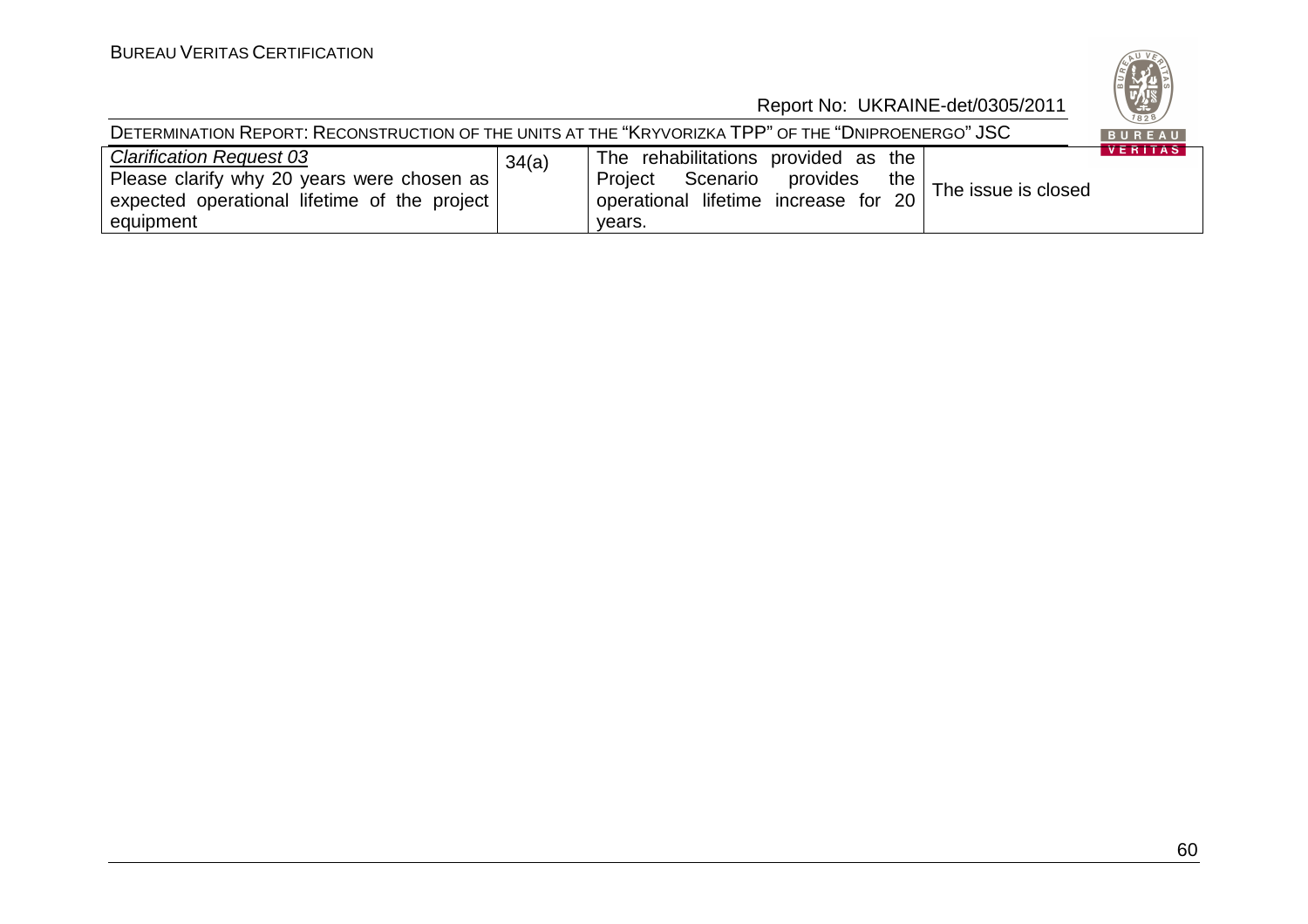| | | | |
|---|---|---|---|
| *Clarification Request 03*<br>Please clarify why 20 years were chosen as expected operational lifetime of the project equipment | 34(a) | The rehabilitations provided as the Project Scenario provides the operational lifetime increase for 20 years. | The issue is closed |